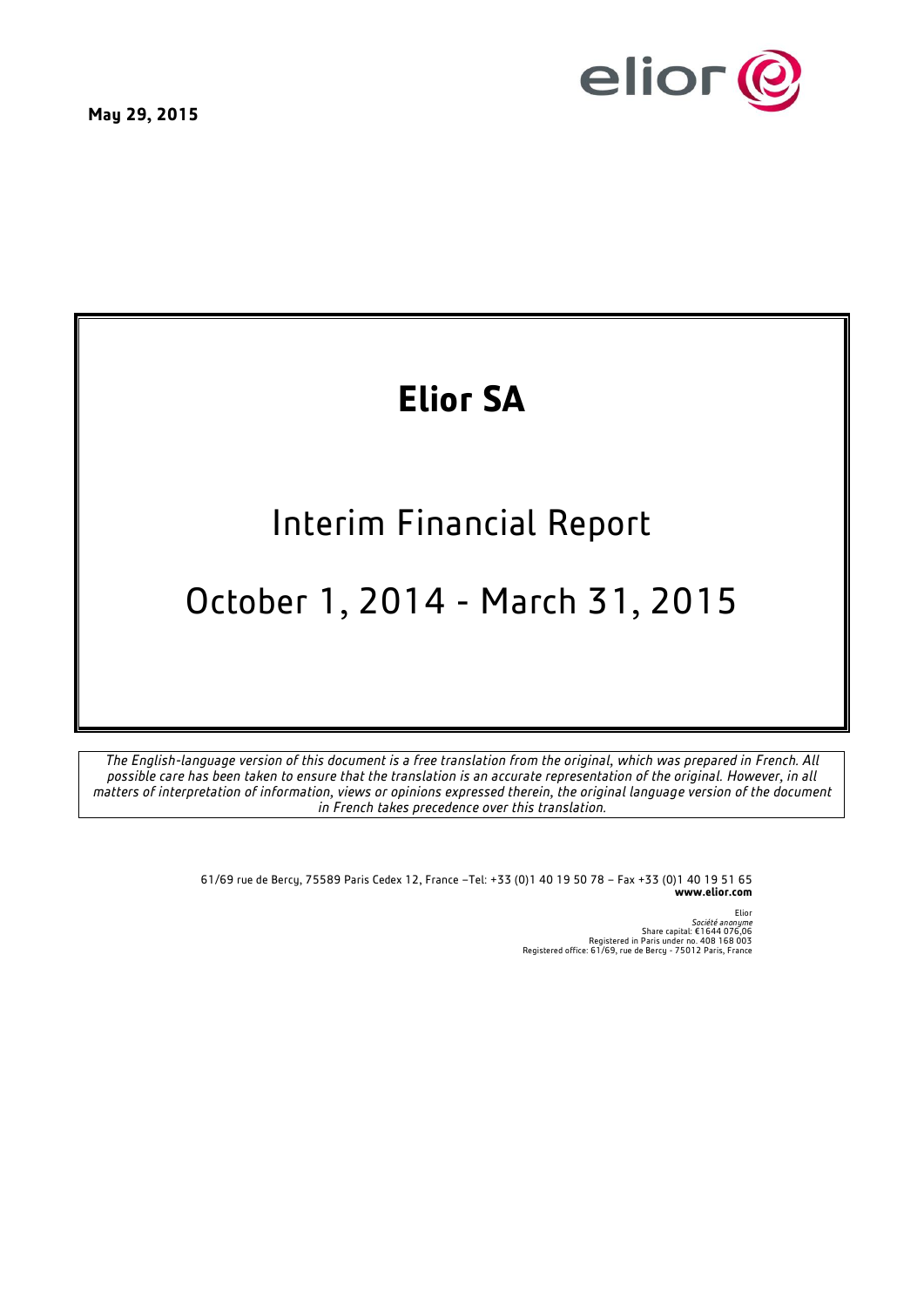**May 29, 2015**

# Elior SA

## Interim Financial Report

## October 1, 2014 - March 31, 2015

*The English-language version of this document is a free translation from the original, which was prepared in French. All possible care has been taken to ensure that the translation is an accurate representation of the original. However, in all matters of interpretation of information, views or opinions expressed therein, the original language version of the document in French takes precedence over this translation.*

61/69 rue de Bercy, 75589 Paris Cedex 12, France –Tel: +33 (0)1 40 19 50 78 – Fax +33 (0)1 40 19 51 65
**www.elior.com**

Elior
*Société anonyme*
Share capital: €1644 076,06
Registered in Paris under no. 408 168 003
Registered office: 61/69, rue de Bercy - 75012 Paris, France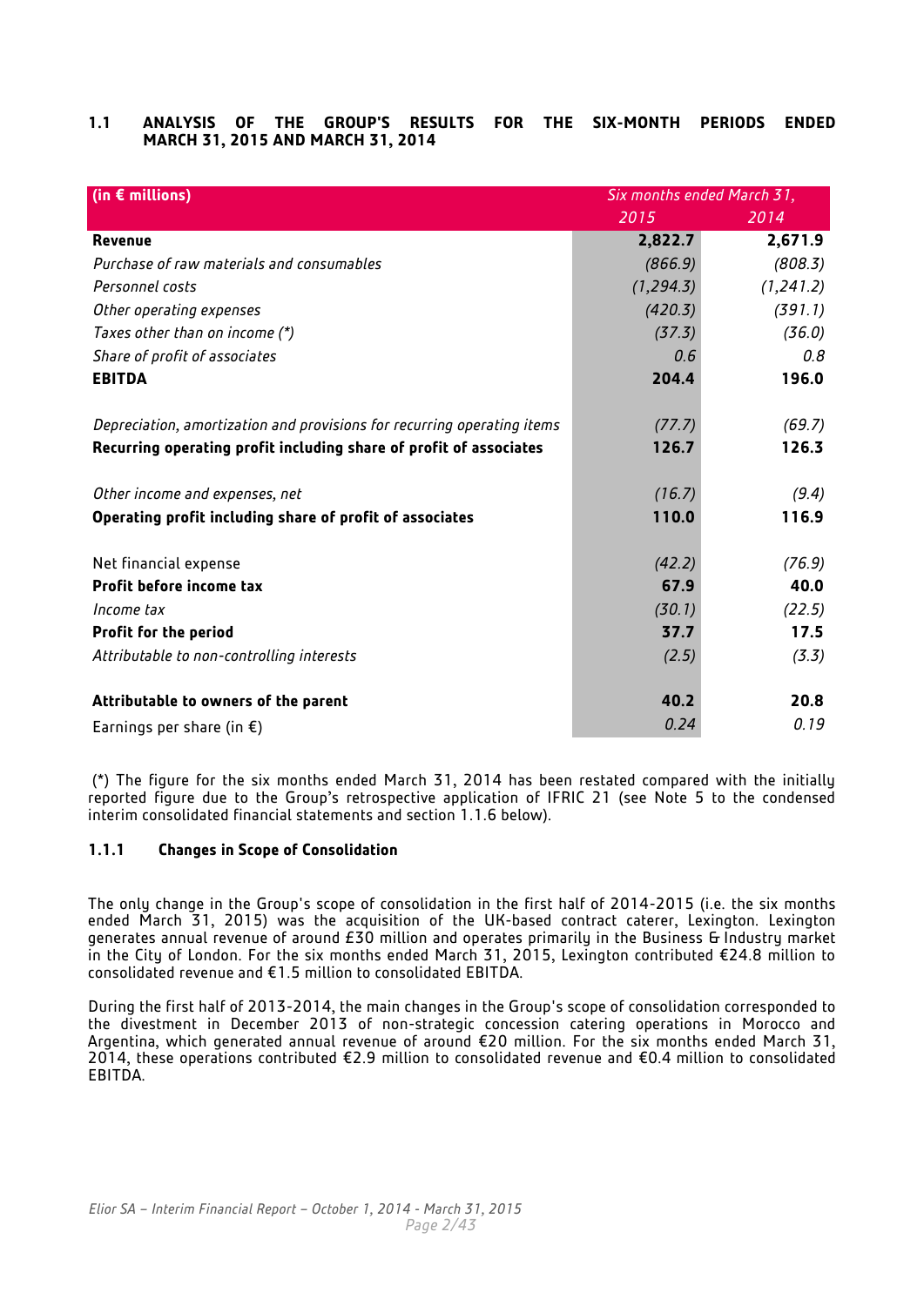## 1.1 ANALYSIS OF THE GROUP'S RESULTS FOR THE SIX-MONTH PERIODS ENDED MARCH 31, 2015 AND MARCH 31, 2014

| (in € millions) | *Six months ended March 31,* | |
|---|---|---|
| | *2015* | *2014* |
| **Revenue** | **2,822.7** | **2,671.9** |
| *Purchase of raw materials and consumables* | *(866.9)* | *(808.3)* |
| *Personnel costs* | *(1,294.3)* | *(1,241.2)* |
| *Other operating expenses* | *(420.3)* | *(391.1)* |
| *Taxes other than on income (\*)* | *(37.3)* | *(36.0)* |
| *Share of profit of associates* | *0.6* | *0.8* |
| **EBITDA** | **204.4** | **196.0** |
| *Depreciation, amortization and provisions for recurring operating items* | *(77.7)* | *(69.7)* |
| **Recurring operating profit including share of profit of associates** | **126.7** | **126.3** |
| *Other income and expenses, net* | *(16.7)* | *(9.4)* |
| **Operating profit including share of profit of associates** | **110.0** | **116.9** |
| Net financial expense | *(42.2)* | *(76.9)* |
| **Profit before income tax** | **67.9** | **40.0** |
| *Income tax* | *(30.1)* | *(22.5)* |
| **Profit for the period** | **37.7** | **17.5** |
| *Attributable to non-controlling interests* | *(2.5)* | *(3.3)* |
| **Attributable to owners of the parent** | **40.2** | **20.8** |
| Earnings per share (in €) | *0.24* | *0.19* |

(*) The figure for the six months ended March 31, 2014 has been restated compared with the initially reported figure due to the Group's retrospective application of IFRIC 21 (see Note 5 to the condensed interim consolidated financial statements and section 1.1.6 below).

### 1.1.1 Changes in Scope of Consolidation

The only change in the Group's scope of consolidation in the first half of 2014-2015 (i.e. the six months ended March 31, 2015) was the acquisition of the UK-based contract caterer, Lexington. Lexington generates annual revenue of around £30 million and operates primarily in the Business & Industry market in the City of London. For the six months ended March 31, 2015, Lexington contributed €24.8 million to consolidated revenue and €1.5 million to consolidated EBITDA.

During the first half of 2013-2014, the main changes in the Group's scope of consolidation corresponded to the divestment in December 2013 of non-strategic concession catering operations in Morocco and Argentina, which generated annual revenue of around €20 million. For the six months ended March 31, 2014, these operations contributed €2.9 million to consolidated revenue and €0.4 million to consolidated EBITDA.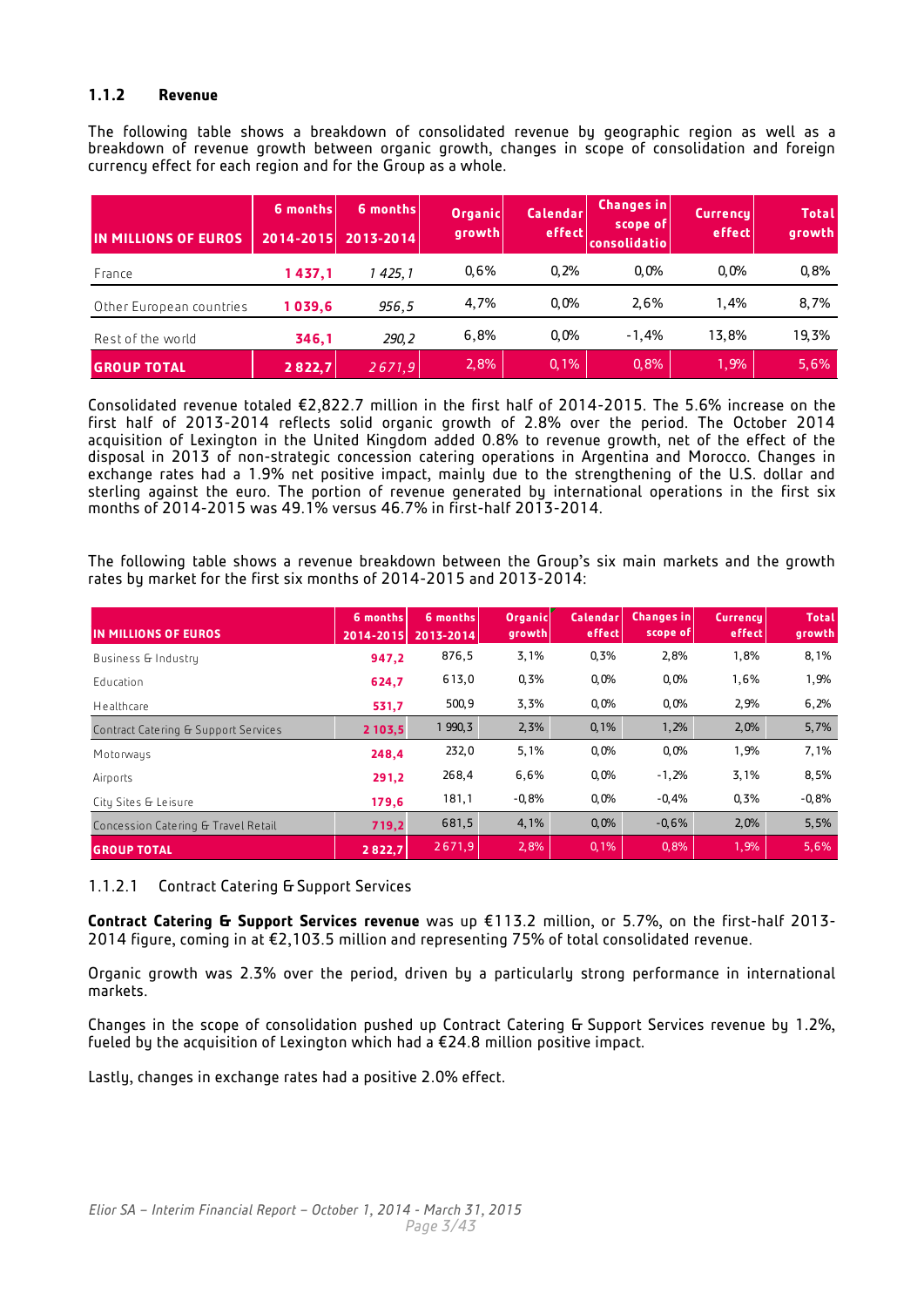### 1.1.2 Revenue

The following table shows a breakdown of consolidated revenue by geographic region as well as a breakdown of revenue growth between organic growth, changes in scope of consolidation and foreign currency effect for each region and for the Group as a whole.

| IN MILLIONS OF EUROS | 6 months 2014-2015 | 6 months 2013-2014 | Organic growth | Calendar effect | Changes in scope of consolidatio | Currency effect | Total growth |
|---|---|---|---|---|---|---|---|
| France | 1 437,1 | 1 425,1 | 0,6% | 0,2% | 0,0% | 0,0% | 0,8% |
| Other European countries | 1 039,6 | 956,5 | 4,7% | 0,0% | 2,6% | 1,4% | 8,7% |
| Rest of the world | 346,1 | 290,2 | 6,8% | 0,0% | -1,4% | 13,8% | 19,3% |
| GROUP TOTAL | 2 822,7 | 2 671,9 | 2,8% | 0,1% | 0,8% | 1,9% | 5,6% |

Consolidated revenue totaled €2,822.7 million in the first half of 2014-2015. The 5.6% increase on the first half of 2013-2014 reflects solid organic growth of 2.8% over the period. The October 2014 acquisition of Lexington in the United Kingdom added 0.8% to revenue growth, net of the effect of the disposal in 2013 of non-strategic concession catering operations in Argentina and Morocco. Changes in exchange rates had a 1.9% net positive impact, mainly due to the strengthening of the U.S. dollar and sterling against the euro. The portion of revenue generated by international operations in the first six months of 2014-2015 was 49.1% versus 46.7% in first-half 2013-2014.

The following table shows a revenue breakdown between the Group's six main markets and the growth rates by market for the first six months of 2014-2015 and 2013-2014:

| IN MILLIONS OF EUROS | 6 months 2014-2015 | 6 months 2013-2014 | Organic growth | Calendar effect | Changes in scope of | Currency effect | Total growth |
|---|---|---|---|---|---|---|---|
| Business & Industry | 947,2 | 876,5 | 3,1% | 0,3% | 2,8% | 1,8% | 8,1% |
| Education | 624,7 | 613,0 | 0,3% | 0,0% | 0,0% | 1,6% | 1,9% |
| Healthcare | 531,7 | 500,9 | 3,3% | 0,0% | 0,0% | 2,9% | 6,2% |
| Contract Catering & Support Services | 2 103,5 | 1 990,3 | 2,3% | 0,1% | 1,2% | 2,0% | 5,7% |
| Motorways | 248,4 | 232,0 | 5,1% | 0,0% | 0,0% | 1,9% | 7,1% |
| Airports | 291,2 | 268,4 | 6,6% | 0,0% | -1,2% | 3,1% | 8,5% |
| City Sites & Leisure | 179,6 | 181,1 | -0,8% | 0,0% | -0,4% | 0,3% | -0,8% |
| Concession Catering & Travel Retail | 719,2 | 681,5 | 4,1% | 0,0% | -0,6% | 2,0% | 5,5% |
| GROUP TOTAL | 2 822,7 | 2 671,9 | 2,8% | 0,1% | 0,8% | 1,9% | 5,6% |

#### 1.1.2.1 Contract Catering & Support Services

**Contract Catering & Support Services revenue** was up €113.2 million, or 5.7%, on the first-half 2013-2014 figure, coming in at €2,103.5 million and representing 75% of total consolidated revenue.

Organic growth was 2.3% over the period, driven by a particularly strong performance in international markets.

Changes in the scope of consolidation pushed up Contract Catering & Support Services revenue by 1.2%, fueled by the acquisition of Lexington which had a €24.8 million positive impact.

Lastly, changes in exchange rates had a positive 2.0% effect.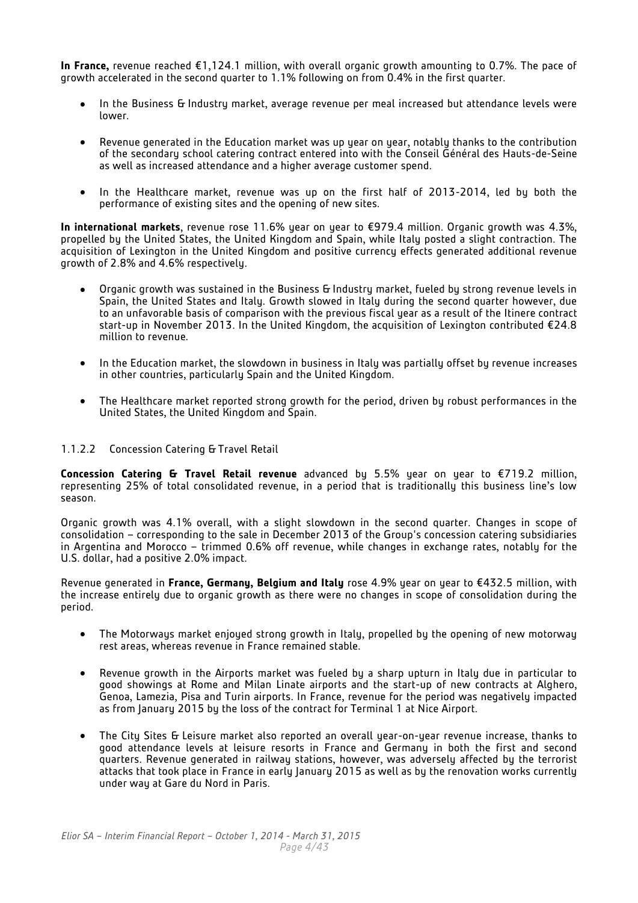**In France,** revenue reached €1,124.1 million, with overall organic growth amounting to 0.7%. The pace of growth accelerated in the second quarter to 1.1% following on from 0.4% in the first quarter.

- In the Business & Industry market, average revenue per meal increased but attendance levels were lower.
- Revenue generated in the Education market was up year on year, notably thanks to the contribution of the secondary school catering contract entered into with the Conseil Général des Hauts-de-Seine as well as increased attendance and a higher average customer spend.
- In the Healthcare market, revenue was up on the first half of 2013-2014, led by both the performance of existing sites and the opening of new sites.

**In international markets**, revenue rose 11.6% year on year to €979.4 million. Organic growth was 4.3%, propelled by the United States, the United Kingdom and Spain, while Italy posted a slight contraction. The acquisition of Lexington in the United Kingdom and positive currency effects generated additional revenue growth of 2.8% and 4.6% respectively.

- Organic growth was sustained in the Business & Industry market, fueled by strong revenue levels in Spain, the United States and Italy. Growth slowed in Italy during the second quarter however, due to an unfavorable basis of comparison with the previous fiscal year as a result of the Itinere contract start-up in November 2013. In the United Kingdom, the acquisition of Lexington contributed €24.8 million to revenue.
- In the Education market, the slowdown in business in Italy was partially offset by revenue increases in other countries, particularly Spain and the United Kingdom.
- The Healthcare market reported strong growth for the period, driven by robust performances in the United States, the United Kingdom and Spain.

### 1.1.2.2 Concession Catering & Travel Retail

**Concession Catering & Travel Retail revenue** advanced by 5.5% year on year to €719.2 million, representing 25% of total consolidated revenue, in a period that is traditionally this business line's low season.

Organic growth was 4.1% overall, with a slight slowdown in the second quarter. Changes in scope of consolidation – corresponding to the sale in December 2013 of the Group's concession catering subsidiaries in Argentina and Morocco – trimmed 0.6% off revenue, while changes in exchange rates, notably for the U.S. dollar, had a positive 2.0% impact.

Revenue generated in **France, Germany, Belgium and Italy** rose 4.9% year on year to €432.5 million, with the increase entirely due to organic growth as there were no changes in scope of consolidation during the period.

- The Motorways market enjoyed strong growth in Italy, propelled by the opening of new motorway rest areas, whereas revenue in France remained stable.
- Revenue growth in the Airports market was fueled by a sharp upturn in Italy due in particular to good showings at Rome and Milan Linate airports and the start-up of new contracts at Alghero, Genoa, Lamezia, Pisa and Turin airports. In France, revenue for the period was negatively impacted as from January 2015 by the loss of the contract for Terminal 1 at Nice Airport.
- The City Sites & Leisure market also reported an overall year-on-year revenue increase, thanks to good attendance levels at leisure resorts in France and Germany in both the first and second quarters. Revenue generated in railway stations, however, was adversely affected by the terrorist attacks that took place in France in early January 2015 as well as by the renovation works currently under way at Gare du Nord in Paris.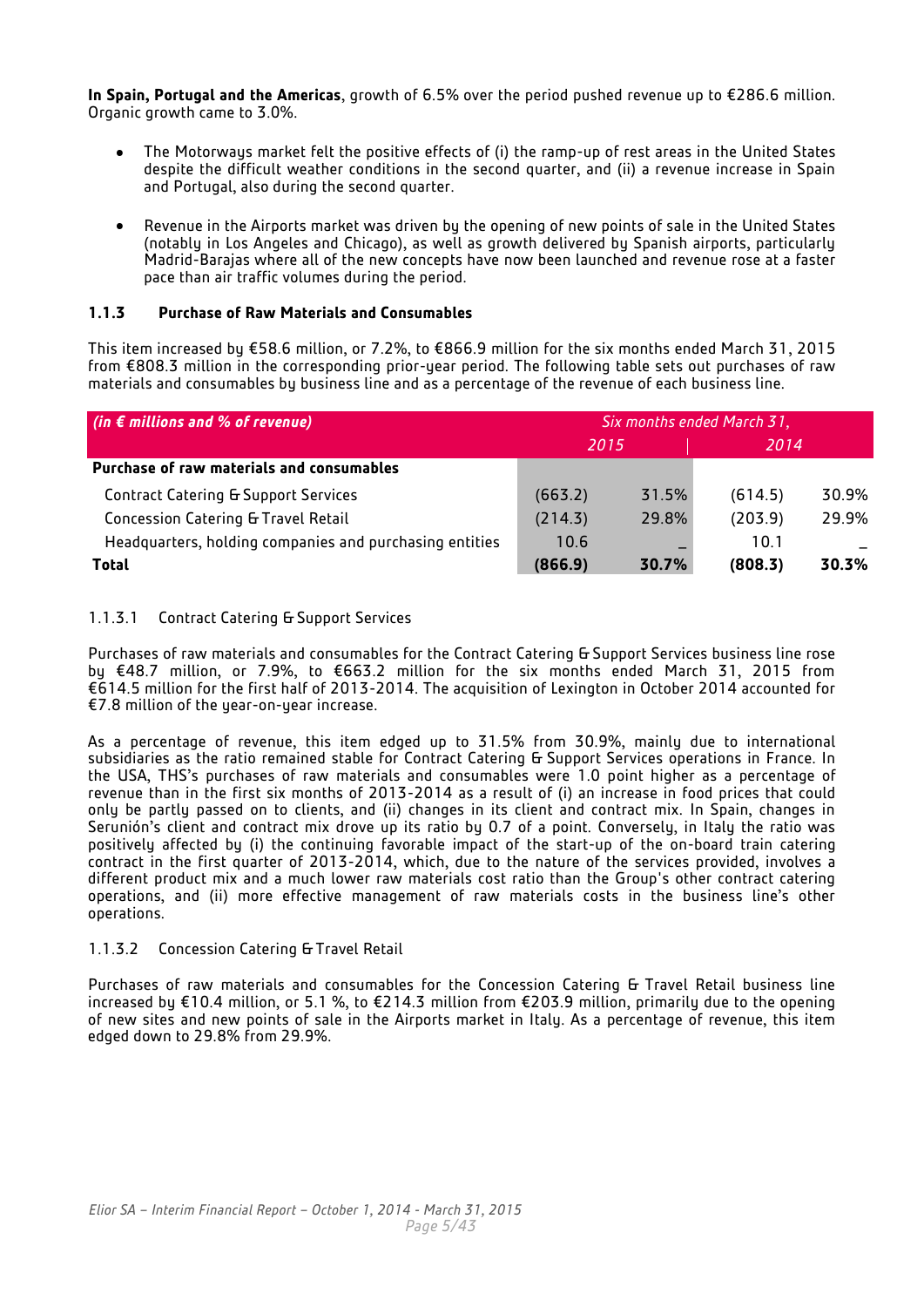**In Spain, Portugal and the Americas**, growth of 6.5% over the period pushed revenue up to €286.6 million. Organic growth came to 3.0%.

- The Motorways market felt the positive effects of (i) the ramp-up of rest areas in the United States despite the difficult weather conditions in the second quarter, and (ii) a revenue increase in Spain and Portugal, also during the second quarter.

- Revenue in the Airports market was driven by the opening of new points of sale in the United States (notably in Los Angeles and Chicago), as well as growth delivered by Spanish airports, particularly Madrid-Barajas where all of the new concepts have now been launched and revenue rose at a faster pace than air traffic volumes during the period.

### 1.1.3 Purchase of Raw Materials and Consumables

This item increased by €58.6 million, or 7.2%, to €866.9 million for the six months ended March 31, 2015 from €808.3 million in the corresponding prior-year period. The following table sets out purchases of raw materials and consumables by business line and as a percentage of the revenue of each business line.

| *(in € millions and % of revenue)* | *Six months ended March 31,* | | | |
|---|---|---|---|---|
| | *2015* | | *2014* | |
| **Purchase of raw materials and consumables** | | | | |
| Contract Catering & Support Services | (663.2) | 31.5% | (614.5) | 30.9% |
| Concession Catering & Travel Retail | (214.3) | 29.8% | (203.9) | 29.9% |
| Headquarters, holding companies and purchasing entities | 10.6 | – | 10.1 | – |
| **Total** | **(866.9)** | **30.7%** | **(808.3)** | **30.3%** |

#### 1.1.3.1 Contract Catering & Support Services

Purchases of raw materials and consumables for the Contract Catering & Support Services business line rose by €48.7 million, or 7.9%, to €663.2 million for the six months ended March 31, 2015 from €614.5 million for the first half of 2013-2014. The acquisition of Lexington in October 2014 accounted for €7.8 million of the year-on-year increase.

As a percentage of revenue, this item edged up to 31.5% from 30.9%, mainly due to international subsidiaries as the ratio remained stable for Contract Catering & Support Services operations in France. In the USA, THS's purchases of raw materials and consumables were 1.0 point higher as a percentage of revenue than in the first six months of 2013-2014 as a result of (i) an increase in food prices that could only be partly passed on to clients, and (ii) changes in its client and contract mix. In Spain, changes in Serunión's client and contract mix drove up its ratio by 0.7 of a point. Conversely, in Italy the ratio was positively affected by (i) the continuing favorable impact of the start-up of the on-board train catering contract in the first quarter of 2013-2014, which, due to the nature of the services provided, involves a different product mix and a much lower raw materials cost ratio than the Group's other contract catering operations, and (ii) more effective management of raw materials costs in the business line's other operations.

#### 1.1.3.2 Concession Catering & Travel Retail

Purchases of raw materials and consumables for the Concession Catering & Travel Retail business line increased by €10.4 million, or 5.1 %, to €214.3 million from €203.9 million, primarily due to the opening of new sites and new points of sale in the Airports market in Italy. As a percentage of revenue, this item edged down to 29.8% from 29.9%.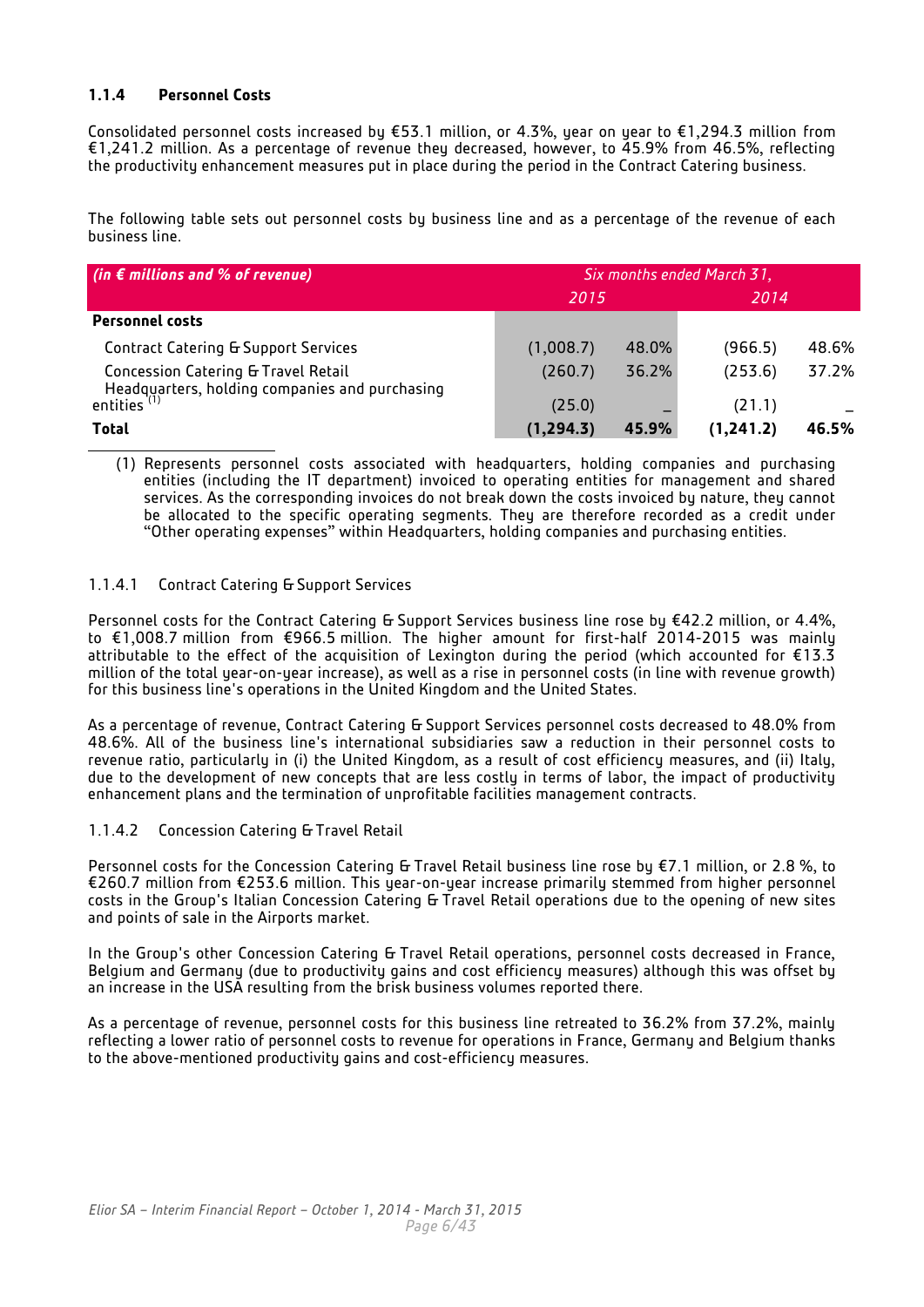### 1.1.4 Personnel Costs

Consolidated personnel costs increased by €53.1 million, or 4.3%, year on year to €1,294.3 million from €1,241.2 million. As a percentage of revenue they decreased, however, to 45.9% from 46.5%, reflecting the productivity enhancement measures put in place during the period in the Contract Catering business.

The following table sets out personnel costs by business line and as a percentage of the revenue of each business line.

| *(in € millions and % of revenue)* | *Six months ended March 31,* | | | |
|---|---|---|---|---|
| | *2015* | | *2014* | |
| **Personnel costs** | | | | |
| Contract Catering & Support Services | (1,008.7) | 48.0% | (966.5) | 48.6% |
| Concession Catering & Travel Retail | (260.7) | 36.2% | (253.6) | 37.2% |
| Headquarters, holding companies and purchasing entities [(1)] | (25.0) | – | (21.1) | – |
| **Total** | **(1,294.3)** | **45.9%** | **(1,241.2)** | **46.5%** |

(1) Represents personnel costs associated with headquarters, holding companies and purchasing entities (including the IT department) invoiced to operating entities for management and shared services. As the corresponding invoices do not break down the costs invoiced by nature, they cannot be allocated to the specific operating segments. They are therefore recorded as a credit under "Other operating expenses" within Headquarters, holding companies and purchasing entities.

#### 1.1.4.1 Contract Catering & Support Services

Personnel costs for the Contract Catering & Support Services business line rose by €42.2 million, or 4.4%, to €1,008.7 million from €966.5 million. The higher amount for first-half 2014-2015 was mainly attributable to the effect of the acquisition of Lexington during the period (which accounted for €13.3 million of the total year-on-year increase), as well as a rise in personnel costs (in line with revenue growth) for this business line's operations in the United Kingdom and the United States.

As a percentage of revenue, Contract Catering & Support Services personnel costs decreased to 48.0% from 48.6%. All of the business line's international subsidiaries saw a reduction in their personnel costs to revenue ratio, particularly in (i) the United Kingdom, as a result of cost efficiency measures, and (ii) Italy, due to the development of new concepts that are less costly in terms of labor, the impact of productivity enhancement plans and the termination of unprofitable facilities management contracts.

#### 1.1.4.2 Concession Catering & Travel Retail

Personnel costs for the Concession Catering & Travel Retail business line rose by €7.1 million, or 2.8 %, to €260.7 million from €253.6 million. This year-on-year increase primarily stemmed from higher personnel costs in the Group's Italian Concession Catering & Travel Retail operations due to the opening of new sites and points of sale in the Airports market.

In the Group's other Concession Catering & Travel Retail operations, personnel costs decreased in France, Belgium and Germany (due to productivity gains and cost efficiency measures) although this was offset by an increase in the USA resulting from the brisk business volumes reported there.

As a percentage of revenue, personnel costs for this business line retreated to 36.2% from 37.2%, mainly reflecting a lower ratio of personnel costs to revenue for operations in France, Germany and Belgium thanks to the above-mentioned productivity gains and cost-efficiency measures.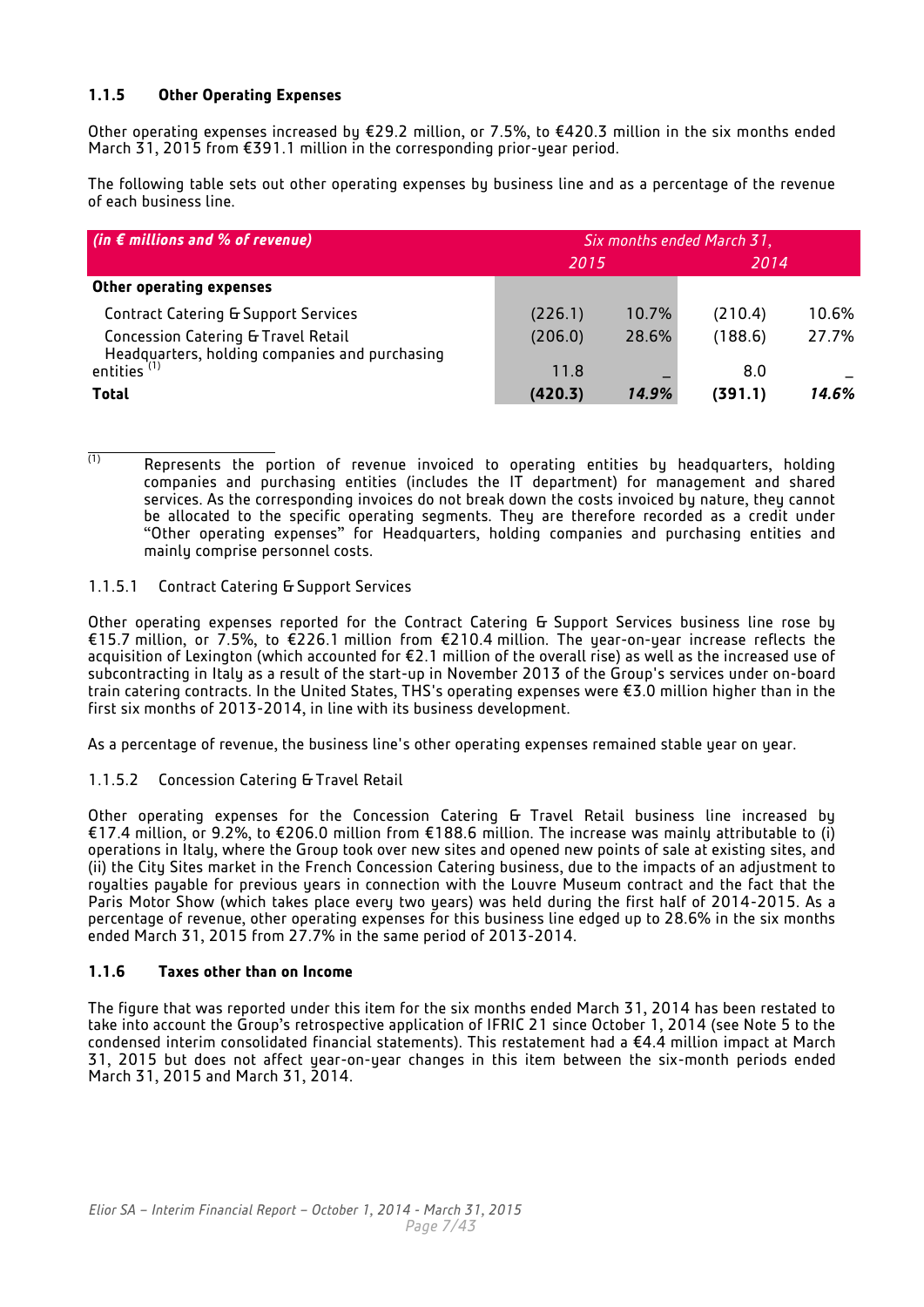### 1.1.5 Other Operating Expenses

Other operating expenses increased by €29.2 million, or 7.5%, to €420.3 million in the six months ended March 31, 2015 from €391.1 million in the corresponding prior-year period.

The following table sets out other operating expenses by business line and as a percentage of the revenue of each business line.

| *(in € millions and % of revenue)* | *Six months ended March 31,* | | | |
|---|---|---|---|---|
| | *2015* | | *2014* | |
| **Other operating expenses** | | | | |
| Contract Catering & Support Services | (226.1) | 10.7% | (210.4) | 10.6% |
| Concession Catering & Travel Retail | (206.0) | 28.6% | (188.6) | 27.7% |
| Headquarters, holding companies and purchasing entities [(1)] | 11.8 | – | 8.0 | – |
| **Total** | **(420.3)** | ***14.9%*** | **(391.1)** | ***14.6%*** |

(1) Represents the portion of revenue invoiced to operating entities by headquarters, holding companies and purchasing entities (includes the IT department) for management and shared services. As the corresponding invoices do not break down the costs invoiced by nature, they cannot be allocated to the specific operating segments. They are therefore recorded as a credit under "Other operating expenses" for Headquarters, holding companies and purchasing entities and mainly comprise personnel costs.

#### 1.1.5.1 Contract Catering & Support Services

Other operating expenses reported for the Contract Catering & Support Services business line rose by €15.7 million, or 7.5%, to €226.1 million from €210.4 million. The year-on-year increase reflects the acquisition of Lexington (which accounted for €2.1 million of the overall rise) as well as the increased use of subcontracting in Italy as a result of the start-up in November 2013 of the Group's services under on-board train catering contracts. In the United States, THS's operating expenses were €3.0 million higher than in the first six months of 2013-2014, in line with its business development.

As a percentage of revenue, the business line's other operating expenses remained stable year on year.

#### 1.1.5.2 Concession Catering & Travel Retail

Other operating expenses for the Concession Catering & Travel Retail business line increased by €17.4 million, or 9.2%, to €206.0 million from €188.6 million. The increase was mainly attributable to (i) operations in Italy, where the Group took over new sites and opened new points of sale at existing sites, and (ii) the City Sites market in the French Concession Catering business, due to the impacts of an adjustment to royalties payable for previous years in connection with the Louvre Museum contract and the fact that the Paris Motor Show (which takes place every two years) was held during the first half of 2014-2015. As a percentage of revenue, other operating expenses for this business line edged up to 28.6% in the six months ended March 31, 2015 from 27.7% in the same period of 2013-2014.

### 1.1.6 Taxes other than on Income

The figure that was reported under this item for the six months ended March 31, 2014 has been restated to take into account the Group's retrospective application of IFRIC 21 since October 1, 2014 (see Note 5 to the condensed interim consolidated financial statements). This restatement had a €4.4 million impact at March 31, 2015 but does not affect year-on-year changes in this item between the six-month periods ended March 31, 2015 and March 31, 2014.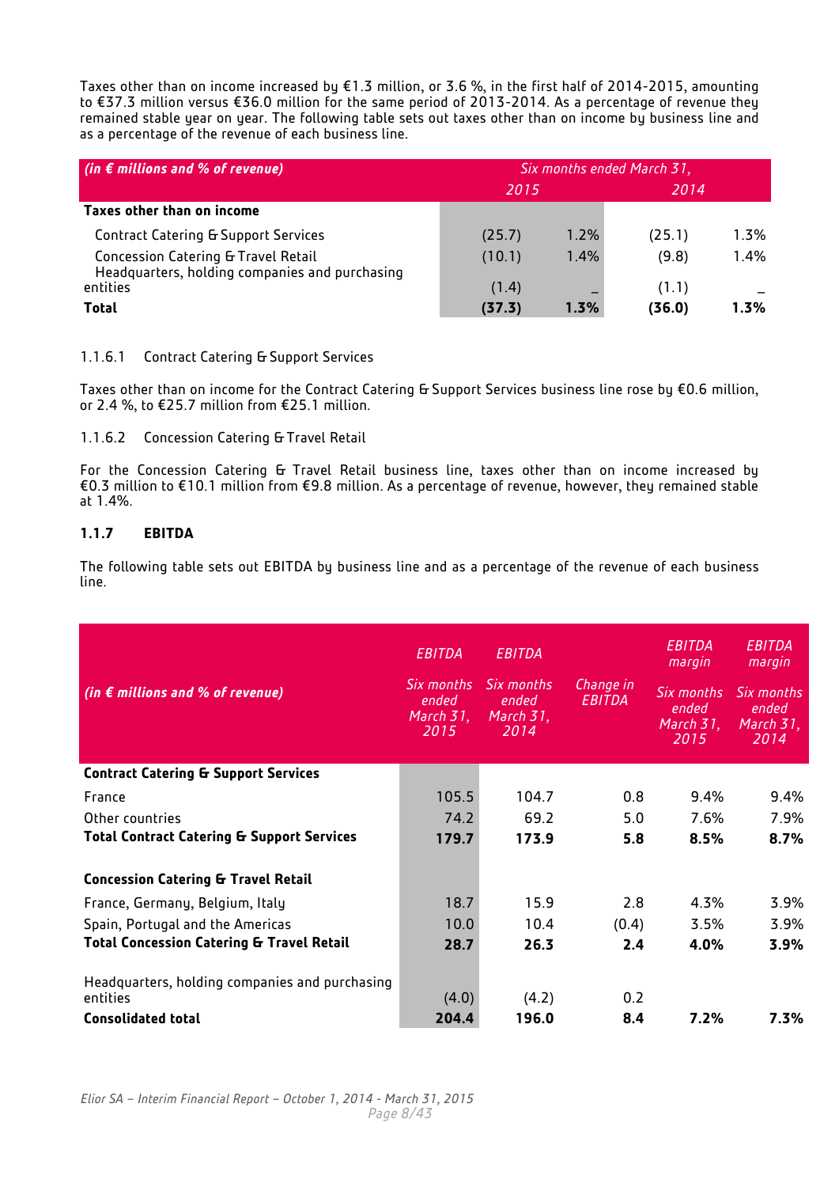Taxes other than on income increased by €1.3 million, or 3.6 %, in the first half of 2014-2015, amounting to €37.3 million versus €36.0 million for the same period of 2013-2014. As a percentage of revenue they remained stable year on year. The following table sets out taxes other than on income by business line and as a percentage of the revenue of each business line.

| *(in € millions and % of revenue)* | *Six months ended March 31,* | | | |
|---|---|---|---|---|
| | *2015* | | *2014* | |
| **Taxes other than on income** | | | | |
| Contract Catering & Support Services | (25.7) | 1.2% | (25.1) | 1.3% |
| Concession Catering & Travel Retail | (10.1) | 1.4% | (9.8) | 1.4% |
| Headquarters, holding companies and purchasing entities | (1.4) | – | (1.1) | – |
| **Total** | **(37.3)** | **1.3%** | **(36.0)** | **1.3%** |

1.1.6.1 Contract Catering & Support Services

Taxes other than on income for the Contract Catering & Support Services business line rose by €0.6 million, or 2.4 %, to €25.7 million from €25.1 million.

1.1.6.2 Concession Catering & Travel Retail

For the Concession Catering & Travel Retail business line, taxes other than on income increased by €0.3 million to €10.1 million from €9.8 million. As a percentage of revenue, however, they remained stable at 1.4%.

### 1.1.7 EBITDA

The following table sets out EBITDA by business line and as a percentage of the revenue of each business line.

| *(in € millions and % of revenue)* | *EBITDA Six months ended March 31, 2015* | *EBITDA Six months ended March 31, 2014* | *Change in EBITDA* | *EBITDA margin Six months ended March 31, 2015* | *EBITDA margin Six months ended March 31, 2014* |
|---|---|---|---|---|---|
| **Contract Catering & Support Services** | | | | | |
| France | 105.5 | 104.7 | 0.8 | 9.4% | 9.4% |
| Other countries | 74.2 | 69.2 | 5.0 | 7.6% | 7.9% |
| **Total Contract Catering & Support Services** | **179.7** | **173.9** | **5.8** | **8.5%** | **8.7%** |
| | | | | | |
| **Concession Catering & Travel Retail** | | | | | |
| France, Germany, Belgium, Italy | 18.7 | 15.9 | 2.8 | 4.3% | 3.9% |
| Spain, Portugal and the Americas | 10.0 | 10.4 | (0.4) | 3.5% | 3.9% |
| **Total Concession Catering & Travel Retail** | **28.7** | **26.3** | **2.4** | **4.0%** | **3.9%** |
| | | | | | |
| Headquarters, holding companies and purchasing entities | (4.0) | (4.2) | 0.2 | | |
| **Consolidated total** | **204.4** | **196.0** | **8.4** | **7.2%** | **7.3%** |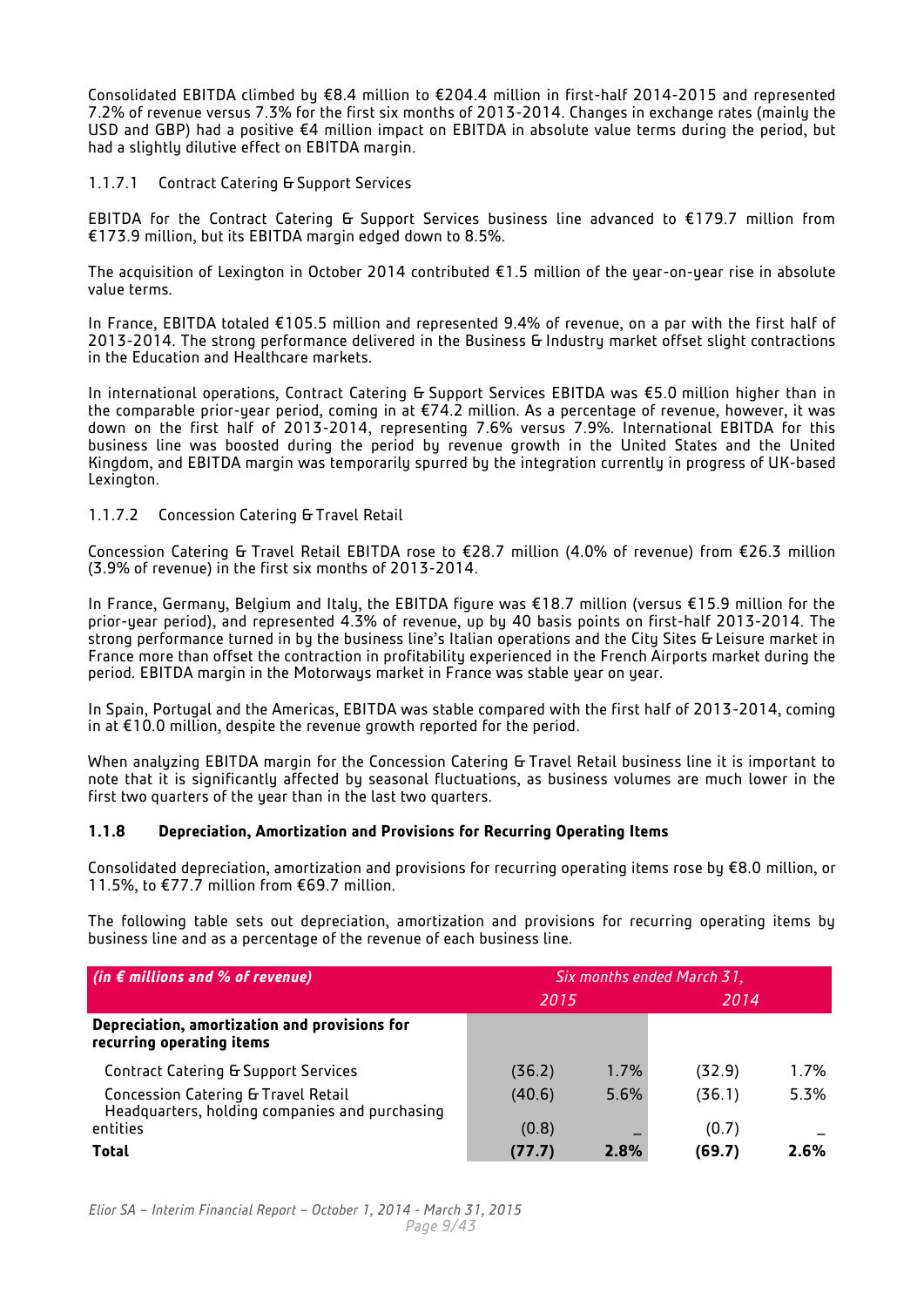Consolidated EBITDA climbed by €8.4 million to €204.4 million in first-half 2014-2015 and represented 7.2% of revenue versus 7.3% for the first six months of 2013-2014. Changes in exchange rates (mainly the USD and GBP) had a positive €4 million impact on EBITDA in absolute value terms during the period, but had a slightly dilutive effect on EBITDA margin.

#### 1.1.7.1 Contract Catering & Support Services

EBITDA for the Contract Catering & Support Services business line advanced to €179.7 million from €173.9 million, but its EBITDA margin edged down to 8.5%.

The acquisition of Lexington in October 2014 contributed €1.5 million of the year-on-year rise in absolute value terms.

In France, EBITDA totaled €105.5 million and represented 9.4% of revenue, on a par with the first half of 2013-2014. The strong performance delivered in the Business & Industry market offset slight contractions in the Education and Healthcare markets.

In international operations, Contract Catering & Support Services EBITDA was €5.0 million higher than in the comparable prior-year period, coming in at €74.2 million. As a percentage of revenue, however, it was down on the first half of 2013-2014, representing 7.6% versus 7.9%. International EBITDA for this business line was boosted during the period by revenue growth in the United States and the United Kingdom, and EBITDA margin was temporarily spurred by the integration currently in progress of UK-based Lexington.

#### 1.1.7.2 Concession Catering & Travel Retail

Concession Catering & Travel Retail EBITDA rose to €28.7 million (4.0% of revenue) from €26.3 million (3.9% of revenue) in the first six months of 2013-2014.

In France, Germany, Belgium and Italy, the EBITDA figure was €18.7 million (versus €15.9 million for the prior-year period), and represented 4.3% of revenue, up by 40 basis points on first-half 2013-2014. The strong performance turned in by the business line's Italian operations and the City Sites & Leisure market in France more than offset the contraction in profitability experienced in the French Airports market during the period. EBITDA margin in the Motorways market in France was stable year on year.

In Spain, Portugal and the Americas, EBITDA was stable compared with the first half of 2013-2014, coming in at €10.0 million, despite the revenue growth reported for the period.

When analyzing EBITDA margin for the Concession Catering & Travel Retail business line it is important to note that it is significantly affected by seasonal fluctuations, as business volumes are much lower in the first two quarters of the year than in the last two quarters.

### 1.1.8 Depreciation, Amortization and Provisions for Recurring Operating Items

Consolidated depreciation, amortization and provisions for recurring operating items rose by €8.0 million, or 11.5%, to €77.7 million from €69.7 million.

The following table sets out depreciation, amortization and provisions for recurring operating items by business line and as a percentage of the revenue of each business line.

| *(in € millions and % of revenue)* | *Six months ended March 31,* | | | |
|---|---|---|---|---|
| | *2015* | | *2014* | |
| **Depreciation, amortization and provisions for recurring operating items** | | | | |
| Contract Catering & Support Services | (36.2) | 1.7% | (32.9) | 1.7% |
| Concession Catering & Travel Retail | (40.6) | 5.6% | (36.1) | 5.3% |
| Headquarters, holding companies and purchasing entities | (0.8) | – | (0.7) | – |
| **Total** | **(77.7)** | **2.8%** | **(69.7)** | **2.6%** |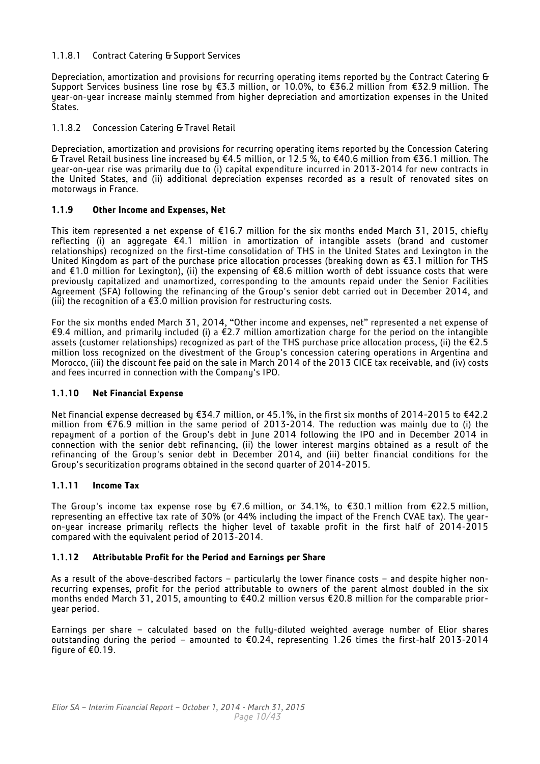#### 1.1.8.1 Contract Catering & Support Services

Depreciation, amortization and provisions for recurring operating items reported by the Contract Catering & Support Services business line rose by €3.3 million, or 10.0%, to €36.2 million from €32.9 million. The year-on-year increase mainly stemmed from higher depreciation and amortization expenses in the United States.

#### 1.1.8.2 Concession Catering & Travel Retail

Depreciation, amortization and provisions for recurring operating items reported by the Concession Catering & Travel Retail business line increased by €4.5 million, or 12.5 %, to €40.6 million from €36.1 million. The year-on-year rise was primarily due to (i) capital expenditure incurred in 2013-2014 for new contracts in the United States, and (ii) additional depreciation expenses recorded as a result of renovated sites on motorways in France.

### 1.1.9 Other Income and Expenses, Net

This item represented a net expense of €16.7 million for the six months ended March 31, 2015, chiefly reflecting (i) an aggregate €4.1 million in amortization of intangible assets (brand and customer relationships) recognized on the first-time consolidation of THS in the United States and Lexington in the United Kingdom as part of the purchase price allocation processes (breaking down as €3.1 million for THS and €1.0 million for Lexington), (ii) the expensing of €8.6 million worth of debt issuance costs that were previously capitalized and unamortized, corresponding to the amounts repaid under the Senior Facilities Agreement (SFA) following the refinancing of the Group's senior debt carried out in December 2014, and (iii) the recognition of a €3.0 million provision for restructuring costs.

For the six months ended March 31, 2014, "Other income and expenses, net" represented a net expense of €9.4 million, and primarily included (i) a €2.7 million amortization charge for the period on the intangible assets (customer relationships) recognized as part of the THS purchase price allocation process, (ii) the €2.5 million loss recognized on the divestment of the Group's concession catering operations in Argentina and Morocco, (iii) the discount fee paid on the sale in March 2014 of the 2013 CICE tax receivable, and (iv) costs and fees incurred in connection with the Company's IPO.

### 1.1.10 Net Financial Expense

Net financial expense decreased by €34.7 million, or 45.1%, in the first six months of 2014-2015 to €42.2 million from €76.9 million in the same period of 2013-2014. The reduction was mainly due to (i) the repayment of a portion of the Group's debt in June 2014 following the IPO and in December 2014 in connection with the senior debt refinancing, (ii) the lower interest margins obtained as a result of the refinancing of the Group's senior debt in December 2014, and (iii) better financial conditions for the Group's securitization programs obtained in the second quarter of 2014-2015.

### 1.1.11 Income Tax

The Group's income tax expense rose by €7.6 million, or 34.1%, to €30.1 million from €22.5 million, representing an effective tax rate of 30% (or 44% including the impact of the French CVAE tax). The year-on-year increase primarily reflects the higher level of taxable profit in the first half of 2014-2015 compared with the equivalent period of 2013-2014.

### 1.1.12 Attributable Profit for the Period and Earnings per Share

As a result of the above-described factors – particularly the lower finance costs – and despite higher non-recurring expenses, profit for the period attributable to owners of the parent almost doubled in the six months ended March 31, 2015, amounting to €40.2 million versus €20.8 million for the comparable prior-year period.

Earnings per share – calculated based on the fully-diluted weighted average number of Elior shares outstanding during the period – amounted to €0.24, representing 1.26 times the first-half 2013-2014 figure of €0.19.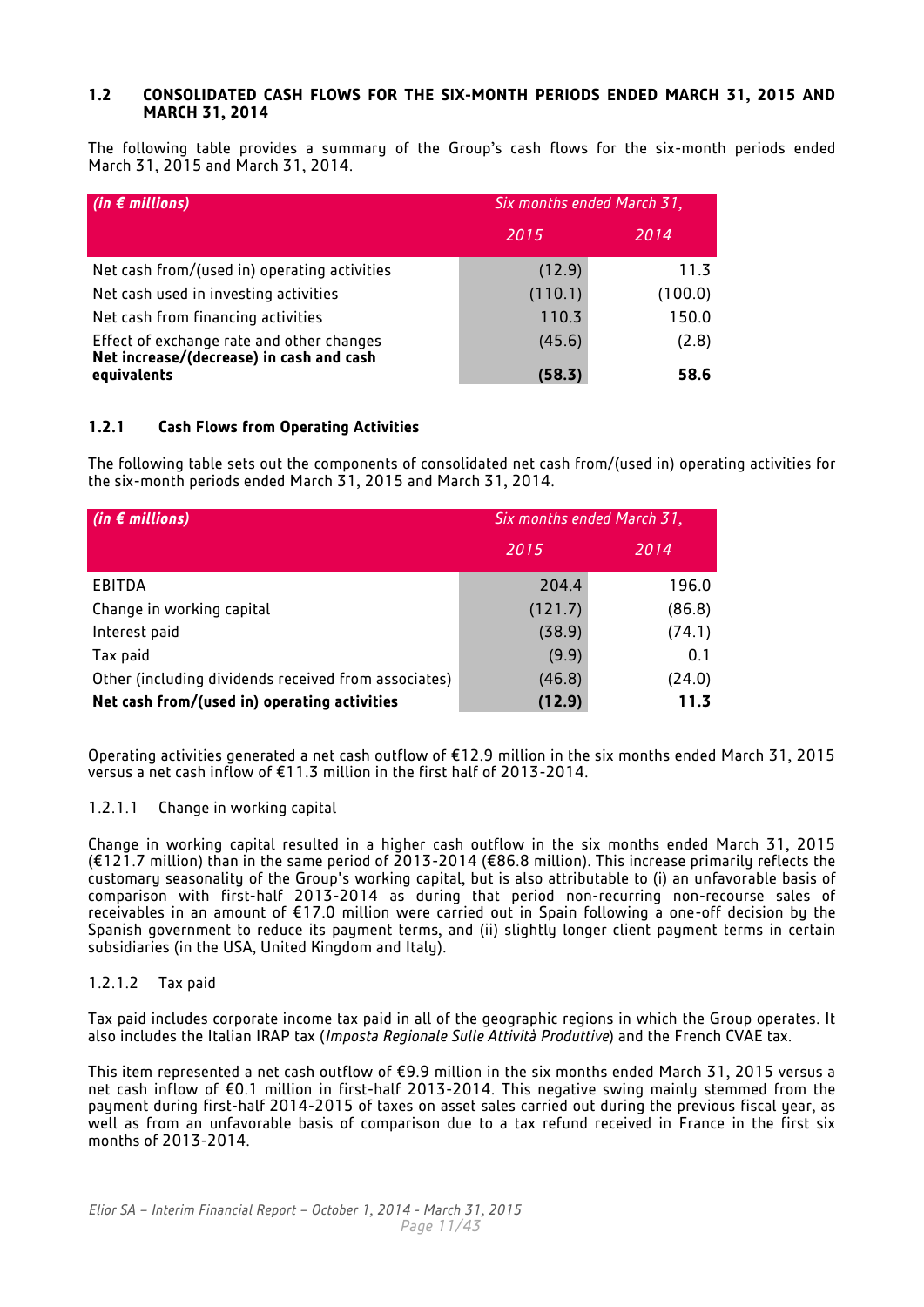## 1.2 CONSOLIDATED CASH FLOWS FOR THE SIX-MONTH PERIODS ENDED MARCH 31, 2015 AND MARCH 31, 2014

The following table provides a summary of the Group's cash flows for the six-month periods ended March 31, 2015 and March 31, 2014.

| *(in € millions)* | *Six months ended March 31,* | |
|---|---|---|
| | *2015* | *2014* |
| Net cash from/(used in) operating activities | (12.9) | 11.3 |
| Net cash used in investing activities | (110.1) | (100.0) |
| Net cash from financing activities | 110.3 | 150.0 |
| Effect of exchange rate and other changes | (45.6) | (2.8) |
| **Net increase/(decrease) in cash and cash equivalents** | **(58.3)** | **58.6** |

### 1.2.1 Cash Flows from Operating Activities

The following table sets out the components of consolidated net cash from/(used in) operating activities for the six-month periods ended March 31, 2015 and March 31, 2014.

| *(in € millions)* | *Six months ended March 31,* | |
|---|---|---|
| | *2015* | *2014* |
| EBITDA | 204.4 | 196.0 |
| Change in working capital | (121.7) | (86.8) |
| Interest paid | (38.9) | (74.1) |
| Tax paid | (9.9) | 0.1 |
| Other (including dividends received from associates) | (46.8) | (24.0) |
| **Net cash from/(used in) operating activities** | **(12.9)** | **11.3** |

Operating activities generated a net cash outflow of €12.9 million in the six months ended March 31, 2015 versus a net cash inflow of €11.3 million in the first half of 2013-2014.

#### 1.2.1.1 Change in working capital

Change in working capital resulted in a higher cash outflow in the six months ended March 31, 2015 (€121.7 million) than in the same period of 2013-2014 (€86.8 million). This increase primarily reflects the customary seasonality of the Group's working capital, but is also attributable to (i) an unfavorable basis of comparison with first-half 2013-2014 as during that period non-recurring non-recourse sales of receivables in an amount of €17.0 million were carried out in Spain following a one-off decision by the Spanish government to reduce its payment terms, and (ii) slightly longer client payment terms in certain subsidiaries (in the USA, United Kingdom and Italy).

#### 1.2.1.2 Tax paid

Tax paid includes corporate income tax paid in all of the geographic regions in which the Group operates. It also includes the Italian IRAP tax (*Imposta Regionale Sulle Attività Produttive*) and the French CVAE tax.

This item represented a net cash outflow of €9.9 million in the six months ended March 31, 2015 versus a net cash inflow of €0.1 million in first-half 2013-2014. This negative swing mainly stemmed from the payment during first-half 2014-2015 of taxes on asset sales carried out during the previous fiscal year, as well as from an unfavorable basis of comparison due to a tax refund received in France in the first six months of 2013-2014.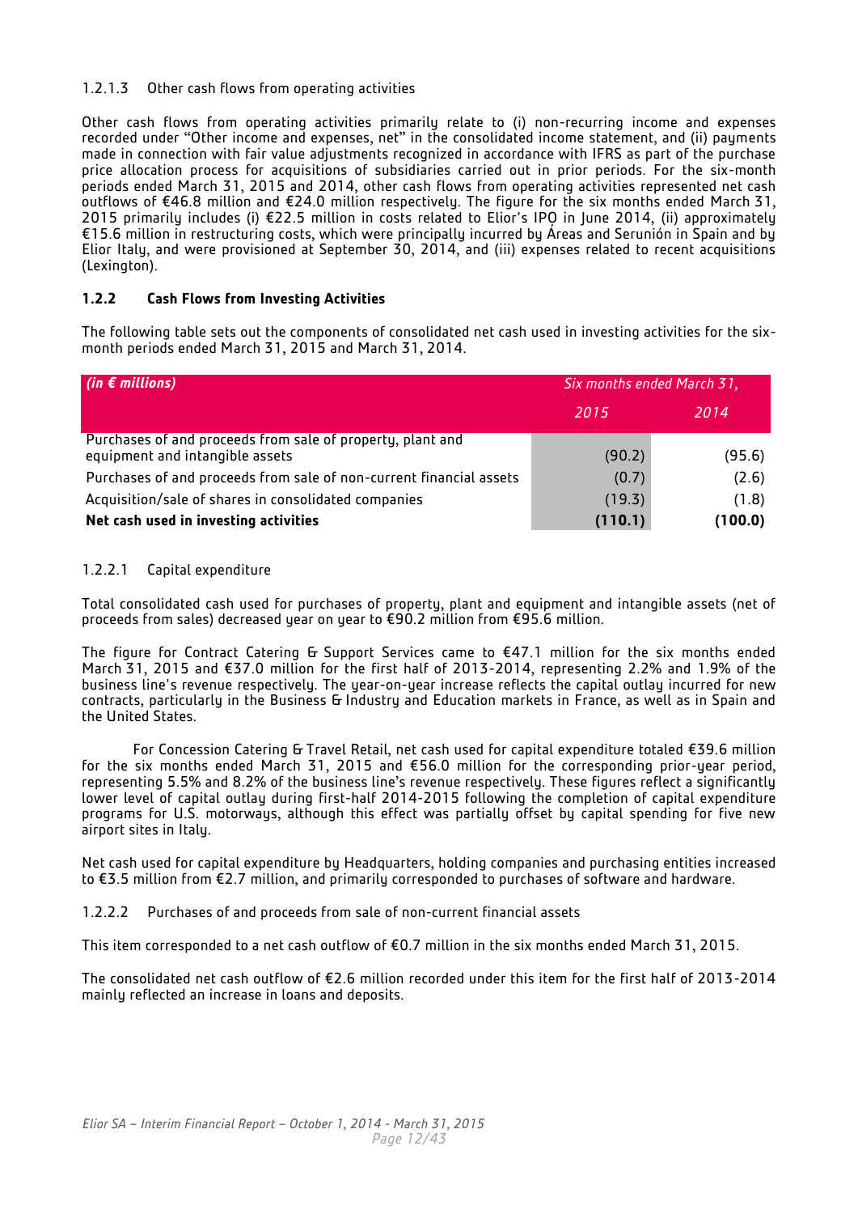#### 1.2.1.3 Other cash flows from operating activities

Other cash flows from operating activities primarily relate to (i) non-recurring income and expenses recorded under "Other income and expenses, net" in the consolidated income statement, and (ii) payments made in connection with fair value adjustments recognized in accordance with IFRS as part of the purchase price allocation process for acquisitions of subsidiaries carried out in prior periods. For the six-month periods ended March 31, 2015 and 2014, other cash flows from operating activities represented net cash outflows of €46.8 million and €24.0 million respectively. The figure for the six months ended March 31, 2015 primarily includes (i) €22.5 million in costs related to Elior's IPO in June 2014, (ii) approximately €15.6 million in restructuring costs, which were principally incurred by Áreas and Serunión in Spain and by Elior Italy, and were provisioned at September 30, 2014, and (iii) expenses related to recent acquisitions (Lexington).

### 1.2.2 Cash Flows from Investing Activities

The following table sets out the components of consolidated net cash used in investing activities for the six-month periods ended March 31, 2015 and March 31, 2014.

| *(in € millions)* | *Six months ended March 31,* | |
|---|---|---|
| | *2015* | *2014* |
| Purchases of and proceeds from sale of property, plant and equipment and intangible assets | (90.2) | (95.6) |
| Purchases of and proceeds from sale of non-current financial assets | (0.7) | (2.6) |
| Acquisition/sale of shares in consolidated companies | (19.3) | (1.8) |
| **Net cash used in investing activities** | **(110.1)** | **(100.0)** |

#### 1.2.2.1 Capital expenditure

Total consolidated cash used for purchases of property, plant and equipment and intangible assets (net of proceeds from sales) decreased year on year to €90.2 million from €95.6 million.

The figure for Contract Catering & Support Services came to €47.1 million for the six months ended March 31, 2015 and €37.0 million for the first half of 2013-2014, representing 2.2% and 1.9% of the business line's revenue respectively. The year-on-year increase reflects the capital outlay incurred for new contracts, particularly in the Business & Industry and Education markets in France, as well as in Spain and the United States.

For Concession Catering & Travel Retail, net cash used for capital expenditure totaled €39.6 million for the six months ended March 31, 2015 and €56.0 million for the corresponding prior-year period, representing 5.5% and 8.2% of the business line's revenue respectively. These figures reflect a significantly lower level of capital outlay during first-half 2014-2015 following the completion of capital expenditure programs for U.S. motorways, although this effect was partially offset by capital spending for five new airport sites in Italy.

Net cash used for capital expenditure by Headquarters, holding companies and purchasing entities increased to €3.5 million from €2.7 million, and primarily corresponded to purchases of software and hardware.

#### 1.2.2.2 Purchases of and proceeds from sale of non-current financial assets

This item corresponded to a net cash outflow of €0.7 million in the six months ended March 31, 2015.

The consolidated net cash outflow of €2.6 million recorded under this item for the first half of 2013-2014 mainly reflected an increase in loans and deposits.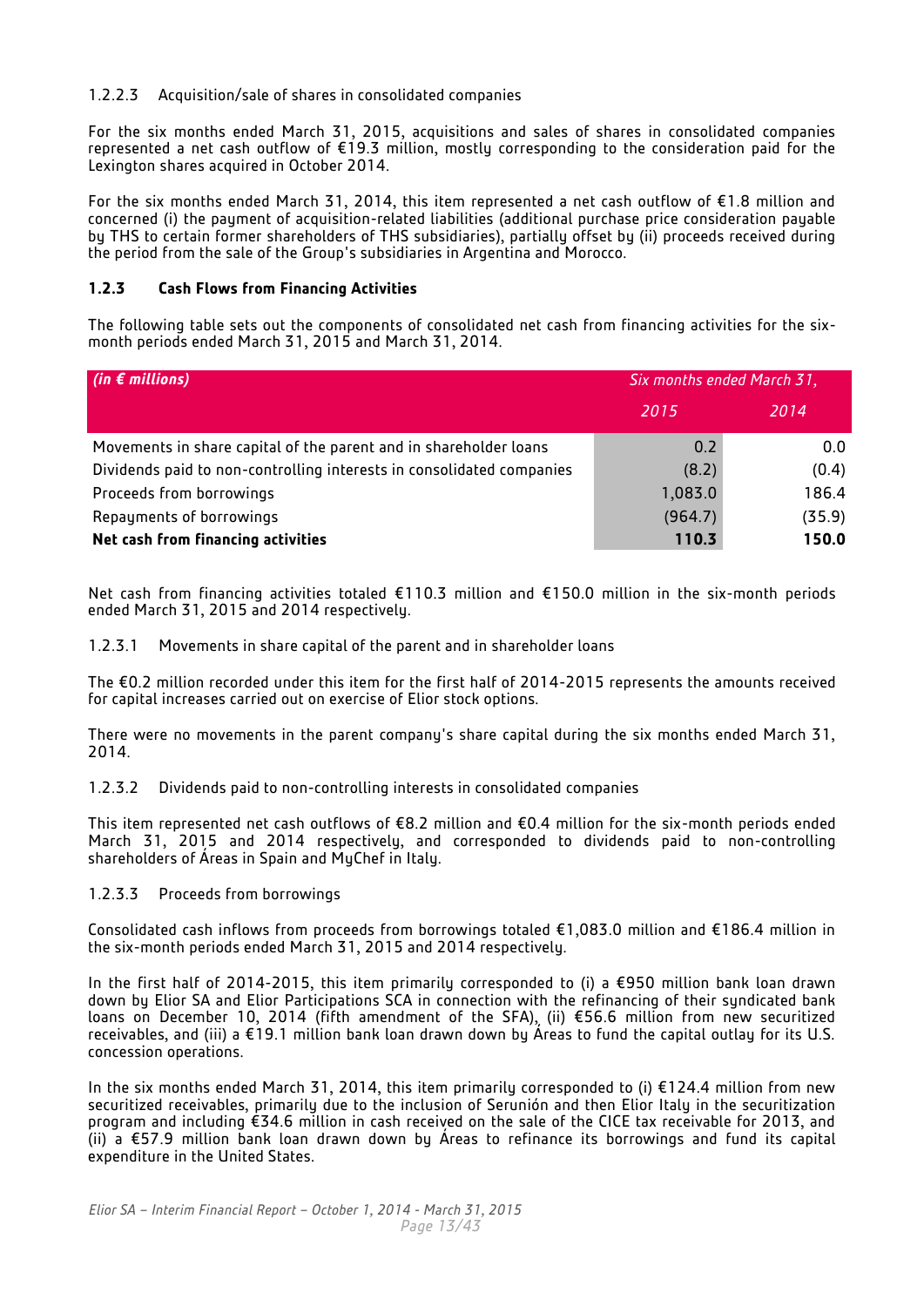1.2.2.3 Acquisition/sale of shares in consolidated companies

For the six months ended March 31, 2015, acquisitions and sales of shares in consolidated companies represented a net cash outflow of €19.3 million, mostly corresponding to the consideration paid for the Lexington shares acquired in October 2014.

For the six months ended March 31, 2014, this item represented a net cash outflow of €1.8 million and concerned (i) the payment of acquisition-related liabilities (additional purchase price consideration payable by THS to certain former shareholders of THS subsidiaries), partially offset by (ii) proceeds received during the period from the sale of the Group's subsidiaries in Argentina and Morocco.

### 1.2.3 Cash Flows from Financing Activities

The following table sets out the components of consolidated net cash from financing activities for the six-month periods ended March 31, 2015 and March 31, 2014.

| *(in € millions)* | *Six months ended March 31,* | |
|---|---|---|
| | *2015* | *2014* |
| Movements in share capital of the parent and in shareholder loans | 0.2 | 0.0 |
| Dividends paid to non-controlling interests in consolidated companies | (8.2) | (0.4) |
| Proceeds from borrowings | 1,083.0 | 186.4 |
| Repayments of borrowings | (964.7) | (35.9) |
| **Net cash from financing activities** | **110.3** | **150.0** |

Net cash from financing activities totaled €110.3 million and €150.0 million in the six-month periods ended March 31, 2015 and 2014 respectively.

1.2.3.1 Movements in share capital of the parent and in shareholder loans

The €0.2 million recorded under this item for the first half of 2014-2015 represents the amounts received for capital increases carried out on exercise of Elior stock options.

There were no movements in the parent company's share capital during the six months ended March 31, 2014.

1.2.3.2 Dividends paid to non-controlling interests in consolidated companies

This item represented net cash outflows of €8.2 million and €0.4 million for the six-month periods ended March 31, 2015 and 2014 respectively, and corresponded to dividends paid to non-controlling shareholders of Áreas in Spain and MyChef in Italy.

1.2.3.3 Proceeds from borrowings

Consolidated cash inflows from proceeds from borrowings totaled €1,083.0 million and €186.4 million in the six-month periods ended March 31, 2015 and 2014 respectively.

In the first half of 2014-2015, this item primarily corresponded to (i) a €950 million bank loan drawn down by Elior SA and Elior Participations SCA in connection with the refinancing of their syndicated bank loans on December 10, 2014 (fifth amendment of the SFA), (ii) €56.6 million from new securitized receivables, and (iii) a €19.1 million bank loan drawn down by Áreas to fund the capital outlay for its U.S. concession operations.

In the six months ended March 31, 2014, this item primarily corresponded to (i) €124.4 million from new securitized receivables, primarily due to the inclusion of Serunión and then Elior Italy in the securitization program and including €34.6 million in cash received on the sale of the CICE tax receivable for 2013, and (ii) a €57.9 million bank loan drawn down by Áreas to refinance its borrowings and fund its capital expenditure in the United States.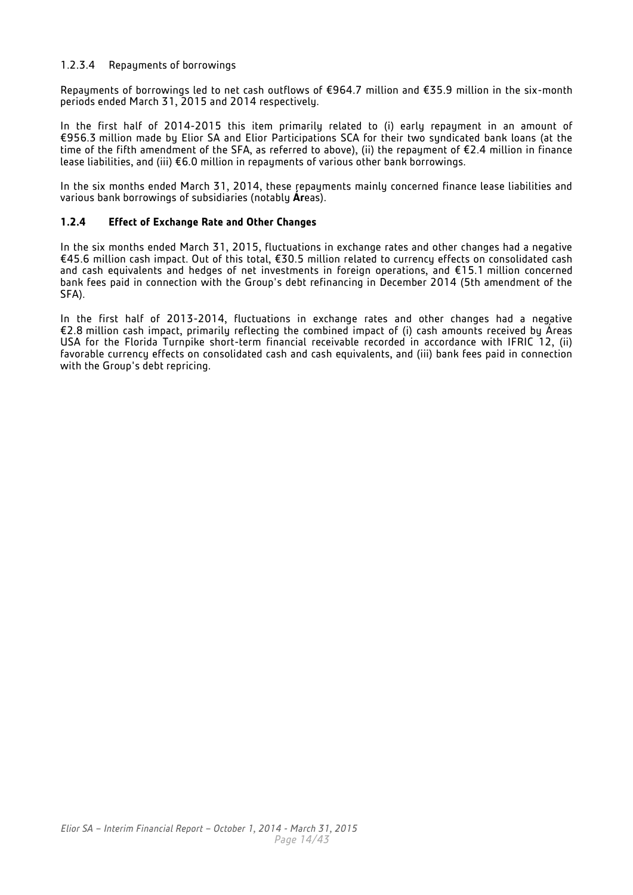#### 1.2.3.4 Repayments of borrowings

Repayments of borrowings led to net cash outflows of €964.7 million and €35.9 million in the six-month periods ended March 31, 2015 and 2014 respectively.

In the first half of 2014-2015 this item primarily related to (i) early repayment in an amount of €956.3 million made by Elior SA and Elior Participations SCA for their two syndicated bank loans (at the time of the fifth amendment of the SFA, as referred to above), (ii) the repayment of €2.4 million in finance lease liabilities, and (iii) €6.0 million in repayments of various other bank borrowings.

In the six months ended March 31, 2014, these repayments mainly concerned finance lease liabilities and various bank borrowings of subsidiaries (notably **Ár**eas).

### 1.2.4 Effect of Exchange Rate and Other Changes

In the six months ended March 31, 2015, fluctuations in exchange rates and other changes had a negative €45.6 million cash impact. Out of this total, €30.5 million related to currency effects on consolidated cash and cash equivalents and hedges of net investments in foreign operations, and €15.1 million concerned bank fees paid in connection with the Group's debt refinancing in December 2014 (5th amendment of the SFA).

In the first half of 2013-2014, fluctuations in exchange rates and other changes had a negative €2.8 million cash impact, primarily reflecting the combined impact of (i) cash amounts received by Áreas USA for the Florida Turnpike short-term financial receivable recorded in accordance with IFRIC 12, (ii) favorable currency effects on consolidated cash and cash equivalents, and (iii) bank fees paid in connection with the Group's debt repricing.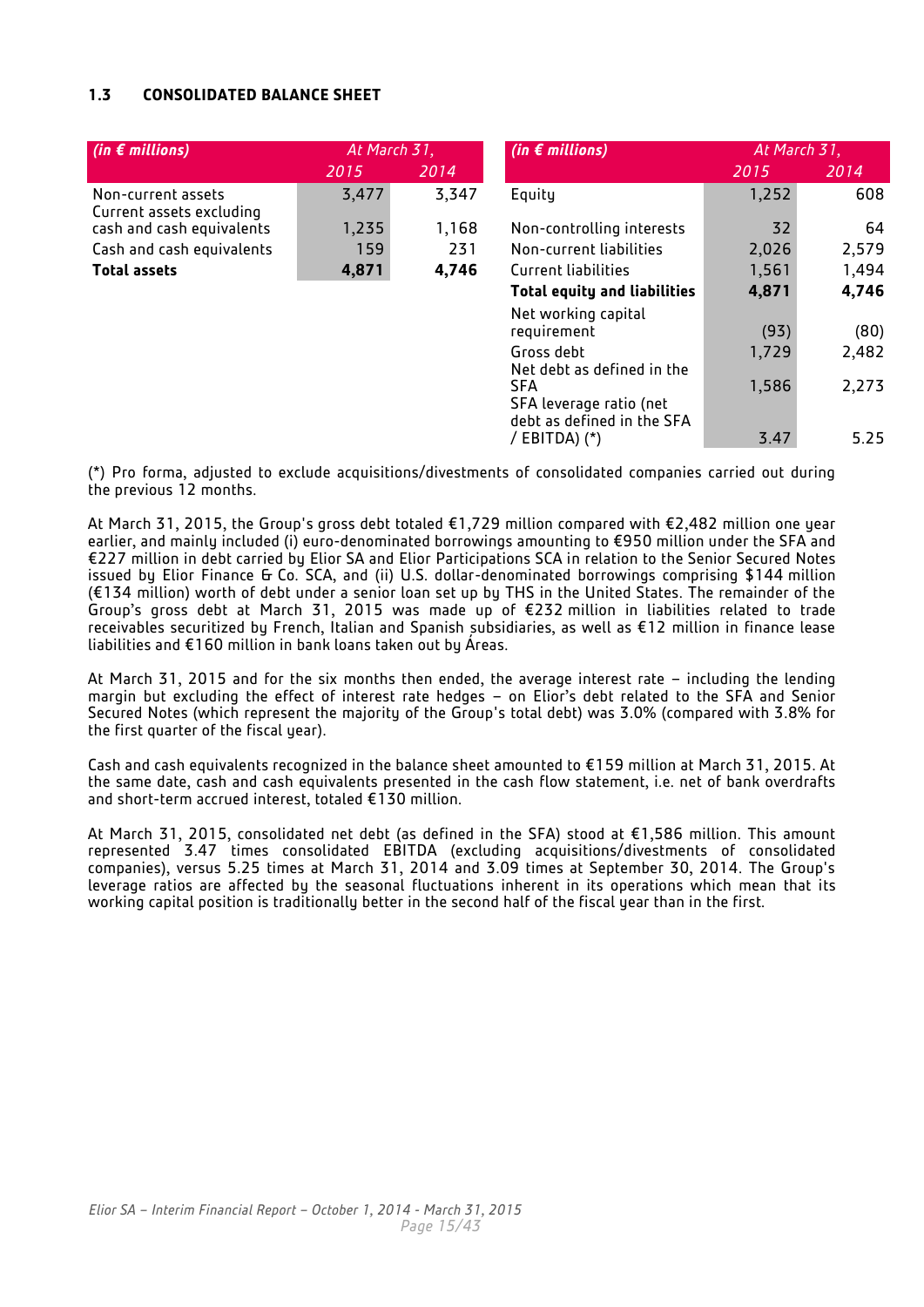## 1.3 CONSOLIDATED BALANCE SHEET

| *(in € millions)* | At March 31, | |
|---|---|---|
| | 2015 | 2014 |
| Non-current assets | 3,477 | 3,347 |
| Current assets excluding cash and cash equivalents | 1,235 | 1,168 |
| Cash and cash equivalents | 159 | 231 |
| **Total assets** | **4,871** | **4,746** |

| *(in € millions)* | At March 31, | |
|---|---|---|
| | 2015 | 2014 |
| Equity | 1,252 | 608 |
| Non-controlling interests | 32 | 64 |
| Non-current liabilities | 2,026 | 2,579 |
| Current liabilities | 1,561 | 1,494 |
| **Total equity and liabilities** | **4,871** | **4,746** |
| Net working capital requirement | (93) | (80) |
| Gross debt | 1,729 | 2,482 |
| Net debt as defined in the SFA | 1,586 | 2,273 |
| SFA leverage ratio (net debt as defined in the SFA / EBITDA) (*) | 3.47 | 5.25 |

(*) Pro forma, adjusted to exclude acquisitions/divestments of consolidated companies carried out during the previous 12 months.

At March 31, 2015, the Group's gross debt totaled €1,729 million compared with €2,482 million one year earlier, and mainly included (i) euro-denominated borrowings amounting to €950 million under the SFA and €227 million in debt carried by Elior SA and Elior Participations SCA in relation to the Senior Secured Notes issued by Elior Finance & Co. SCA, and (ii) U.S. dollar-denominated borrowings comprising $144 million (€134 million) worth of debt under a senior loan set up by THS in the United States. The remainder of the Group's gross debt at March 31, 2015 was made up of €232 million in liabilities related to trade receivables securitized by French, Italian and Spanish subsidiaries, as well as €12 million in finance lease liabilities and €160 million in bank loans taken out by Áreas.

At March 31, 2015 and for the six months then ended, the average interest rate – including the lending margin but excluding the effect of interest rate hedges – on Elior's debt related to the SFA and Senior Secured Notes (which represent the majority of the Group's total debt) was 3.0% (compared with 3.8% for the first quarter of the fiscal year).

Cash and cash equivalents recognized in the balance sheet amounted to €159 million at March 31, 2015. At the same date, cash and cash equivalents presented in the cash flow statement, i.e. net of bank overdrafts and short-term accrued interest, totaled €130 million.

At March 31, 2015, consolidated net debt (as defined in the SFA) stood at €1,586 million. This amount represented 3.47 times consolidated EBITDA (excluding acquisitions/divestments of consolidated companies), versus 5.25 times at March 31, 2014 and 3.09 times at September 30, 2014. The Group's leverage ratios are affected by the seasonal fluctuations inherent in its operations which mean that its working capital position is traditionally better in the second half of the fiscal year than in the first.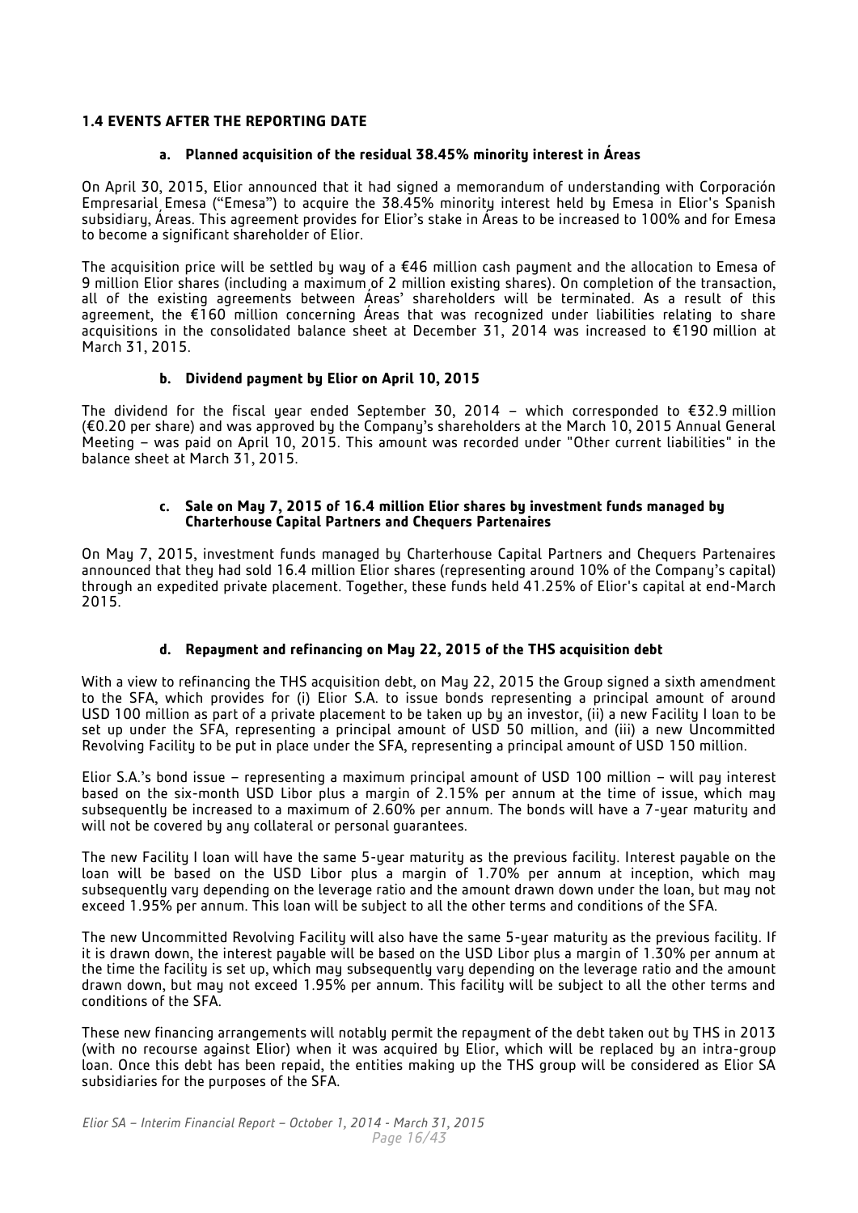## 1.4 EVENTS AFTER THE REPORTING DATE

### a. Planned acquisition of the residual 38.45% minority interest in Áreas

On April 30, 2015, Elior announced that it had signed a memorandum of understanding with Corporación Empresarial Emesa ("Emesa") to acquire the 38.45% minority interest held by Emesa in Elior's Spanish subsidiary, Áreas. This agreement provides for Elior's stake in Áreas to be increased to 100% and for Emesa to become a significant shareholder of Elior.

The acquisition price will be settled by way of a €46 million cash payment and the allocation to Emesa of 9 million Elior shares (including a maximum of 2 million existing shares). On completion of the transaction, all of the existing agreements between Áreas' shareholders will be terminated. As a result of this agreement, the €160 million concerning Áreas that was recognized under liabilities relating to share acquisitions in the consolidated balance sheet at December 31, 2014 was increased to €190 million at March 31, 2015.

### b. Dividend payment by Elior on April 10, 2015

The dividend for the fiscal year ended September 30, 2014 – which corresponded to €32.9 million (€0.20 per share) and was approved by the Company's shareholders at the March 10, 2015 Annual General Meeting – was paid on April 10, 2015. This amount was recorded under "Other current liabilities" in the balance sheet at March 31, 2015.

### c. Sale on May 7, 2015 of 16.4 million Elior shares by investment funds managed by Charterhouse Capital Partners and Chequers Partenaires

On May 7, 2015, investment funds managed by Charterhouse Capital Partners and Chequers Partenaires announced that they had sold 16.4 million Elior shares (representing around 10% of the Company's capital) through an expedited private placement. Together, these funds held 41.25% of Elior's capital at end-March 2015.

### d. Repayment and refinancing on May 22, 2015 of the THS acquisition debt

With a view to refinancing the THS acquisition debt, on May 22, 2015 the Group signed a sixth amendment to the SFA, which provides for (i) Elior S.A. to issue bonds representing a principal amount of around USD 100 million as part of a private placement to be taken up by an investor, (ii) a new Facility I loan to be set up under the SFA, representing a principal amount of USD 50 million, and (iii) a new Uncommitted Revolving Facility to be put in place under the SFA, representing a principal amount of USD 150 million.

Elior S.A.'s bond issue – representing a maximum principal amount of USD 100 million – will pay interest based on the six-month USD Libor plus a margin of 2.15% per annum at the time of issue, which may subsequently be increased to a maximum of 2.60% per annum. The bonds will have a 7-year maturity and will not be covered by any collateral or personal guarantees.

The new Facility I loan will have the same 5-year maturity as the previous facility. Interest payable on the loan will be based on the USD Libor plus a margin of 1.70% per annum at inception, which may subsequently vary depending on the leverage ratio and the amount drawn down under the loan, but may not exceed 1.95% per annum. This loan will be subject to all the other terms and conditions of the SFA.

The new Uncommitted Revolving Facility will also have the same 5-year maturity as the previous facility. If it is drawn down, the interest payable will be based on the USD Libor plus a margin of 1.30% per annum at the time the facility is set up, which may subsequently vary depending on the leverage ratio and the amount drawn down, but may not exceed 1.95% per annum. This facility will be subject to all the other terms and conditions of the SFA.

These new financing arrangements will notably permit the repayment of the debt taken out by THS in 2013 (with no recourse against Elior) when it was acquired by Elior, which will be replaced by an intra-group loan. Once this debt has been repaid, the entities making up the THS group will be considered as Elior SA subsidiaries for the purposes of the SFA.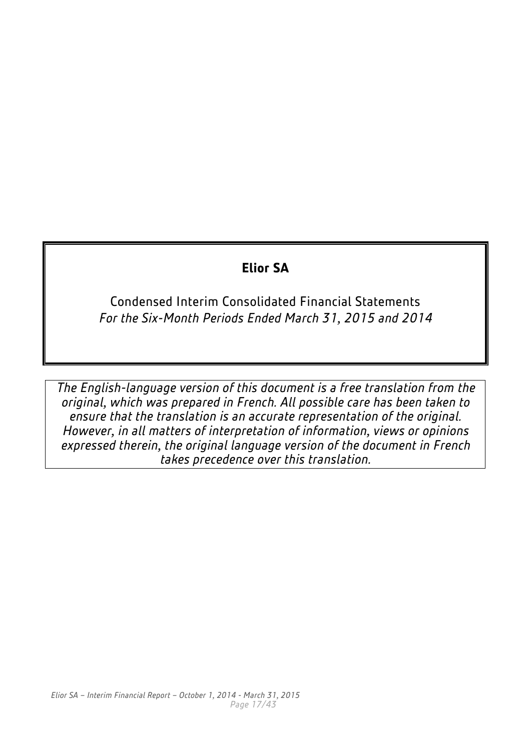# Elior SA

## Condensed Interim Consolidated Financial Statements

*For the Six-Month Periods Ended March 31, 2015 and 2014*

*The English-language version of this document is a free translation from the original, which was prepared in French. All possible care has been taken to ensure that the translation is an accurate representation of the original. However, in all matters of interpretation of information, views or opinions expressed therein, the original language version of the document in French takes precedence over this translation.*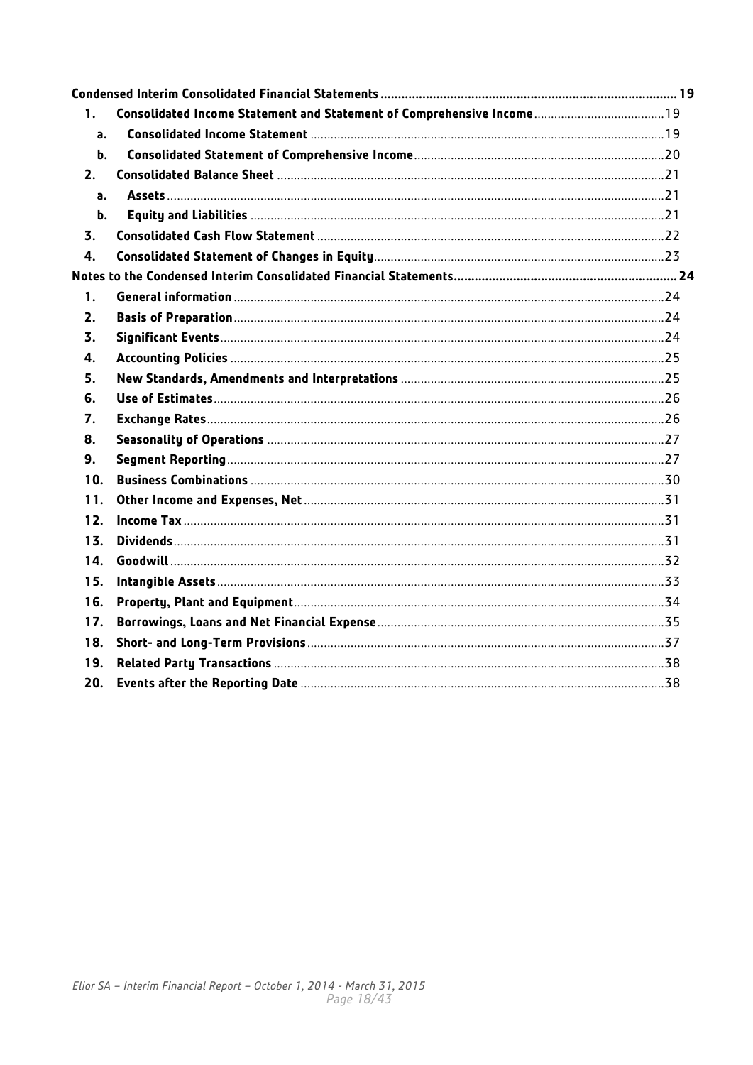**Condensed Interim Consolidated Financial Statements** ..... 19

1. **Consolidated Income Statement and Statement of Comprehensive Income** ..... 19
   a. **Consolidated Income Statement** ..... 19
   b. **Consolidated Statement of Comprehensive Income** ..... 20
2. **Consolidated Balance Sheet** ..... 21
   a. **Assets** ..... 21
   b. **Equity and Liabilities** ..... 21
3. **Consolidated Cash Flow Statement** ..... 22
4. **Consolidated Statement of Changes in Equity** ..... 23

**Notes to the Condensed Interim Consolidated Financial Statements** ..... 24

1. **General information** ..... 24
2. **Basis of Preparation** ..... 24
3. **Significant Events** ..... 24
4. **Accounting Policies** ..... 25
5. **New Standards, Amendments and Interpretations** ..... 25
6. **Use of Estimates** ..... 26
7. **Exchange Rates** ..... 26
8. **Seasonality of Operations** ..... 27
9. **Segment Reporting** ..... 27
10. **Business Combinations** ..... 30
11. **Other Income and Expenses, Net** ..... 31
12. **Income Tax** ..... 31
13. **Dividends** ..... 31
14. **Goodwill** ..... 32
15. **Intangible Assets** ..... 33
16. **Property, Plant and Equipment** ..... 34
17. **Borrowings, Loans and Net Financial Expense** ..... 35
18. **Short- and Long-Term Provisions** ..... 37
19. **Related Party Transactions** ..... 38
20. **Events after the Reporting Date** ..... 38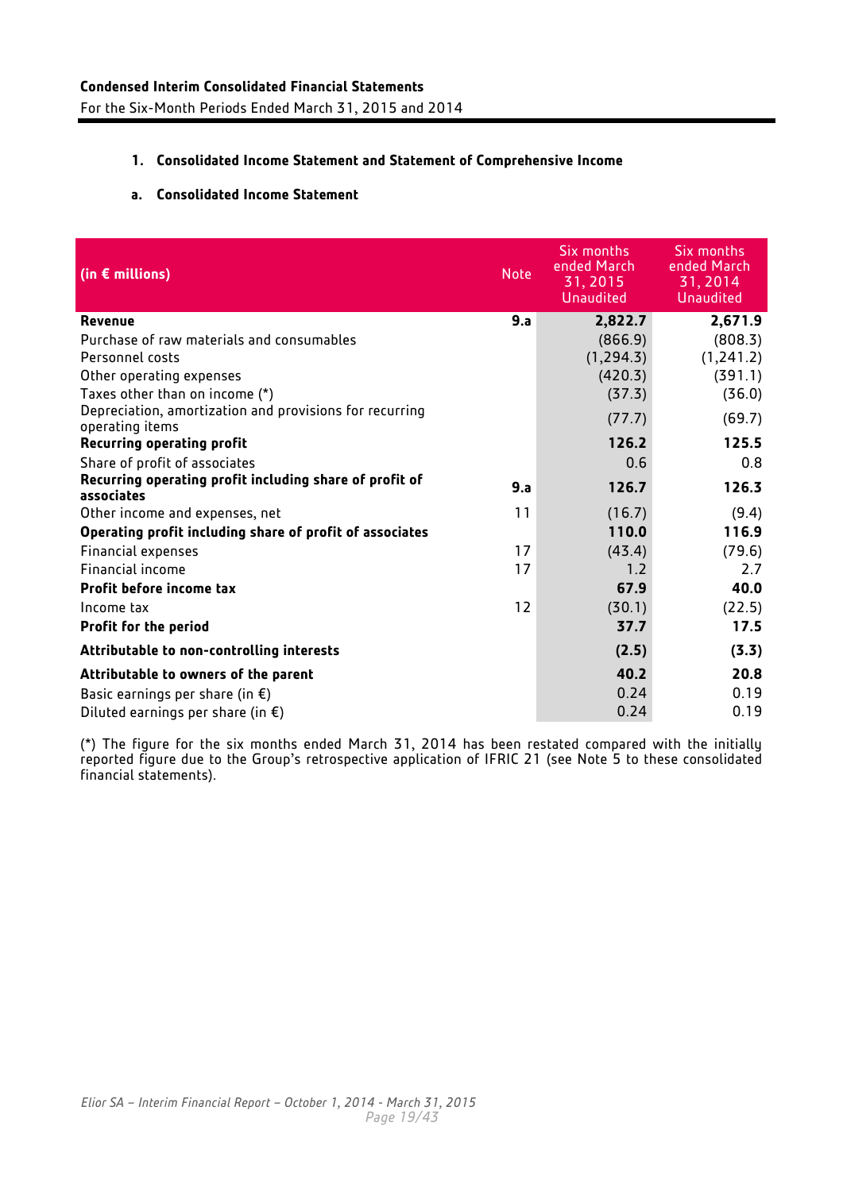**Condensed Interim Consolidated Financial Statements**
For the Six-Month Periods Ended March 31, 2015 and 2014

## 1. Consolidated Income Statement and Statement of Comprehensive Income

### a. Consolidated Income Statement

| (in € millions) | Note | Six months ended March 31, 2015 Unaudited | Six months ended March 31, 2014 Unaudited |
|---|---|---|---|
| **Revenue** | **9.a** | **2,822.7** | **2,671.9** |
| Purchase of raw materials and consumables | | (866.9) | (808.3) |
| Personnel costs | | (1,294.3) | (1,241.2) |
| Other operating expenses | | (420.3) | (391.1) |
| Taxes other than on income (*) | | (37.3) | (36.0) |
| Depreciation, amortization and provisions for recurring operating items | | (77.7) | (69.7) |
| **Recurring operating profit** | | **126.2** | **125.5** |
| Share of profit of associates | | 0.6 | 0.8 |
| **Recurring operating profit including share of profit of associates** | **9.a** | **126.7** | **126.3** |
| Other income and expenses, net | 11 | (16.7) | (9.4) |
| **Operating profit including share of profit of associates** | | **110.0** | **116.9** |
| Financial expenses | 17 | (43.4) | (79.6) |
| Financial income | 17 | 1.2 | 2.7 |
| **Profit before income tax** | | **67.9** | **40.0** |
| Income tax | 12 | (30.1) | (22.5) |
| **Profit for the period** | | **37.7** | **17.5** |
| **Attributable to non-controlling interests** | | **(2.5)** | **(3.3)** |
| **Attributable to owners of the parent** | | **40.2** | **20.8** |
| Basic earnings per share (in €) | | 0.24 | 0.19 |
| Diluted earnings per share (in €) | | 0.24 | 0.19 |

(*) The figure for the six months ended March 31, 2014 has been restated compared with the initially reported figure due to the Group's retrospective application of IFRIC 21 (see Note 5 to these consolidated financial statements).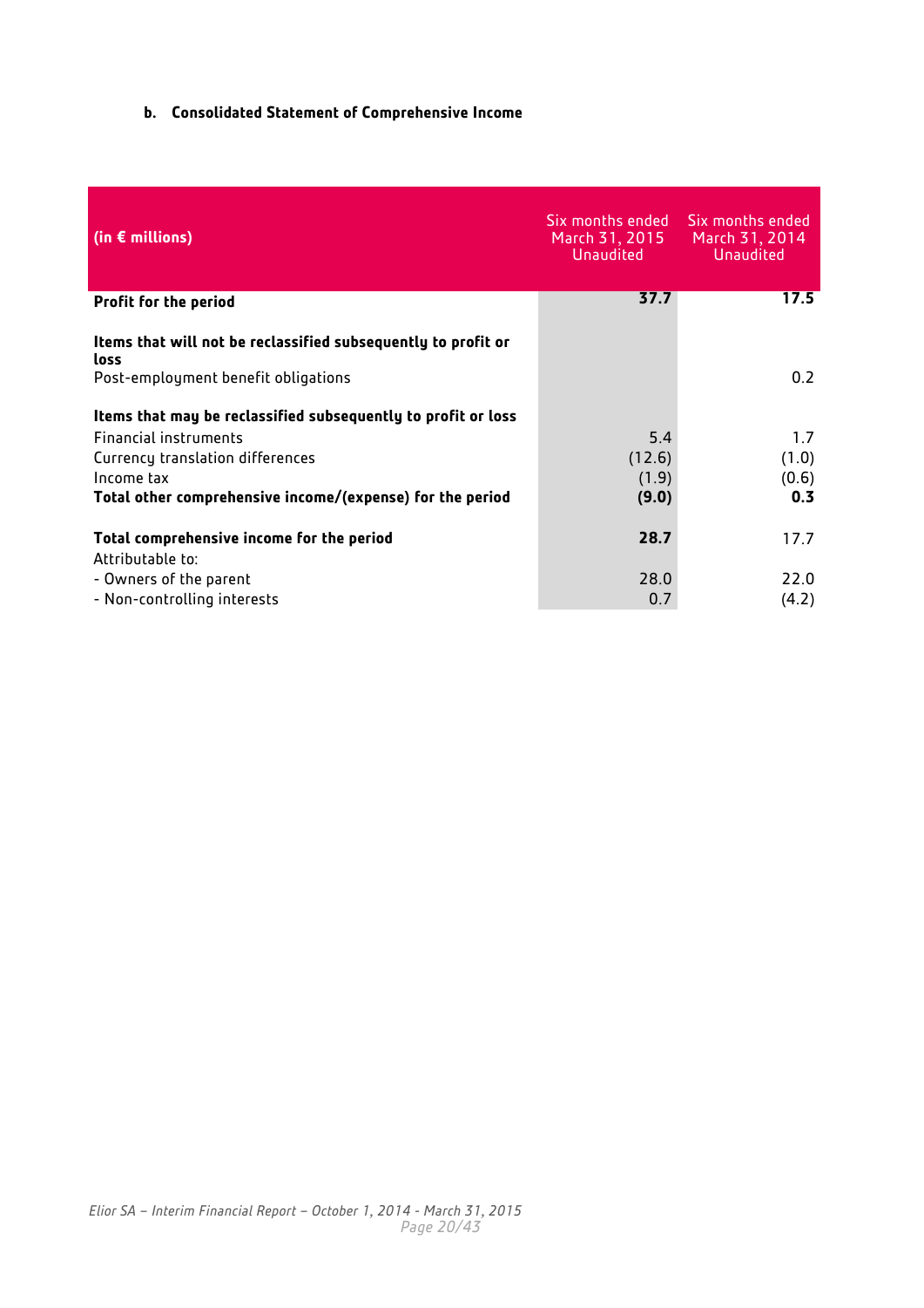### b. Consolidated Statement of Comprehensive Income

| (in € millions) | Six months ended March 31, 2015 Unaudited | Six months ended March 31, 2014 Unaudited |
|---|---|---|
| **Profit for the period** | **37.7** | **17.5** |
| **Items that will not be reclassified subsequently to profit or loss** | | |
| Post-employment benefit obligations | | 0.2 |
| **Items that may be reclassified subsequently to profit or loss** | | |
| Financial instruments | 5.4 | 1.7 |
| Currency translation differences | (12.6) | (1.0) |
| Income tax | (1.9) | (0.6) |
| **Total other comprehensive income/(expense) for the period** | **(9.0)** | **0.3** |
| **Total comprehensive income for the period** | **28.7** | 17.7 |
| Attributable to: | | |
| - Owners of the parent | 28.0 | 22.0 |
| - Non-controlling interests | 0.7 | (4.2) |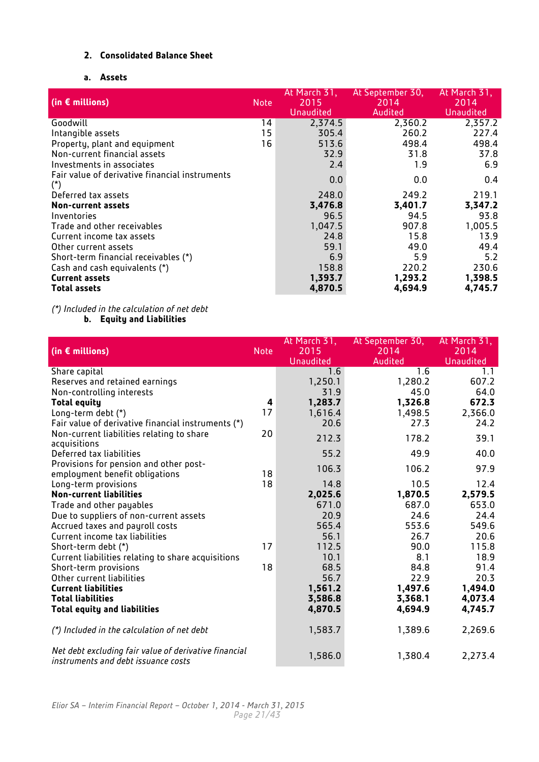## 2. Consolidated Balance Sheet

### a. Assets

| (in € millions) | Note | At March 31, 2015 Unaudited | At September 30, 2014 Audited | At March 31, 2014 Unaudited |
|---|---|---|---|---|
| Goodwill | 14 | 2,374.5 | 2,360.2 | 2,357.2 |
| Intangible assets | 15 | 305.4 | 260.2 | 227.4 |
| Property, plant and equipment | 16 | 513.6 | 498.4 | 498.4 |
| Non-current financial assets | | 32.9 | 31.8 | 37.8 |
| Investments in associates | | 2.4 | 1.9 | 6.9 |
| Fair value of derivative financial instruments (*) | | 0.0 | 0.0 | 0.4 |
| Deferred tax assets | | 248.0 | 249.2 | 219.1 |
| **Non-current assets** | | **3,476.8** | **3,401.7** | **3,347.2** |
| Inventories | | 96.5 | 94.5 | 93.8 |
| Trade and other receivables | | 1,047.5 | 907.8 | 1,005.5 |
| Current income tax assets | | 24.8 | 15.8 | 13.9 |
| Other current assets | | 59.1 | 49.0 | 49.4 |
| Short-term financial receivables (*) | | 6.9 | 5.9 | 5.2 |
| Cash and cash equivalents (*) | | 158.8 | 220.2 | 230.6 |
| **Current assets** | | **1,393.7** | **1,293.2** | **1,398.5** |
| **Total assets** | | **4,870.5** | **4,694.9** | **4,745.7** |

*(*) Included in the calculation of net debt*

### b. Equity and Liabilities

| (in € millions) | Note | At March 31, 2015 Unaudited | At September 30, 2014 Audited | At March 31, 2014 Unaudited |
|---|---|---|---|---|
| Share capital | | 1.6 | 1.6 | 1.1 |
| Reserves and retained earnings | | 1,250.1 | 1,280.2 | 607.2 |
| Non-controlling interests | | 31.9 | 45.0 | 64.0 |
| **Total equity** | **4** | **1,283.7** | **1,326.8** | **672.3** |
| Long-term debt (*) | 17 | 1,616.4 | 1,498.5 | 2,366.0 |
| Fair value of derivative financial instruments (*) | | 20.6 | 27.3 | 24.2 |
| Non-current liabilities relating to share acquisitions | 20 | 212.3 | 178.2 | 39.1 |
| Deferred tax liabilities | | 55.2 | 49.9 | 40.0 |
| Provisions for pension and other post-employment benefit obligations | 18 | 106.3 | 106.2 | 97.9 |
| Long-term provisions | 18 | 14.8 | 10.5 | 12.4 |
| **Non-current liabilities** | | **2,025.6** | **1,870.5** | **2,579.5** |
| Trade and other payables | | 671.0 | 687.0 | 653.0 |
| Due to suppliers of non-current assets | | 20.9 | 24.6 | 24.4 |
| Accrued taxes and payroll costs | | 565.4 | 553.6 | 549.6 |
| Current income tax liabilities | | 56.1 | 26.7 | 20.6 |
| Short-term debt (*) | 17 | 112.5 | 90.0 | 115.8 |
| Current liabilities relating to share acquisitions | | 10.1 | 8.1 | 18.9 |
| Short-term provisions | 18 | 68.5 | 84.8 | 91.4 |
| Other current liabilities | | 56.7 | 22.9 | 20.3 |
| **Current liabilities** | | **1,561.2** | **1,497.6** | **1,494.0** |
| **Total liabilities** | | **3,586.8** | **3,368.1** | **4,073.4** |
| **Total equity and liabilities** | | **4,870.5** | **4,694.9** | **4,745.7** |
| *(*) Included in the calculation of net debt* | | 1,583.7 | 1,389.6 | 2,269.6 |
| *Net debt excluding fair value of derivative financial instruments and debt issuance costs* | | 1,586.0 | 1,380.4 | 2,273.4 |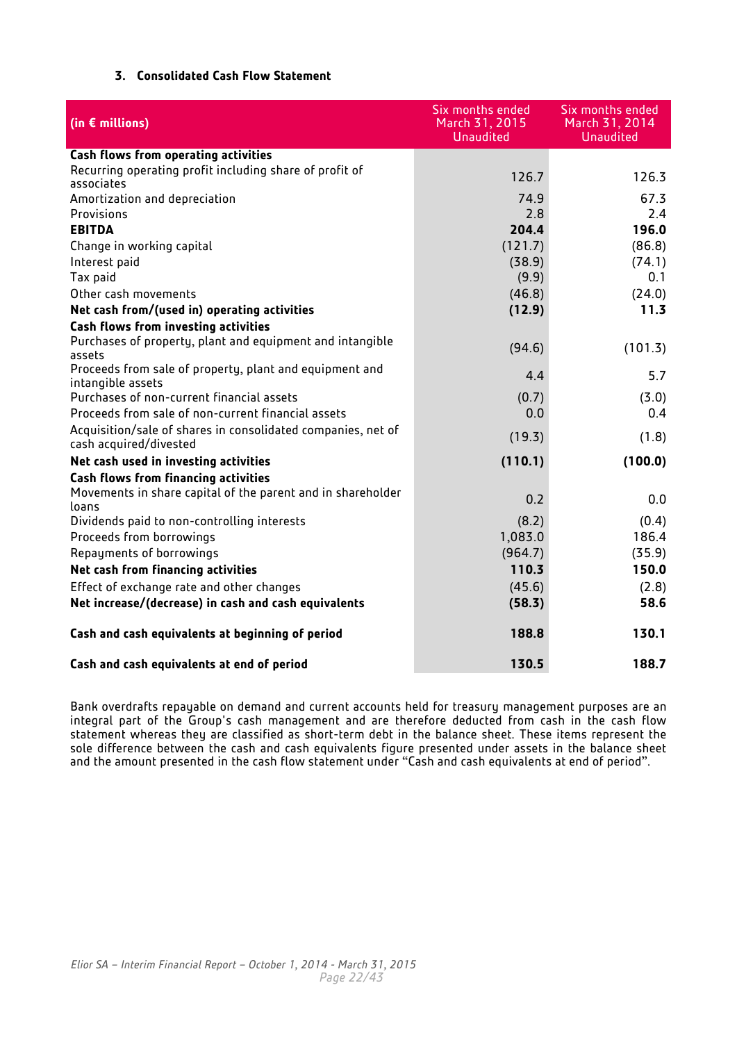### 3. Consolidated Cash Flow Statement

| (in € millions) | Six months ended March 31, 2015 Unaudited | Six months ended March 31, 2014 Unaudited |
|---|---|---|
| **Cash flows from operating activities** | | |
| Recurring operating profit including share of profit of associates | 126.7 | 126.3 |
| Amortization and depreciation | 74.9 | 67.3 |
| Provisions | 2.8 | 2.4 |
| **EBITDA** | **204.4** | **196.0** |
| Change in working capital | (121.7) | (86.8) |
| Interest paid | (38.9) | (74.1) |
| Tax paid | (9.9) | 0.1 |
| Other cash movements | (46.8) | (24.0) |
| **Net cash from/(used in) operating activities** | **(12.9)** | **11.3** |
| **Cash flows from investing activities** | | |
| Purchases of property, plant and equipment and intangible assets | (94.6) | (101.3) |
| Proceeds from sale of property, plant and equipment and intangible assets | 4.4 | 5.7 |
| Purchases of non-current financial assets | (0.7) | (3.0) |
| Proceeds from sale of non-current financial assets | 0.0 | 0.4 |
| Acquisition/sale of shares in consolidated companies, net of cash acquired/divested | (19.3) | (1.8) |
| **Net cash used in investing activities** | **(110.1)** | **(100.0)** |
| **Cash flows from financing activities** | | |
| Movements in share capital of the parent and in shareholder loans | 0.2 | 0.0 |
| Dividends paid to non-controlling interests | (8.2) | (0.4) |
| Proceeds from borrowings | 1,083.0 | 186.4 |
| Repayments of borrowings | (964.7) | (35.9) |
| **Net cash from financing activities** | **110.3** | **150.0** |
| Effect of exchange rate and other changes | (45.6) | (2.8) |
| **Net increase/(decrease) in cash and cash equivalents** | **(58.3)** | **58.6** |
| **Cash and cash equivalents at beginning of period** | **188.8** | **130.1** |
| **Cash and cash equivalents at end of period** | **130.5** | **188.7** |

Bank overdrafts repayable on demand and current accounts held for treasury management purposes are an integral part of the Group's cash management and are therefore deducted from cash in the cash flow statement whereas they are classified as short-term debt in the balance sheet. These items represent the sole difference between the cash and cash equivalents figure presented under assets in the balance sheet and the amount presented in the cash flow statement under "Cash and cash equivalents at end of period".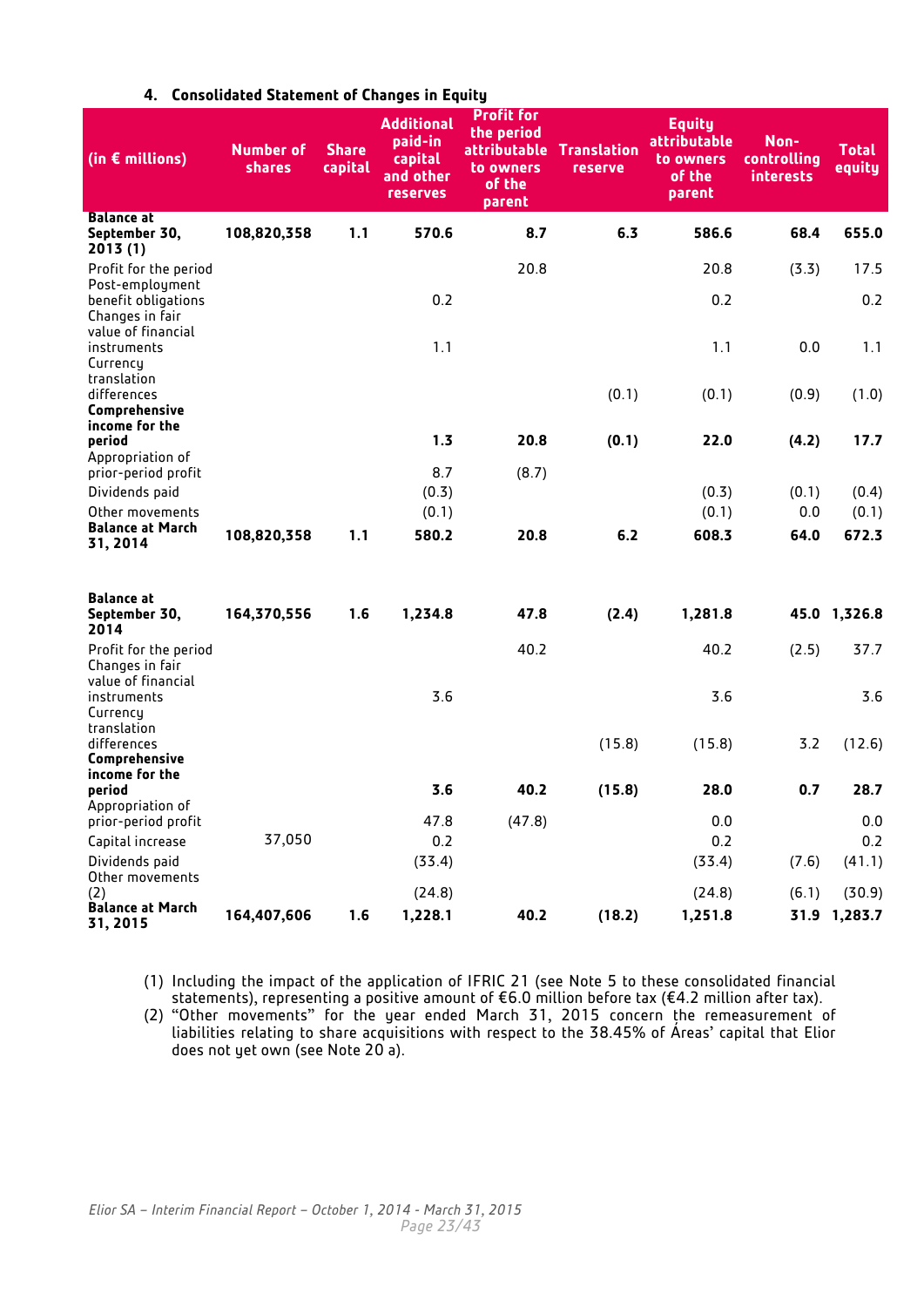## 4. Consolidated Statement of Changes in Equity

| (in € millions) | Number of shares | Share capital | Additional paid-in capital and other reserves | Profit for the period attributable to owners of the parent | Translation reserve | Equity attributable to owners of the parent | Non-controlling interests | Total equity |
|---|---|---|---|---|---|---|---|---|
| **Balance at September 30, 2013 (1)** | **108,820,358** | **1.1** | **570.6** | **8.7** | **6.3** | **586.6** | **68.4** | **655.0** |
| Profit for the period | | | | 20.8 | | 20.8 | (3.3) | 17.5 |
| Post-employment benefit obligations | | | 0.2 | | | 0.2 | | 0.2 |
| Changes in fair value of financial instruments | | | 1.1 | | | 1.1 | 0.0 | 1.1 |
| Currency translation differences | | | | | (0.1) | (0.1) | (0.9) | (1.0) |
| **Comprehensive income for the period** | | | **1.3** | **20.8** | **(0.1)** | **22.0** | **(4.2)** | **17.7** |
| Appropriation of prior-period profit | | | 8.7 | (8.7) | | | | |
| Dividends paid | | | (0.3) | | | (0.3) | (0.1) | (0.4) |
| Other movements | | | (0.1) | | | (0.1) | 0.0 | (0.1) |
| **Balance at March 31, 2014** | **108,820,358** | **1.1** | **580.2** | **20.8** | **6.2** | **608.3** | **64.0** | **672.3** |
| | | | | | | | | |
| **Balance at September 30, 2014** | **164,370,556** | **1.6** | **1,234.8** | **47.8** | **(2.4)** | **1,281.8** | **45.0** | **1,326.8** |
| Profit for the period | | | | 40.2 | | 40.2 | (2.5) | 37.7 |
| Changes in fair value of financial instruments | | | 3.6 | | | 3.6 | | 3.6 |
| Currency translation differences | | | | | (15.8) | (15.8) | 3.2 | (12.6) |
| **Comprehensive income for the period** | | | **3.6** | **40.2** | **(15.8)** | **28.0** | **0.7** | **28.7** |
| Appropriation of prior-period profit | | | 47.8 | (47.8) | | 0.0 | | 0.0 |
| Capital increase | 37,050 | | 0.2 | | | 0.2 | | 0.2 |
| Dividends paid | | | (33.4) | | | (33.4) | (7.6) | (41.1) |
| Other movements (2) | | | (24.8) | | | (24.8) | (6.1) | (30.9) |
| **Balance at March 31, 2015** | **164,407,606** | **1.6** | **1,228.1** | **40.2** | **(18.2)** | **1,251.8** | **31.9** | **1,283.7** |

(1) Including the impact of the application of IFRIC 21 (see Note 5 to these consolidated financial statements), representing a positive amount of €6.0 million before tax (€4.2 million after tax).

(2) "Other movements" for the year ended March 31, 2015 concern the remeasurement of liabilities relating to share acquisitions with respect to the 38.45% of Áreas' capital that Elior does not yet own (see Note 20 a).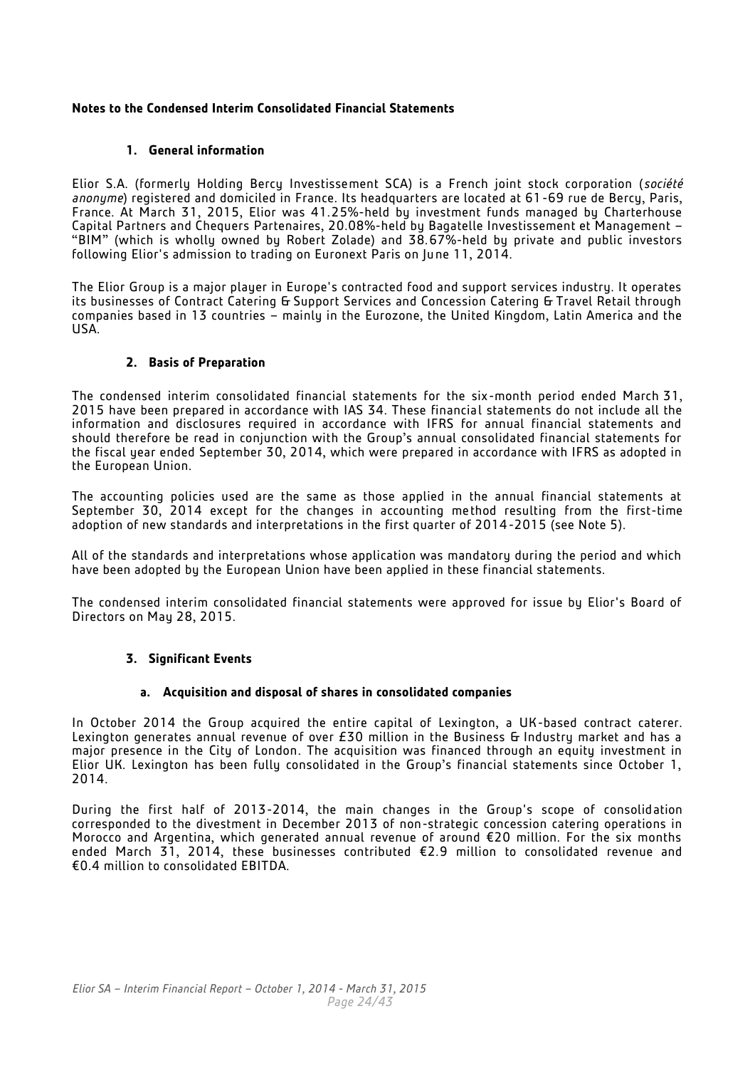**Notes to the Condensed Interim Consolidated Financial Statements**

## 1. General information

Elior S.A. (formerly Holding Bercy Investissement SCA) is a French joint stock corporation (*société anonyme*) registered and domiciled in France. Its headquarters are located at 61-69 rue de Bercy, Paris, France. At March 31, 2015, Elior was 41.25%-held by investment funds managed by Charterhouse Capital Partners and Chequers Partenaires, 20.08%-held by Bagatelle Investissement et Management – "BIM" (which is wholly owned by Robert Zolade) and 38.67%-held by private and public investors following Elior's admission to trading on Euronext Paris on June 11, 2014.

The Elior Group is a major player in Europe's contracted food and support services industry. It operates its businesses of Contract Catering & Support Services and Concession Catering & Travel Retail through companies based in 13 countries – mainly in the Eurozone, the United Kingdom, Latin America and the USA.

## 2. Basis of Preparation

The condensed interim consolidated financial statements for the six-month period ended March 31, 2015 have been prepared in accordance with IAS 34. These financial statements do not include all the information and disclosures required in accordance with IFRS for annual financial statements and should therefore be read in conjunction with the Group's annual consolidated financial statements for the fiscal year ended September 30, 2014, which were prepared in accordance with IFRS as adopted in the European Union.

The accounting policies used are the same as those applied in the annual financial statements at September 30, 2014 except for the changes in accounting method resulting from the first-time adoption of new standards and interpretations in the first quarter of 2014-2015 (see Note 5).

All of the standards and interpretations whose application was mandatory during the period and which have been adopted by the European Union have been applied in these financial statements.

The condensed interim consolidated financial statements were approved for issue by Elior's Board of Directors on May 28, 2015.

## 3. Significant Events

### a. Acquisition and disposal of shares in consolidated companies

In October 2014 the Group acquired the entire capital of Lexington, a UK-based contract caterer. Lexington generates annual revenue of over £30 million in the Business & Industry market and has a major presence in the City of London. The acquisition was financed through an equity investment in Elior UK. Lexington has been fully consolidated in the Group's financial statements since October 1, 2014.

During the first half of 2013-2014, the main changes in the Group's scope of consolidation corresponded to the divestment in December 2013 of non-strategic concession catering operations in Morocco and Argentina, which generated annual revenue of around €20 million. For the six months ended March 31, 2014, these businesses contributed €2.9 million to consolidated revenue and €0.4 million to consolidated EBITDA.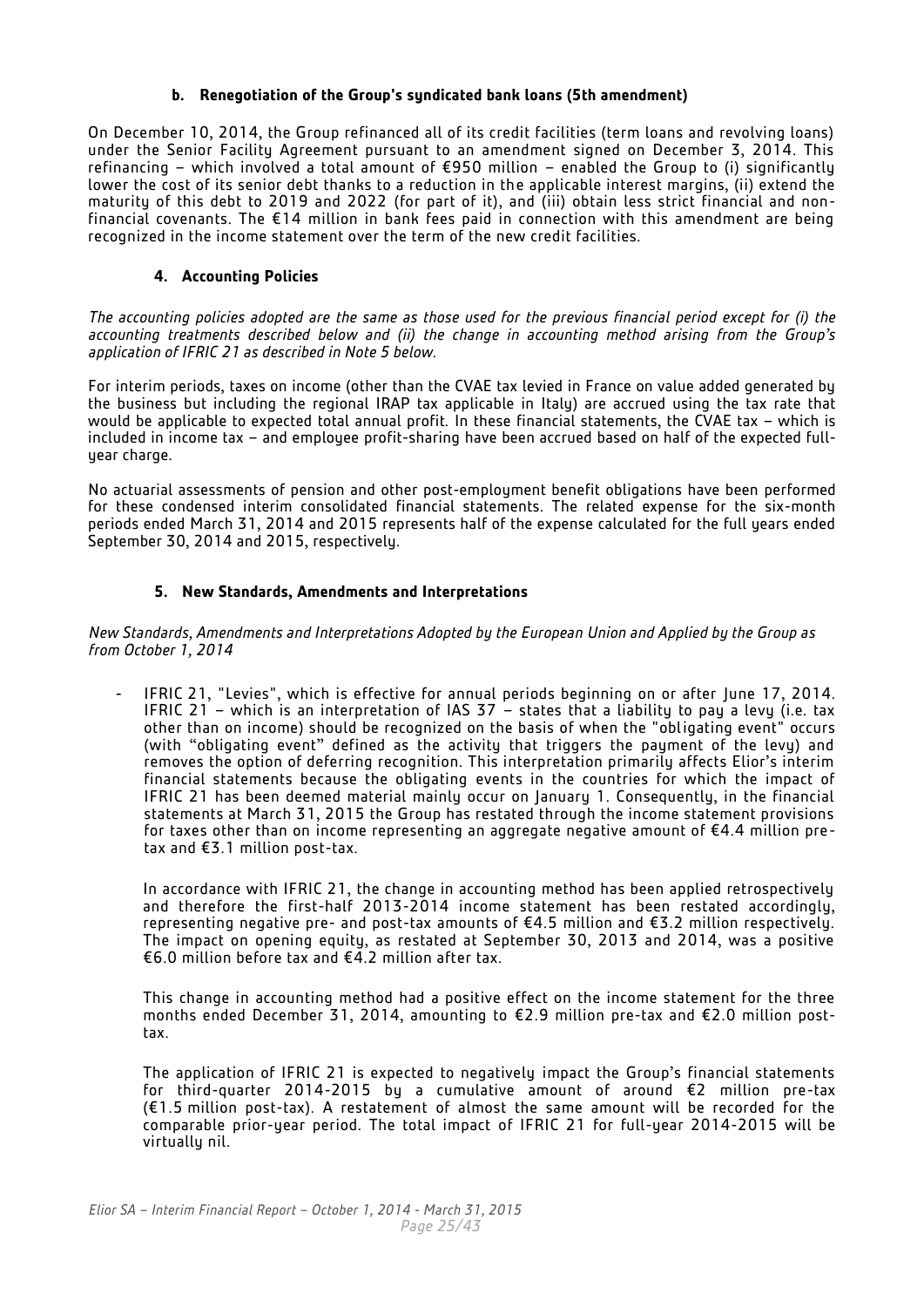### b. Renegotiation of the Group's syndicated bank loans (5th amendment)

On December 10, 2014, the Group refinanced all of its credit facilities (term loans and revolving loans) under the Senior Facility Agreement pursuant to an amendment signed on December 3, 2014. This refinancing – which involved a total amount of €950 million – enabled the Group to (i) significantly lower the cost of its senior debt thanks to a reduction in the applicable interest margins, (ii) extend the maturity of this debt to 2019 and 2022 (for part of it), and (iii) obtain less strict financial and non-financial covenants. The €14 million in bank fees paid in connection with this amendment are being recognized in the income statement over the term of the new credit facilities.

## 4. Accounting Policies

*The accounting policies adopted are the same as those used for the previous financial period except for (i) the accounting treatments described below and (ii) the change in accounting method arising from the Group's application of IFRIC 21 as described in Note 5 below.*

For interim periods, taxes on income (other than the CVAE tax levied in France on value added generated by the business but including the regional IRAP tax applicable in Italy) are accrued using the tax rate that would be applicable to expected total annual profit. In these financial statements, the CVAE tax – which is included in income tax – and employee profit-sharing have been accrued based on half of the expected full-year charge.

No actuarial assessments of pension and other post-employment benefit obligations have been performed for these condensed interim consolidated financial statements. The related expense for the six-month periods ended March 31, 2014 and 2015 represents half of the expense calculated for the full years ended September 30, 2014 and 2015, respectively.

## 5. New Standards, Amendments and Interpretations

*New Standards, Amendments and Interpretations Adopted by the European Union and Applied by the Group as from October 1, 2014*

- IFRIC 21, "Levies", which is effective for annual periods beginning on or after June 17, 2014. IFRIC 21 – which is an interpretation of IAS 37 – states that a liability to pay a levy (i.e. tax other than on income) should be recognized on the basis of when the "obligating event" occurs (with "obligating event" defined as the activity that triggers the payment of the levy) and removes the option of deferring recognition. This interpretation primarily affects Elior's interim financial statements because the obligating events in the countries for which the impact of IFRIC 21 has been deemed material mainly occur on January 1. Consequently, in the financial statements at March 31, 2015 the Group has restated through the income statement provisions for taxes other than on income representing an aggregate negative amount of €4.4 million pre-tax and €3.1 million post-tax.

  In accordance with IFRIC 21, the change in accounting method has been applied retrospectively and therefore the first-half 2013-2014 income statement has been restated accordingly, representing negative pre- and post-tax amounts of €4.5 million and €3.2 million respectively. The impact on opening equity, as restated at September 30, 2013 and 2014, was a positive €6.0 million before tax and €4.2 million after tax.

  This change in accounting method had a positive effect on the income statement for the three months ended December 31, 2014, amounting to €2.9 million pre-tax and €2.0 million post-tax.

  The application of IFRIC 21 is expected to negatively impact the Group's financial statements for third-quarter 2014-2015 by a cumulative amount of around €2 million pre-tax (€1.5 million post-tax). A restatement of almost the same amount will be recorded for the comparable prior-year period. The total impact of IFRIC 21 for full-year 2014-2015 will be virtually nil.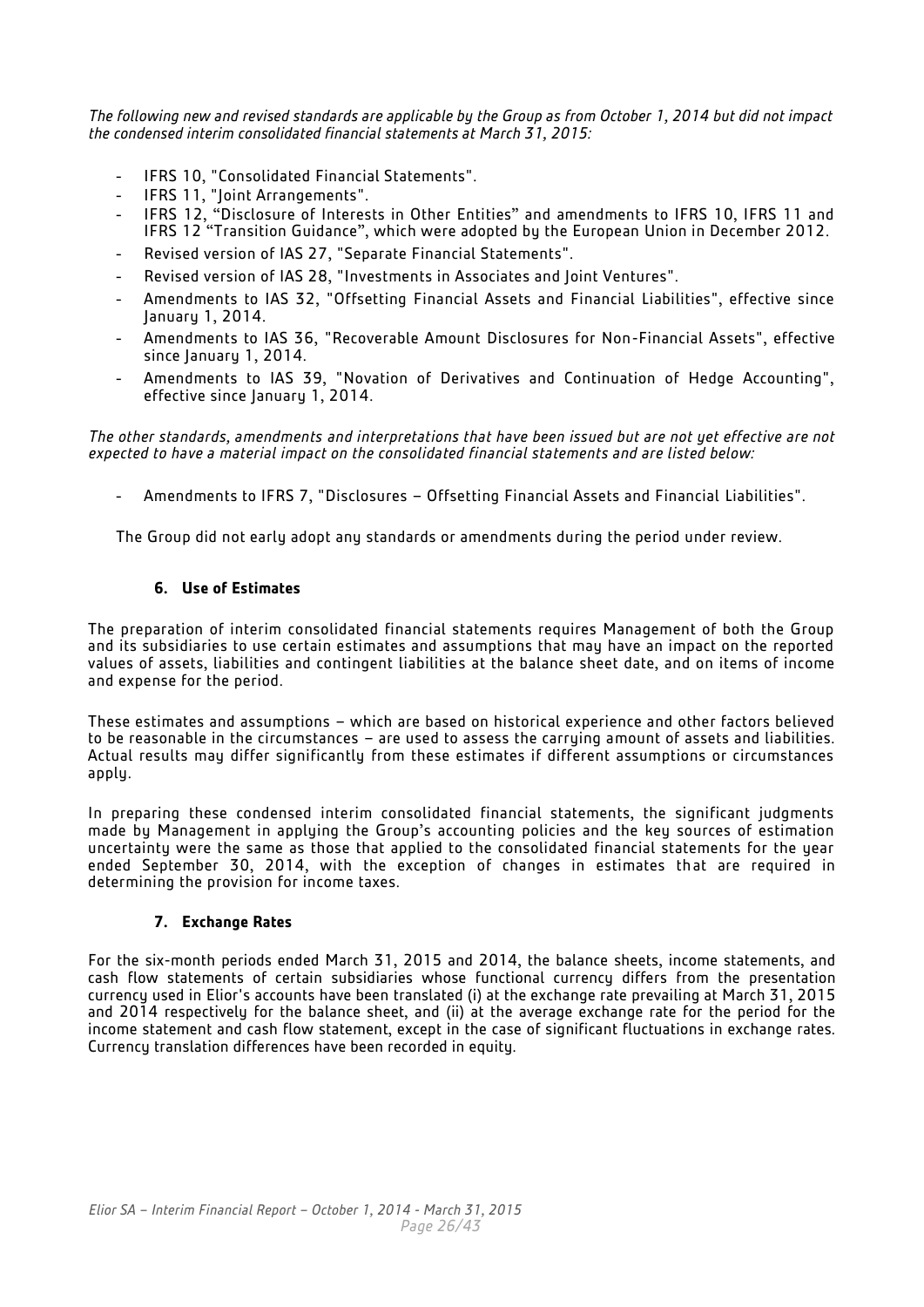*The following new and revised standards are applicable by the Group as from October 1, 2014 but did not impact the condensed interim consolidated financial statements at March 31, 2015:*

- IFRS 10, "Consolidated Financial Statements".
- IFRS 11, "Joint Arrangements".
- IFRS 12, "Disclosure of Interests in Other Entities" and amendments to IFRS 10, IFRS 11 and IFRS 12 "Transition Guidance", which were adopted by the European Union in December 2012.
- Revised version of IAS 27, "Separate Financial Statements".
- Revised version of IAS 28, "Investments in Associates and Joint Ventures".
- Amendments to IAS 32, "Offsetting Financial Assets and Financial Liabilities", effective since January 1, 2014.
- Amendments to IAS 36, "Recoverable Amount Disclosures for Non-Financial Assets", effective since January 1, 2014.
- Amendments to IAS 39, "Novation of Derivatives and Continuation of Hedge Accounting", effective since January 1, 2014.

*The other standards, amendments and interpretations that have been issued but are not yet effective are not expected to have a material impact on the consolidated financial statements and are listed below:*

- Amendments to IFRS 7, "Disclosures – Offsetting Financial Assets and Financial Liabilities".

The Group did not early adopt any standards or amendments during the period under review.

### 6. Use of Estimates

The preparation of interim consolidated financial statements requires Management of both the Group and its subsidiaries to use certain estimates and assumptions that may have an impact on the reported values of assets, liabilities and contingent liabilities at the balance sheet date, and on items of income and expense for the period.

These estimates and assumptions – which are based on historical experience and other factors believed to be reasonable in the circumstances – are used to assess the carrying amount of assets and liabilities. Actual results may differ significantly from these estimates if different assumptions or circumstances apply.

In preparing these condensed interim consolidated financial statements, the significant judgments made by Management in applying the Group's accounting policies and the key sources of estimation uncertainty were the same as those that applied to the consolidated financial statements for the year ended September 30, 2014, with the exception of changes in estimates that are required in determining the provision for income taxes.

### 7. Exchange Rates

For the six-month periods ended March 31, 2015 and 2014, the balance sheets, income statements, and cash flow statements of certain subsidiaries whose functional currency differs from the presentation currency used in Elior's accounts have been translated (i) at the exchange rate prevailing at March 31, 2015 and 2014 respectively for the balance sheet, and (ii) at the average exchange rate for the period for the income statement and cash flow statement, except in the case of significant fluctuations in exchange rates. Currency translation differences have been recorded in equity.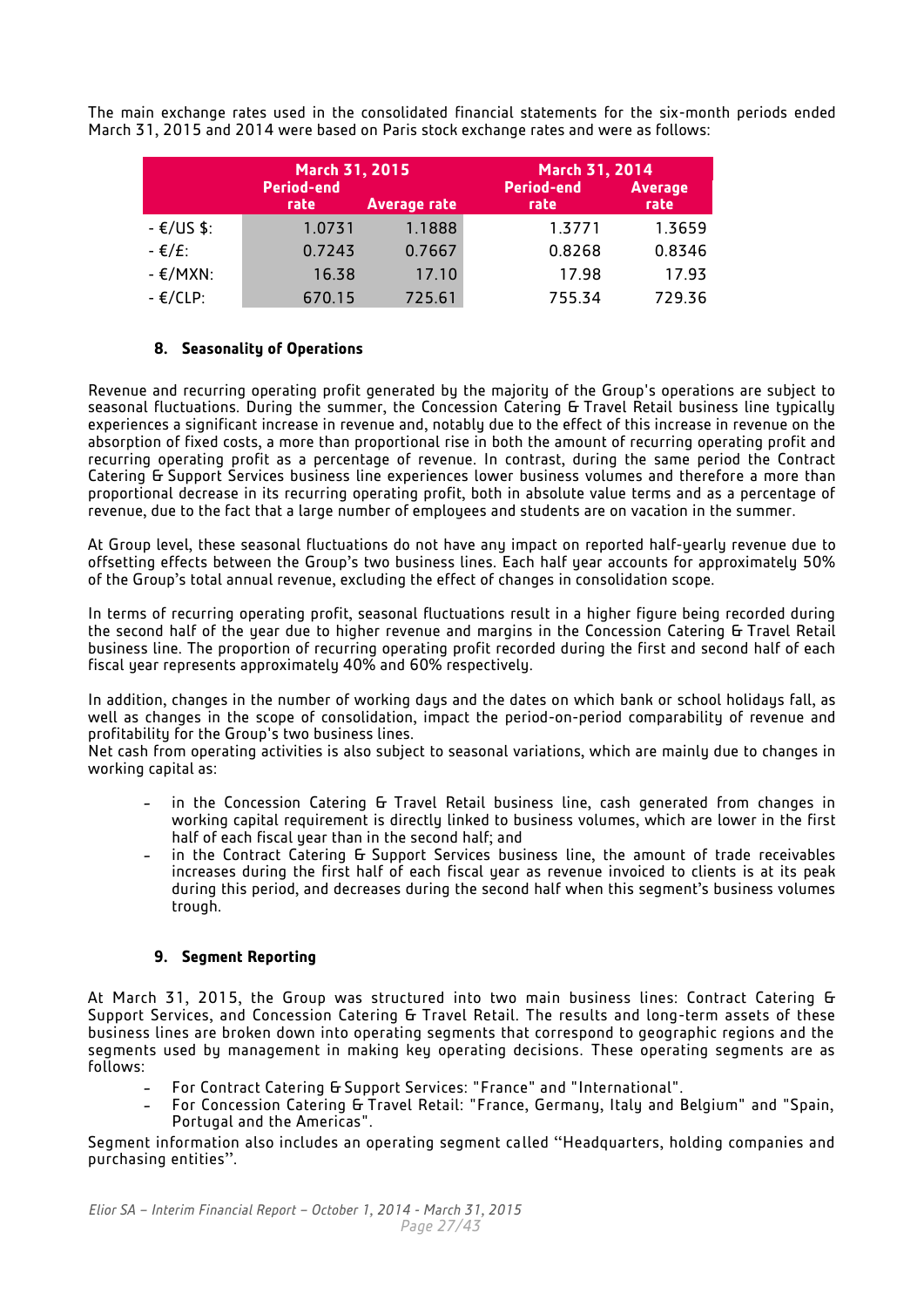The main exchange rates used in the consolidated financial statements for the six-month periods ended March 31, 2015 and 2014 were based on Paris stock exchange rates and were as follows:

| | March 31, 2015 | | March 31, 2014 | |
|---|---|---|---|---|
| | Period-end rate | Average rate | Period-end rate | Average rate |
| - €/US $: | 1.0731 | 1.1888 | 1.3771 | 1.3659 |
| - €/£: | 0.7243 | 0.7667 | 0.8268 | 0.8346 |
| - €/MXN: | 16.38 | 17.10 | 17.98 | 17.93 |
| - €/CLP: | 670.15 | 725.61 | 755.34 | 729.36 |

### 8. Seasonality of Operations

Revenue and recurring operating profit generated by the majority of the Group's operations are subject to seasonal fluctuations. During the summer, the Concession Catering & Travel Retail business line typically experiences a significant increase in revenue and, notably due to the effect of this increase in revenue on the absorption of fixed costs, a more than proportional rise in both the amount of recurring operating profit and recurring operating profit as a percentage of revenue. In contrast, during the same period the Contract Catering & Support Services business line experiences lower business volumes and therefore a more than proportional decrease in its recurring operating profit, both in absolute value terms and as a percentage of revenue, due to the fact that a large number of employees and students are on vacation in the summer.

At Group level, these seasonal fluctuations do not have any impact on reported half-yearly revenue due to offsetting effects between the Group's two business lines. Each half year accounts for approximately 50% of the Group's total annual revenue, excluding the effect of changes in consolidation scope.

In terms of recurring operating profit, seasonal fluctuations result in a higher figure being recorded during the second half of the year due to higher revenue and margins in the Concession Catering & Travel Retail business line. The proportion of recurring operating profit recorded during the first and second half of each fiscal year represents approximately 40% and 60% respectively.

In addition, changes in the number of working days and the dates on which bank or school holidays fall, as well as changes in the scope of consolidation, impact the period-on-period comparability of revenue and profitability for the Group's two business lines.
Net cash from operating activities is also subject to seasonal variations, which are mainly due to changes in working capital as:

- in the Concession Catering & Travel Retail business line, cash generated from changes in working capital requirement is directly linked to business volumes, which are lower in the first half of each fiscal year than in the second half; and
- in the Contract Catering & Support Services business line, the amount of trade receivables increases during the first half of each fiscal year as revenue invoiced to clients is at its peak during this period, and decreases during the second half when this segment's business volumes trough.

### 9. Segment Reporting

At March 31, 2015, the Group was structured into two main business lines: Contract Catering & Support Services, and Concession Catering & Travel Retail. The results and long-term assets of these business lines are broken down into operating segments that correspond to geographic regions and the segments used by management in making key operating decisions. These operating segments are as follows:

- For Contract Catering & Support Services: "France" and "International".
- For Concession Catering & Travel Retail: "France, Germany, Italy and Belgium" and "Spain, Portugal and the Americas".

Segment information also includes an operating segment called "Headquarters, holding companies and purchasing entities".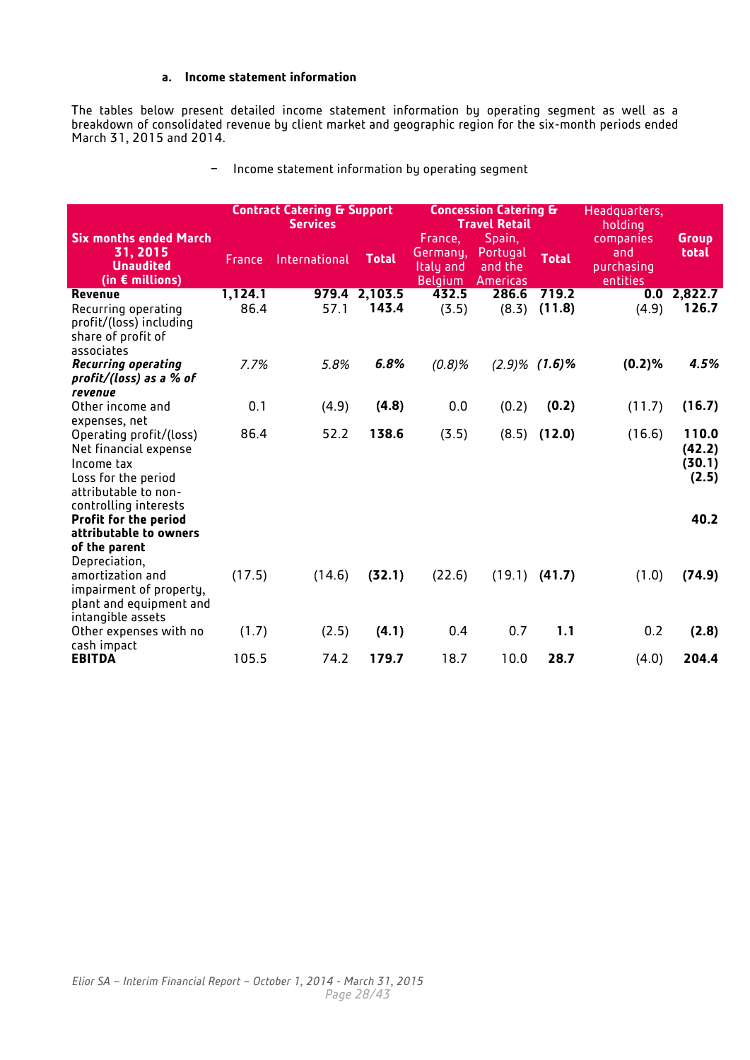#### a. Income statement information

The tables below present detailed income statement information by operating segment as well as a breakdown of consolidated revenue by client market and geographic region for the six-month periods ended March 31, 2015 and 2014.

– Income statement information by operating segment

| Six months ended March 31, 2015 Unaudited (in € millions) | Contract Catering & Support Services | | | Concession Catering & Travel Retail | | | Headquarters, holding companies and purchasing entities | Group total |
|---|---|---|---|---|---|---|---|---|
| | France | International | Total | France, Germany, Italy and Belgium | Spain, Portugal and the Americas | Total | | |
| **Revenue** | **1,124.1** | **979.4** | **2,103.5** | **432.5** | **286.6** | **719.2** | **0.0** | **2,822.7** |
| Recurring operating profit/(loss) including share of profit of associates | 86.4 | 57.1 | **143.4** | (3.5) | (8.3) | **(11.8)** | (4.9) | **126.7** |
| ***Recurring operating profit/(loss) as a % of revenue*** | *7.7%* | *5.8%* | ***6.8%*** | *(0.8)%* | *(2.9)%* | ***(1.6)%*** | **(0.2)%** | ***4.5%*** |
| Other income and expenses, net | 0.1 | (4.9) | **(4.8)** | 0.0 | (0.2) | **(0.2)** | (11.7) | **(16.7)** |
| Operating profit/(loss) | 86.4 | 52.2 | **138.6** | (3.5) | (8.5) | **(12.0)** | (16.6) | **110.0** |
| Net financial expense | | | | | | | | **(42.2)** |
| Income tax | | | | | | | | **(30.1)** |
| Loss for the period attributable to non-controlling interests | | | | | | | | **(2.5)** |
| **Profit for the period attributable to owners of the parent** | | | | | | | | **40.2** |
| Depreciation, amortization and impairment of property, plant and equipment and intangible assets | (17.5) | (14.6) | **(32.1)** | (22.6) | (19.1) | **(41.7)** | (1.0) | **(74.9)** |
| Other expenses with no cash impact | (1.7) | (2.5) | **(4.1)** | 0.4 | 0.7 | **1.1** | 0.2 | **(2.8)** |
| **EBITDA** | 105.5 | 74.2 | **179.7** | 18.7 | 10.0 | **28.7** | (4.0) | **204.4** |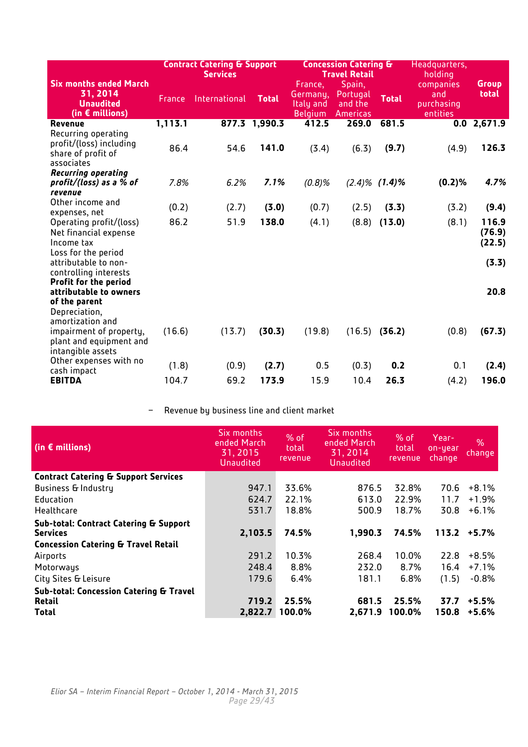| Six months ended March 31, 2014 Unaudited (in € millions) | Contract Catering & Support Services | | | Concession Catering & Travel Retail | | | Headquarters, holding companies and purchasing entities | Group total |
|---|---|---|---|---|---|---|---|---|
| | France | International | Total | France, Germany, Italy and Belgium | Spain, Portugal and the Americas | Total | | |
| **Revenue** | **1,113.1** | **877.3** | **1,990.3** | **412.5** | **269.0** | **681.5** | **0.0** | **2,671.9** |
| Recurring operating profit/(loss) including share of profit of associates | 86.4 | 54.6 | **141.0** | (3.4) | (6.3) | **(9.7)** | (4.9) | **126.3** |
| ***Recurring operating profit/(loss) as a % of revenue*** | *7.8%* | *6.2%* | ***7.1%*** | *(0.8)%* | *(2.4)%* | ***(1.4)%*** | **(0.2)%** | ***4.7%*** |
| Other income and expenses, net | (0.2) | (2.7) | **(3.0)** | (0.7) | (2.5) | **(3.3)** | (3.2) | **(9.4)** |
| Operating profit/(loss) | 86.2 | 51.9 | **138.0** | (4.1) | (8.8) | **(13.0)** | (8.1) | **116.9** |
| Net financial expense | | | | | | | | **(76.9)** |
| Income tax | | | | | | | | **(22.5)** |
| Loss for the period attributable to non-controlling interests | | | | | | | | **(3.3)** |
| **Profit for the period attributable to owners of the parent** | | | | | | | | **20.8** |
| Depreciation, amortization and impairment of property, plant and equipment and intangible assets | (16.6) | (13.7) | **(30.3)** | (19.8) | (16.5) | **(36.2)** | (0.8) | **(67.3)** |
| Other expenses with no cash impact | (1.8) | (0.9) | **(2.7)** | 0.5 | (0.3) | **0.2** | 0.1 | **(2.4)** |
| **EBITDA** | 104.7 | 69.2 | **173.9** | 15.9 | 10.4 | **26.3** | (4.2) | **196.0** |

– Revenue by business line and client market

| (in € millions) | Six months ended March 31, 2015 Unaudited | % of total revenue | Six months ended March 31, 2014 Unaudited | % of total revenue | Year-on-year change | % change |
|---|---|---|---|---|---|---|
| **Contract Catering & Support Services** | | | | | | |
| Business & Industry | 947.1 | 33.6% | 876.5 | 32.8% | 70.6 | +8.1% |
| Education | 624.7 | 22.1% | 613.0 | 22.9% | 11.7 | +1.9% |
| Healthcare | 531.7 | 18.8% | 500.9 | 18.7% | 30.8 | +6.1% |
| **Sub-total: Contract Catering & Support Services** | **2,103.5** | **74.5%** | **1,990.3** | **74.5%** | **113.2** | **+5.7%** |
| **Concession Catering & Travel Retail** | | | | | | |
| Airports | 291.2 | 10.3% | 268.4 | 10.0% | 22.8 | +8.5% |
| Motorways | 248.4 | 8.8% | 232.0 | 8.7% | 16.4 | +7.1% |
| City Sites & Leisure | 179.6 | 6.4% | 181.1 | 6.8% | (1.5) | -0.8% |
| **Sub-total: Concession Catering & Travel Retail** | **719.2** | **25.5%** | **681.5** | **25.5%** | **37.7** | **+5.5%** |
| **Total** | **2,822.7** | **100.0%** | **2,671.9** | **100.0%** | **150.8** | **+5.6%** |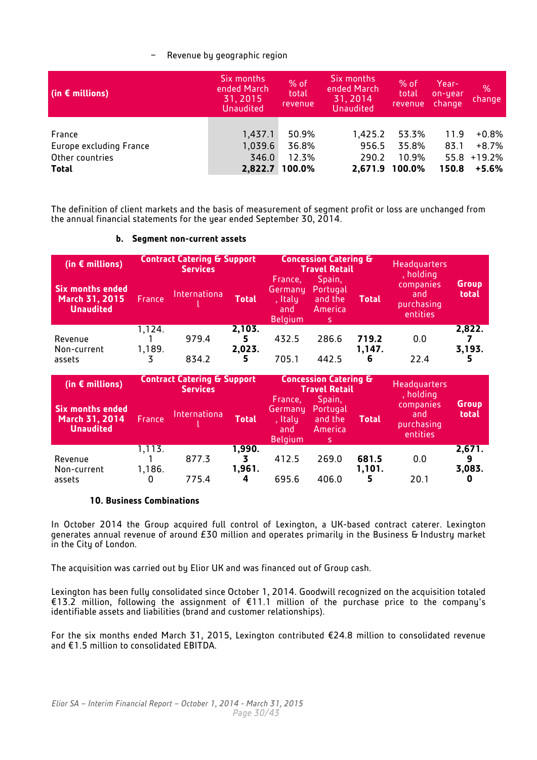– Revenue by geographic region

| (in € millions) | Six months ended March 31, 2015 Unaudited | % of total revenue | Six months ended March 31, 2014 Unaudited | % of total revenue | Year-on-year change | % change |
|---|---|---|---|---|---|---|
| France | 1,437.1 | 50.9% | 1,425.2 | 53.3% | 11.9 | +0.8% |
| Europe excluding France | 1,039.6 | 36.8% | 956.5 | 35.8% | 83.1 | +8.7% |
| Other countries | 346.0 | 12.3% | 290.2 | 10.9% | 55.8 | +19.2% |
| **Total** | **2,822.7** | **100.0%** | **2,671.9** | **100.0%** | **150.8** | **+5.6%** |

The definition of client markets and the basis of measurement of segment profit or loss are unchanged from the annual financial statements for the year ended September 30, 2014.

**b. Segment non-current assets**

| (in € millions) | Contract Catering & Support Services | | | Concession Catering & Travel Retail | | | Headquarters, holding companies and purchasing entities | Group total |
|---|---|---|---|---|---|---|---|---|
| **Six months ended March 31, 2015 Unaudited** | France | International | **Total** | France, Germany, Italy and Belgium | Spain, Portugal and the Americas | **Total** | | |
| Revenue | 1,124.1 | 979.4 | **2,103.5** | 432.5 | 286.6 | **719.2** | 0.0 | **2,822.7** |
| Non-current assets | 1,189.3 | 834.2 | **2,023.5** | 705.1 | 442.5 | **1,147.6** | 22.4 | **3,193.5** |

| (in € millions) | Contract Catering & Support Services | | | Concession Catering & Travel Retail | | | Headquarters, holding companies and purchasing entities | Group total |
|---|---|---|---|---|---|---|---|---|
| **Six months ended March 31, 2014 Unaudited** | France | International | **Total** | France, Germany, Italy and Belgium | Spain, Portugal and the Americas | **Total** | | |
| Revenue | 1,113.1 | 877.3 | **1,990.3** | 412.5 | 269.0 | **681.5** | 0.0 | **2,671.9** |
| Non-current assets | 1,186.0 | 775.4 | **1,961.4** | 695.6 | 406.0 | **1,101.5** | 20.1 | **3,083.0** |

## 10. Business Combinations

In October 2014 the Group acquired full control of Lexington, a UK-based contract caterer. Lexington generates annual revenue of around £30 million and operates primarily in the Business & Industry market in the City of London.

The acquisition was carried out by Elior UK and was financed out of Group cash.

Lexington has been fully consolidated since October 1, 2014. Goodwill recognized on the acquisition totaled €13.2 million, following the assignment of €11.1 million of the purchase price to the company's identifiable assets and liabilities (brand and customer relationships).

For the six months ended March 31, 2015, Lexington contributed €24.8 million to consolidated revenue and €1.5 million to consolidated EBITDA.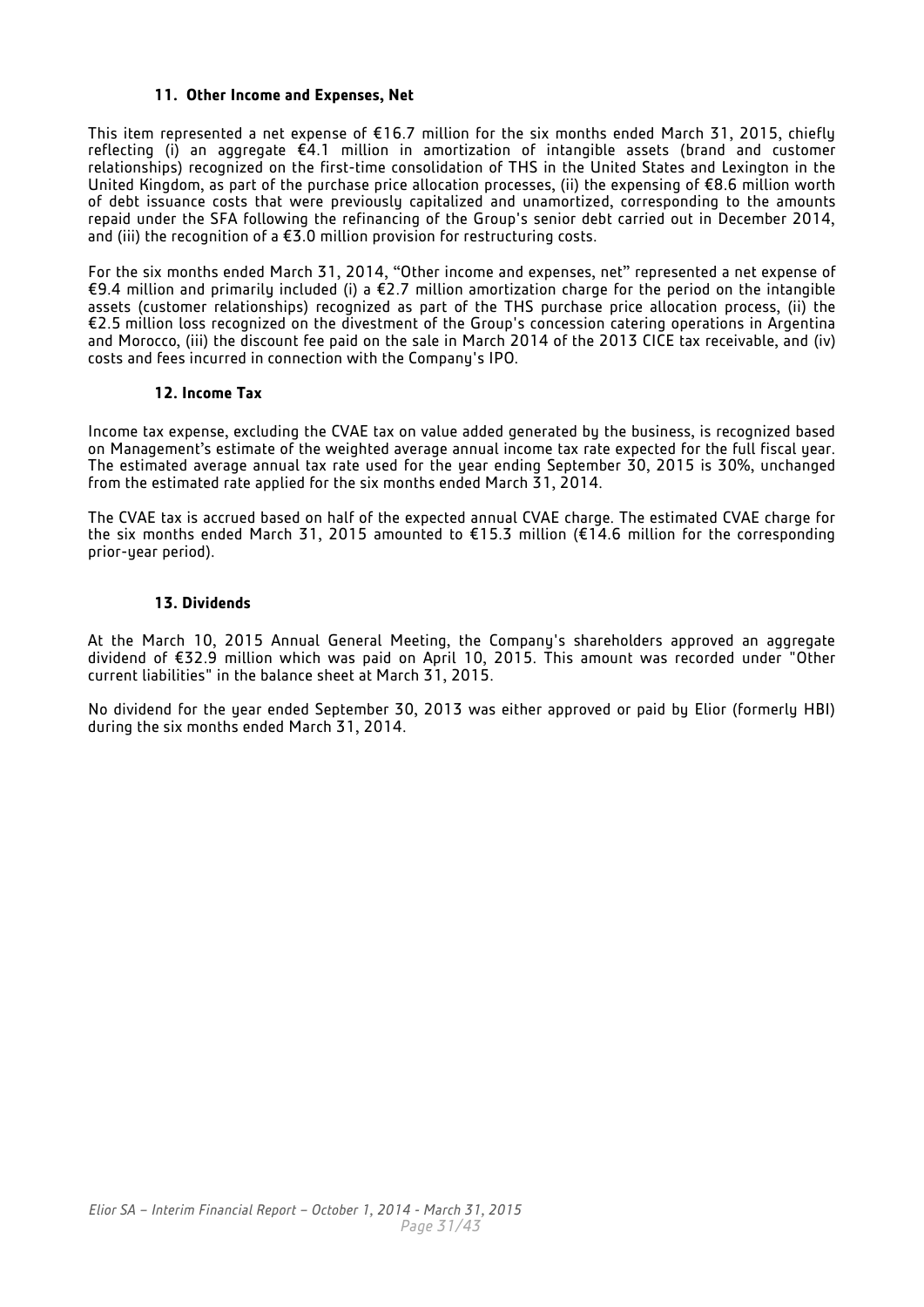### 11. Other Income and Expenses, Net

This item represented a net expense of €16.7 million for the six months ended March 31, 2015, chiefly reflecting (i) an aggregate €4.1 million in amortization of intangible assets (brand and customer relationships) recognized on the first-time consolidation of THS in the United States and Lexington in the United Kingdom, as part of the purchase price allocation processes, (ii) the expensing of €8.6 million worth of debt issuance costs that were previously capitalized and unamortized, corresponding to the amounts repaid under the SFA following the refinancing of the Group's senior debt carried out in December 2014, and (iii) the recognition of a €3.0 million provision for restructuring costs.

For the six months ended March 31, 2014, "Other income and expenses, net" represented a net expense of €9.4 million and primarily included (i) a €2.7 million amortization charge for the period on the intangible assets (customer relationships) recognized as part of the THS purchase price allocation process, (ii) the €2.5 million loss recognized on the divestment of the Group's concession catering operations in Argentina and Morocco, (iii) the discount fee paid on the sale in March 2014 of the 2013 CICE tax receivable, and (iv) costs and fees incurred in connection with the Company's IPO.

### 12. Income Tax

Income tax expense, excluding the CVAE tax on value added generated by the business, is recognized based on Management's estimate of the weighted average annual income tax rate expected for the full fiscal year. The estimated average annual tax rate used for the year ending September 30, 2015 is 30%, unchanged from the estimated rate applied for the six months ended March 31, 2014.

The CVAE tax is accrued based on half of the expected annual CVAE charge. The estimated CVAE charge for the six months ended March 31, 2015 amounted to €15.3 million (€14.6 million for the corresponding prior-year period).

### 13. Dividends

At the March 10, 2015 Annual General Meeting, the Company's shareholders approved an aggregate dividend of €32.9 million which was paid on April 10, 2015. This amount was recorded under "Other current liabilities" in the balance sheet at March 31, 2015.

No dividend for the year ended September 30, 2013 was either approved or paid by Elior (formerly HBI) during the six months ended March 31, 2014.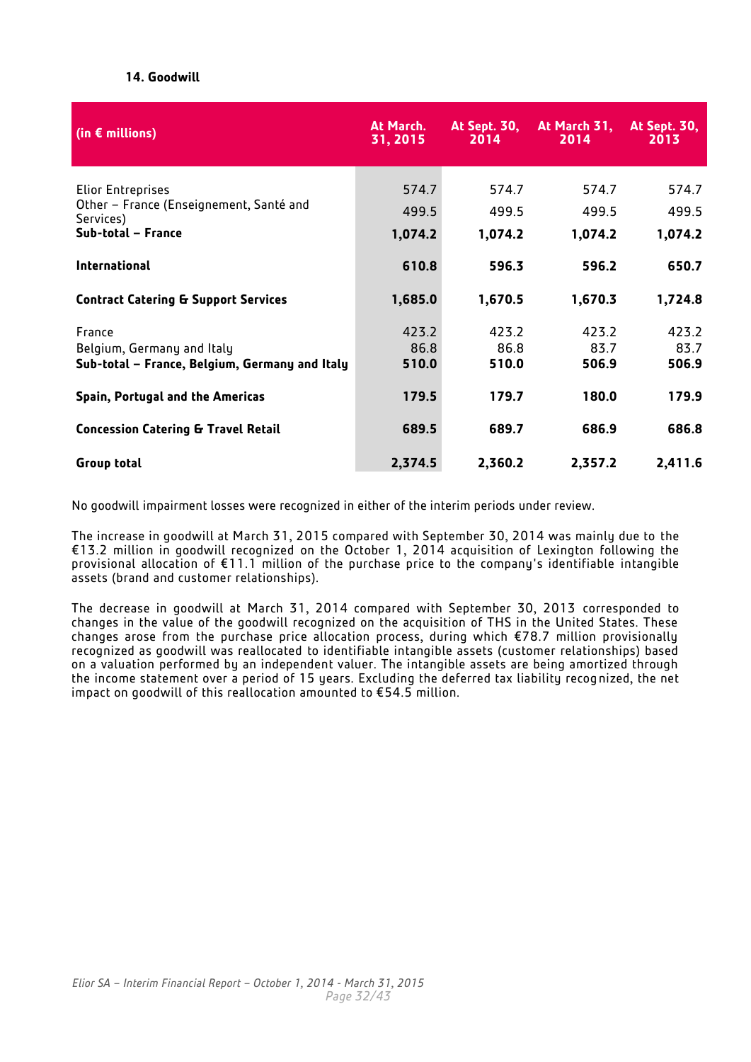### 14. Goodwill

| (in € millions) | At March. 31, 2015 | At Sept. 30, 2014 | At March 31, 2014 | At Sept. 30, 2013 |
|---|---|---|---|---|
| Elior Entreprises | 574.7 | 574.7 | 574.7 | 574.7 |
| Other – France (Enseignement, Santé and Services) | 499.5 | 499.5 | 499.5 | 499.5 |
| **Sub-total – France** | **1,074.2** | **1,074.2** | **1,074.2** | **1,074.2** |
| **International** | **610.8** | **596.3** | **596.2** | **650.7** |
| **Contract Catering & Support Services** | **1,685.0** | **1,670.5** | **1,670.3** | **1,724.8** |
| France | 423.2 | 423.2 | 423.2 | 423.2 |
| Belgium, Germany and Italy | 86.8 | 86.8 | 83.7 | 83.7 |
| **Sub-total – France, Belgium, Germany and Italy** | **510.0** | **510.0** | **506.9** | **506.9** |
| **Spain, Portugal and the Americas** | **179.5** | **179.7** | **180.0** | **179.9** |
| **Concession Catering & Travel Retail** | **689.5** | **689.7** | **686.9** | **686.8** |
| **Group total** | **2,374.5** | **2,360.2** | **2,357.2** | **2,411.6** |

No goodwill impairment losses were recognized in either of the interim periods under review.

The increase in goodwill at March 31, 2015 compared with September 30, 2014 was mainly due to the €13.2 million in goodwill recognized on the October 1, 2014 acquisition of Lexington following the provisional allocation of €11.1 million of the purchase price to the company's identifiable intangible assets (brand and customer relationships).

The decrease in goodwill at March 31, 2014 compared with September 30, 2013 corresponded to changes in the value of the goodwill recognized on the acquisition of THS in the United States. These changes arose from the purchase price allocation process, during which €78.7 million provisionally recognized as goodwill was reallocated to identifiable intangible assets (customer relationships) based on a valuation performed by an independent valuer. The intangible assets are being amortized through the income statement over a period of 15 years. Excluding the deferred tax liability recognized, the net impact on goodwill of this reallocation amounted to €54.5 million.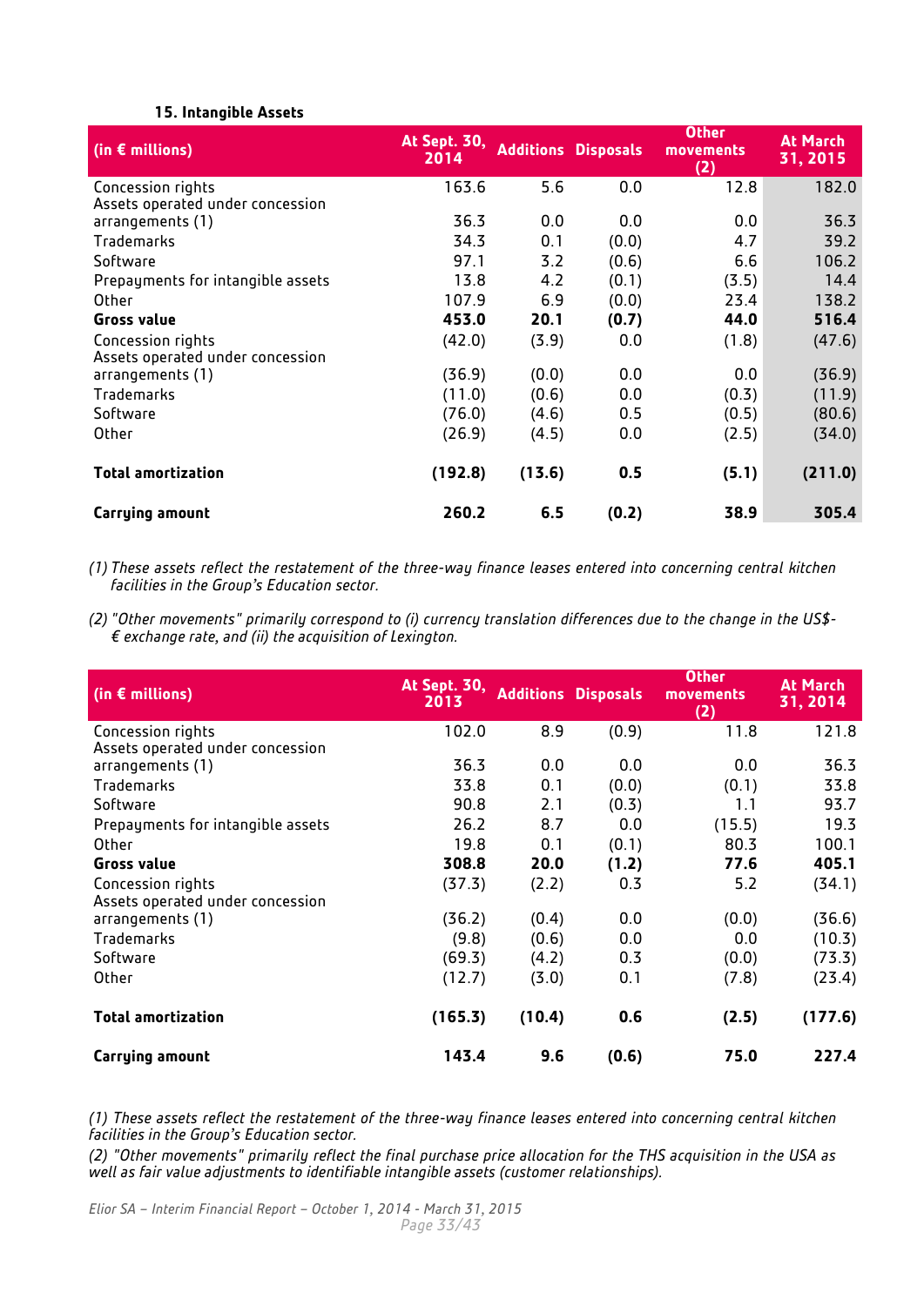### 15. Intangible Assets

| (in € millions) | At Sept. 30, 2014 | Additions | Disposals | Other movements (2) | At March 31, 2015 |
|---|---|---|---|---|---|
| Concession rights | 163.6 | 5.6 | 0.0 | 12.8 | 182.0 |
| Assets operated under concession arrangements (1) | 36.3 | 0.0 | 0.0 | 0.0 | 36.3 |
| Trademarks | 34.3 | 0.1 | (0.0) | 4.7 | 39.2 |
| Software | 97.1 | 3.2 | (0.6) | 6.6 | 106.2 |
| Prepayments for intangible assets | 13.8 | 4.2 | (0.1) | (3.5) | 14.4 |
| Other | 107.9 | 6.9 | (0.0) | 23.4 | 138.2 |
| **Gross value** | **453.0** | **20.1** | **(0.7)** | **44.0** | **516.4** |
| Concession rights | (42.0) | (3.9) | 0.0 | (1.8) | (47.6) |
| Assets operated under concession arrangements (1) | (36.9) | (0.0) | 0.0 | 0.0 | (36.9) |
| Trademarks | (11.0) | (0.6) | 0.0 | (0.3) | (11.9) |
| Software | (76.0) | (4.6) | 0.5 | (0.5) | (80.6) |
| Other | (26.9) | (4.5) | 0.0 | (2.5) | (34.0) |
| **Total amortization** | **(192.8)** | **(13.6)** | **0.5** | **(5.1)** | **(211.0)** |
| **Carrying amount** | **260.2** | **6.5** | **(0.2)** | **38.9** | **305.4** |

*(1) These assets reflect the restatement of the three-way finance leases entered into concerning central kitchen facilities in the Group's Education sector.*

*(2) "Other movements" primarily correspond to (i) currency translation differences due to the change in the US$-€ exchange rate, and (ii) the acquisition of Lexington.*

| (in € millions) | At Sept. 30, 2013 | Additions | Disposals | Other movements (2) | At March 31, 2014 |
|---|---|---|---|---|---|
| Concession rights | 102.0 | 8.9 | (0.9) | 11.8 | 121.8 |
| Assets operated under concession arrangements (1) | 36.3 | 0.0 | 0.0 | 0.0 | 36.3 |
| Trademarks | 33.8 | 0.1 | (0.0) | (0.1) | 33.8 |
| Software | 90.8 | 2.1 | (0.3) | 1.1 | 93.7 |
| Prepayments for intangible assets | 26.2 | 8.7 | 0.0 | (15.5) | 19.3 |
| Other | 19.8 | 0.1 | (0.1) | 80.3 | 100.1 |
| **Gross value** | **308.8** | **20.0** | **(1.2)** | **77.6** | **405.1** |
| Concession rights | (37.3) | (2.2) | 0.3 | 5.2 | (34.1) |
| Assets operated under concession arrangements (1) | (36.2) | (0.4) | 0.0 | (0.0) | (36.6) |
| Trademarks | (9.8) | (0.6) | 0.0 | 0.0 | (10.3) |
| Software | (69.3) | (4.2) | 0.3 | (0.0) | (73.3) |
| Other | (12.7) | (3.0) | 0.1 | (7.8) | (23.4) |
| **Total amortization** | **(165.3)** | **(10.4)** | **0.6** | **(2.5)** | **(177.6)** |
| **Carrying amount** | **143.4** | **9.6** | **(0.6)** | **75.0** | **227.4** |

*(1) These assets reflect the restatement of the three-way finance leases entered into concerning central kitchen facilities in the Group's Education sector.*

*(2) "Other movements" primarily reflect the final purchase price allocation for the THS acquisition in the USA as well as fair value adjustments to identifiable intangible assets (customer relationships).*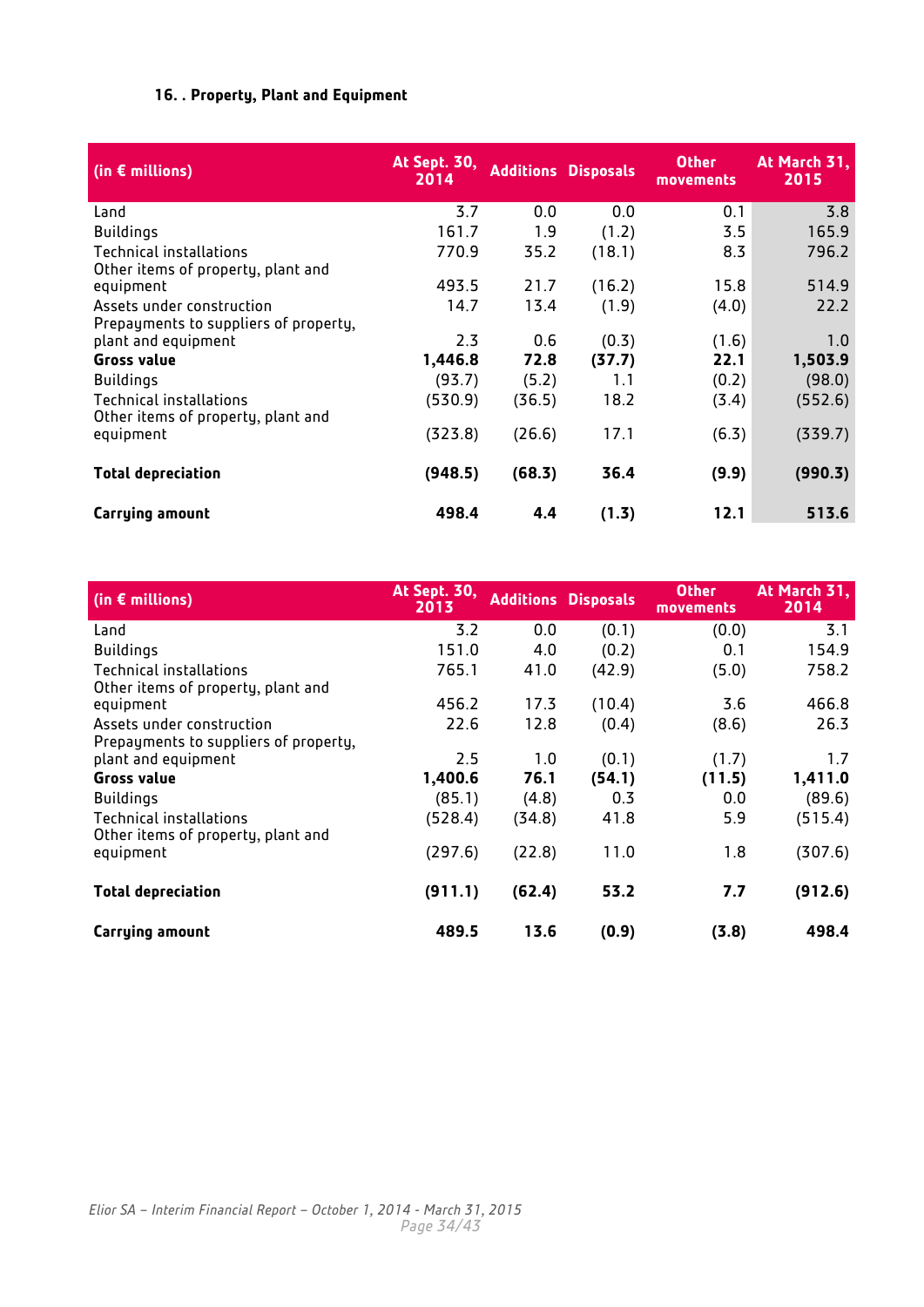### 16. . Property, Plant and Equipment

| (in € millions) | At Sept. 30, 2014 | Additions | Disposals | Other movements | At March 31, 2015 |
|---|---|---|---|---|---|
| Land | 3.7 | 0.0 | 0.0 | 0.1 | 3.8 |
| Buildings | 161.7 | 1.9 | (1.2) | 3.5 | 165.9 |
| Technical installations | 770.9 | 35.2 | (18.1) | 8.3 | 796.2 |
| Other items of property, plant and equipment | 493.5 | 21.7 | (16.2) | 15.8 | 514.9 |
| Assets under construction | 14.7 | 13.4 | (1.9) | (4.0) | 22.2 |
| Prepayments to suppliers of property, plant and equipment | 2.3 | 0.6 | (0.3) | (1.6) | 1.0 |
| **Gross value** | **1,446.8** | **72.8** | **(37.7)** | **22.1** | **1,503.9** |
| Buildings | (93.7) | (5.2) | 1.1 | (0.2) | (98.0) |
| Technical installations | (530.9) | (36.5) | 18.2 | (3.4) | (552.6) |
| Other items of property, plant and equipment | (323.8) | (26.6) | 17.1 | (6.3) | (339.7) |
| **Total depreciation** | **(948.5)** | **(68.3)** | **36.4** | **(9.9)** | **(990.3)** |
| **Carrying amount** | **498.4** | **4.4** | **(1.3)** | **12.1** | **513.6** |

| (in € millions) | At Sept. 30, 2013 | Additions | Disposals | Other movements | At March 31, 2014 |
|---|---|---|---|---|---|
| Land | 3.2 | 0.0 | (0.1) | (0.0) | 3.1 |
| Buildings | 151.0 | 4.0 | (0.2) | 0.1 | 154.9 |
| Technical installations | 765.1 | 41.0 | (42.9) | (5.0) | 758.2 |
| Other items of property, plant and equipment | 456.2 | 17.3 | (10.4) | 3.6 | 466.8 |
| Assets under construction | 22.6 | 12.8 | (0.4) | (8.6) | 26.3 |
| Prepayments to suppliers of property, plant and equipment | 2.5 | 1.0 | (0.1) | (1.7) | 1.7 |
| **Gross value** | **1,400.6** | **76.1** | **(54.1)** | **(11.5)** | **1,411.0** |
| Buildings | (85.1) | (4.8) | 0.3 | 0.0 | (89.6) |
| Technical installations | (528.4) | (34.8) | 41.8 | 5.9 | (515.4) |
| Other items of property, plant and equipment | (297.6) | (22.8) | 11.0 | 1.8 | (307.6) |
| **Total depreciation** | **(911.1)** | **(62.4)** | **53.2** | **7.7** | **(912.6)** |
| **Carrying amount** | **489.5** | **13.6** | **(0.9)** | **(3.8)** | **498.4** |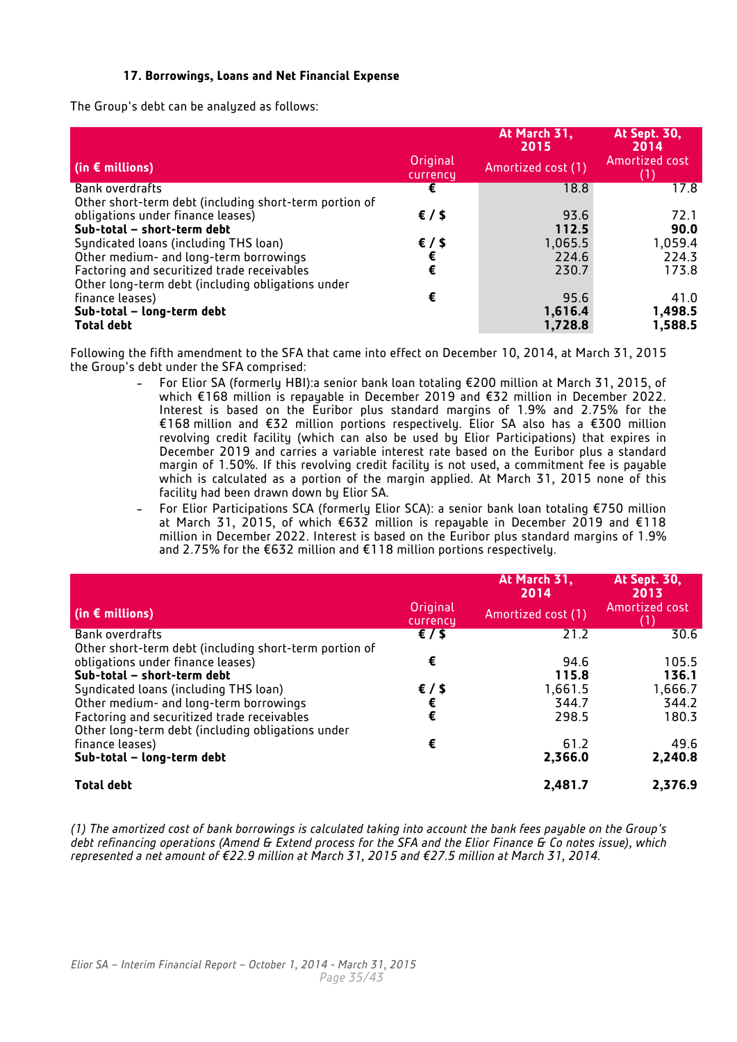### 17. Borrowings, Loans and Net Financial Expense

The Group's debt can be analyzed as follows:

| (in € millions) | Original currency | At March 31, 2015<br>Amortized cost (1) | At Sept. 30, 2014<br>Amortized cost (1) |
|---|---|---|---|
| Bank overdrafts | € | 18.8 | 17.8 |
| Other short-term debt (including short-term portion of obligations under finance leases) | € / $ | 93.6 | 72.1 |
| **Sub-total – short-term debt** | | **112.5** | **90.0** |
| Syndicated loans (including THS loan) | € / $ | 1,065.5 | 1,059.4 |
| Other medium- and long-term borrowings | € | 224.6 | 224.3 |
| Factoring and securitized trade receivables | € | 230.7 | 173.8 |
| Other long-term debt (including obligations under finance leases) | € | 95.6 | 41.0 |
| **Sub-total – long-term debt** | | **1,616.4** | **1,498.5** |
| **Total debt** | | **1,728.8** | **1,588.5** |

Following the fifth amendment to the SFA that came into effect on December 10, 2014, at March 31, 2015 the Group's debt under the SFA comprised:

- For Elior SA (formerly HBI):a senior bank loan totaling €200 million at March 31, 2015, of which €168 million is repayable in December 2019 and €32 million in December 2022. Interest is based on the Euribor plus standard margins of 1.9% and 2.75% for the €168 million and €32 million portions respectively. Elior SA also has a €300 million revolving credit facility (which can also be used by Elior Participations) that expires in December 2019 and carries a variable interest rate based on the Euribor plus a standard margin of 1.50%. If this revolving credit facility is not used, a commitment fee is payable which is calculated as a portion of the margin applied. At March 31, 2015 none of this facility had been drawn down by Elior SA.
- For Elior Participations SCA (formerly Elior SCA): a senior bank loan totaling €750 million at March 31, 2015, of which €632 million is repayable in December 2019 and €118 million in December 2022. Interest is based on the Euribor plus standard margins of 1.9% and 2.75% for the €632 million and €118 million portions respectively.

| (in € millions) | Original currency | At March 31, 2014<br>Amortized cost (1) | At Sept. 30, 2013<br>Amortized cost (1) |
|---|---|---|---|
| Bank overdrafts | € / $ | 21.2 | 30.6 |
| Other short-term debt (including short-term portion of obligations under finance leases) | € | 94.6 | 105.5 |
| **Sub-total – short-term debt** | | **115.8** | **136.1** |
| Syndicated loans (including THS loan) | € / $ | 1,661.5 | 1,666.7 |
| Other medium- and long-term borrowings | € | 344.7 | 344.2 |
| Factoring and securitized trade receivables | € | 298.5 | 180.3 |
| Other long-term debt (including obligations under finance leases) | € | 61.2 | 49.6 |
| **Sub-total – long-term debt** | | **2,366.0** | **2,240.8** |
| **Total debt** | | **2,481.7** | **2,376.9** |

*(1) The amortized cost of bank borrowings is calculated taking into account the bank fees payable on the Group's debt refinancing operations (Amend & Extend process for the SFA and the Elior Finance & Co notes issue), which represented a net amount of €22.9 million at March 31, 2015 and €27.5 million at March 31, 2014.*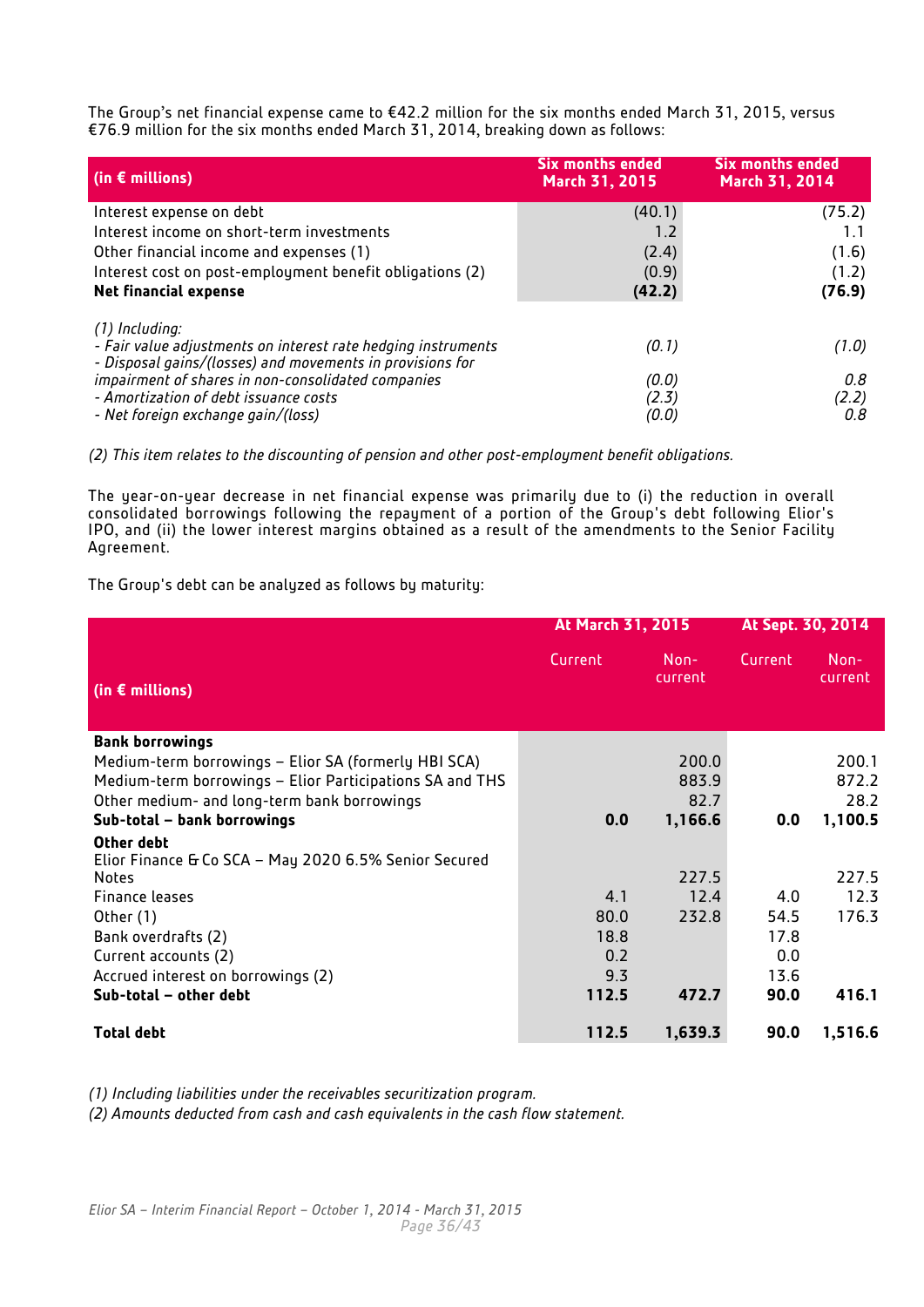The Group's net financial expense came to €42.2 million for the six months ended March 31, 2015, versus €76.9 million for the six months ended March 31, 2014, breaking down as follows:

| (in € millions) | Six months ended March 31, 2015 | Six months ended March 31, 2014 |
|---|---|---|
| Interest expense on debt | (40.1) | (75.2) |
| Interest income on short-term investments | 1.2 | 1.1 |
| Other financial income and expenses (1) | (2.4) | (1.6) |
| Interest cost on post-employment benefit obligations (2) | (0.9) | (1.2) |
| **Net financial expense** | **(42.2)** | **(76.9)** |
| *(1) Including:* | | |
| *- Fair value adjustments on interest rate hedging instruments* | *(0.1)* | *(1.0)* |
| *- Disposal gains/(losses) and movements in provisions for impairment of shares in non-consolidated companies* | *(0.0)* | *0.8* |
| *- Amortization of debt issuance costs* | *(2.3)* | *(2.2)* |
| *- Net foreign exchange gain/(loss)* | *(0.0)* | *0.8* |

*(2) This item relates to the discounting of pension and other post-employment benefit obligations.*

The year-on-year decrease in net financial expense was primarily due to (i) the reduction in overall consolidated borrowings following the repayment of a portion of the Group's debt following Elior's IPO, and (ii) the lower interest margins obtained as a result of the amendments to the Senior Facility Agreement.

The Group's debt can be analyzed as follows by maturity:

| (in € millions) | At March 31, 2015 | | At Sept. 30, 2014 | |
|---|---|---|---|---|
| | Current | Non-current | Current | Non-current |
| **Bank borrowings** | | | | |
| Medium-term borrowings – Elior SA (formerly HBI SCA) | | 200.0 | | 200.1 |
| Medium-term borrowings – Elior Participations SA and THS | | 883.9 | | 872.2 |
| Other medium- and long-term bank borrowings | | 82.7 | | 28.2 |
| **Sub-total – bank borrowings** | **0.0** | **1,166.6** | **0.0** | **1,100.5** |
| **Other debt** | | | | |
| Elior Finance & Co SCA – May 2020 6.5% Senior Secured Notes | | 227.5 | | 227.5 |
| Finance leases | 4.1 | 12.4 | 4.0 | 12.3 |
| Other (1) | 80.0 | 232.8 | 54.5 | 176.3 |
| Bank overdrafts (2) | 18.8 | | 17.8 | |
| Current accounts (2) | 0.2 | | 0.0 | |
| Accrued interest on borrowings (2) | 9.3 | | 13.6 | |
| **Sub-total – other debt** | **112.5** | **472.7** | **90.0** | **416.1** |
| **Total debt** | **112.5** | **1,639.3** | **90.0** | **1,516.6** |

*(1) Including liabilities under the receivables securitization program.*
*(2) Amounts deducted from cash and cash equivalents in the cash flow statement.*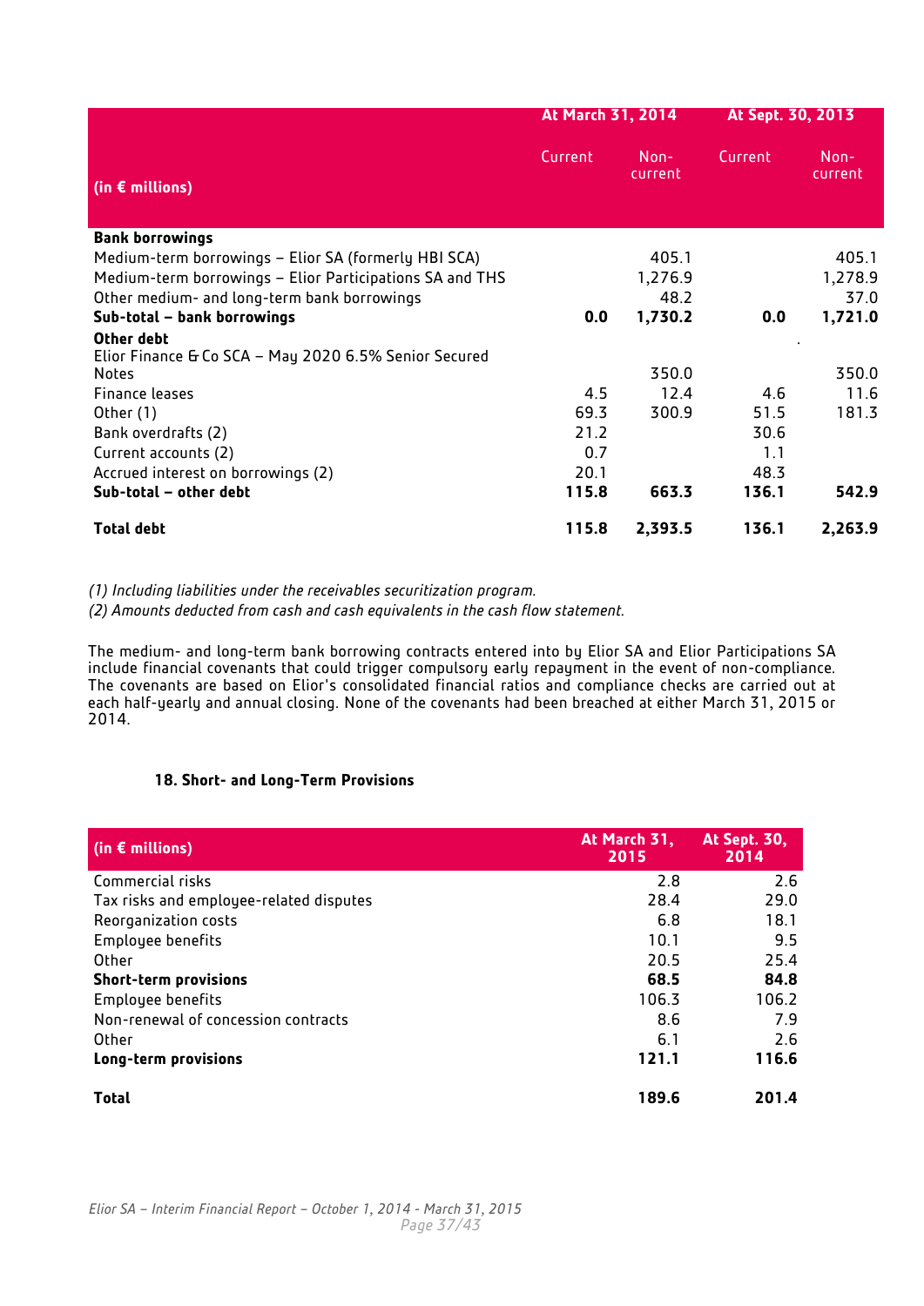| (in € millions) | At March 31, 2014 | | At Sept. 30, 2013 | |
|---|---|---|---|---|
| | Current | Non-current | Current | Non-current |
| **Bank borrowings** | | | | |
| Medium-term borrowings – Elior SA (formerly HBI SCA) | | 405.1 | | 405.1 |
| Medium-term borrowings – Elior Participations SA and THS | | 1,276.9 | | 1,278.9 |
| Other medium- and long-term bank borrowings | | 48.2 | | 37.0 |
| **Sub-total – bank borrowings** | **0.0** | **1,730.2** | **0.0** | **1,721.0** |
| **Other debt** | | | | |
| Elior Finance & Co SCA – May 2020 6.5% Senior Secured Notes | | 350.0 | | 350.0 |
| Finance leases | 4.5 | 12.4 | 4.6 | 11.6 |
| Other (1) | 69.3 | 300.9 | 51.5 | 181.3 |
| Bank overdrafts (2) | 21.2 | | 30.6 | |
| Current accounts (2) | 0.7 | | 1.1 | |
| Accrued interest on borrowings (2) | 20.1 | | 48.3 | |
| **Sub-total – other debt** | **115.8** | **663.3** | **136.1** | **542.9** |
| **Total debt** | **115.8** | **2,393.5** | **136.1** | **2,263.9** |

*(1) Including liabilities under the receivables securitization program.*
*(2) Amounts deducted from cash and cash equivalents in the cash flow statement.*

The medium- and long-term bank borrowing contracts entered into by Elior SA and Elior Participations SA include financial covenants that could trigger compulsory early repayment in the event of non-compliance. The covenants are based on Elior's consolidated financial ratios and compliance checks are carried out at each half-yearly and annual closing. None of the covenants had been breached at either March 31, 2015 or 2014.

### 18. Short- and Long-Term Provisions

| (in € millions) | At March 31, 2015 | At Sept. 30, 2014 |
|---|---|---|
| Commercial risks | 2.8 | 2.6 |
| Tax risks and employee-related disputes | 28.4 | 29.0 |
| Reorganization costs | 6.8 | 18.1 |
| Employee benefits | 10.1 | 9.5 |
| Other | 20.5 | 25.4 |
| **Short-term provisions** | **68.5** | **84.8** |
| Employee benefits | 106.3 | 106.2 |
| Non-renewal of concession contracts | 8.6 | 7.9 |
| Other | 6.1 | 2.6 |
| **Long-term provisions** | **121.1** | **116.6** |
| **Total** | **189.6** | **201.4** |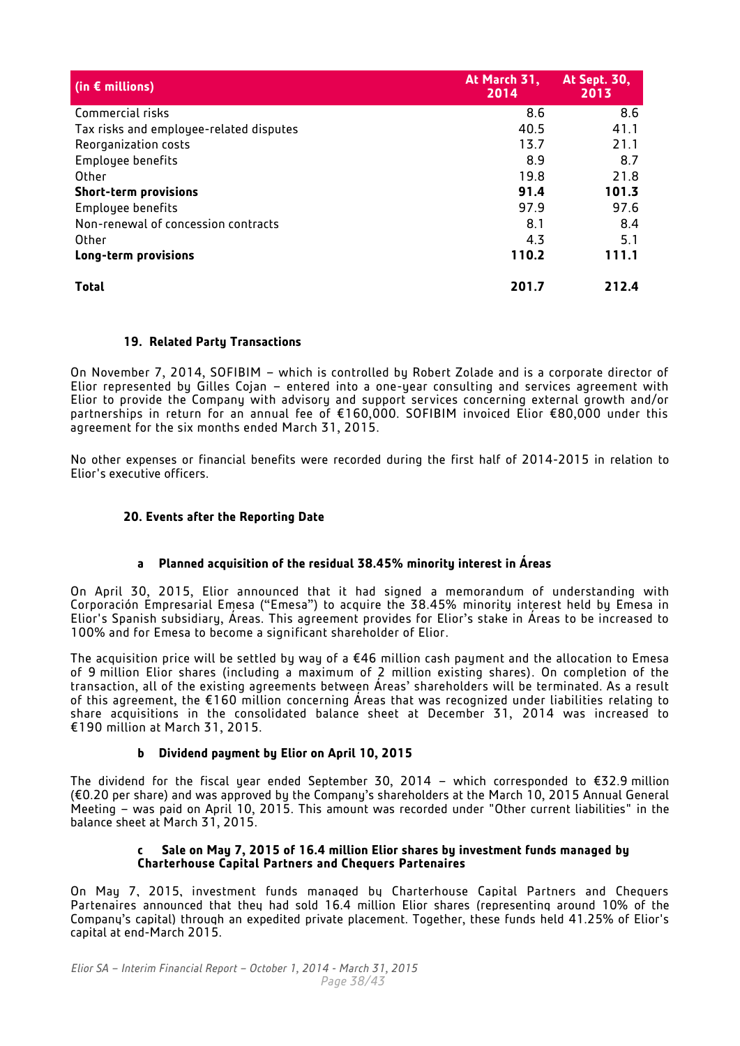| (in € millions) | At March 31, 2014 | At Sept. 30, 2013 |
|---|---|---|
| Commercial risks | 8.6 | 8.6 |
| Tax risks and employee-related disputes | 40.5 | 41.1 |
| Reorganization costs | 13.7 | 21.1 |
| Employee benefits | 8.9 | 8.7 |
| Other | 19.8 | 21.8 |
| **Short-term provisions** | **91.4** | **101.3** |
| Employee benefits | 97.9 | 97.6 |
| Non-renewal of concession contracts | 8.1 | 8.4 |
| Other | 4.3 | 5.1 |
| **Long-term provisions** | **110.2** | **111.1** |
| **Total** | **201.7** | **212.4** |

## 19. Related Party Transactions

On November 7, 2014, SOFIBIM – which is controlled by Robert Zolade and is a corporate director of Elior represented by Gilles Cojan – entered into a one-year consulting and services agreement with Elior to provide the Company with advisory and support services concerning external growth and/or partnerships in return for an annual fee of €160,000. SOFIBIM invoiced Elior €80,000 under this agreement for the six months ended March 31, 2015.

No other expenses or financial benefits were recorded during the first half of 2014-2015 in relation to Elior's executive officers.

## 20. Events after the Reporting Date

### a Planned acquisition of the residual 38.45% minority interest in Áreas

On April 30, 2015, Elior announced that it had signed a memorandum of understanding with Corporación Empresarial Emesa ("Emesa") to acquire the 38.45% minority interest held by Emesa in Elior's Spanish subsidiary, Áreas. This agreement provides for Elior's stake in Áreas to be increased to 100% and for Emesa to become a significant shareholder of Elior.

The acquisition price will be settled by way of a €46 million cash payment and the allocation to Emesa of 9 million Elior shares (including a maximum of 2 million existing shares). On completion of the transaction, all of the existing agreements between Áreas' shareholders will be terminated. As a result of this agreement, the €160 million concerning Áreas that was recognized under liabilities relating to share acquisitions in the consolidated balance sheet at December 31, 2014 was increased to €190 million at March 31, 2015.

### b Dividend payment by Elior on April 10, 2015

The dividend for the fiscal year ended September 30, 2014 – which corresponded to €32.9 million (€0.20 per share) and was approved by the Company's shareholders at the March 10, 2015 Annual General Meeting – was paid on April 10, 2015. This amount was recorded under "Other current liabilities" in the balance sheet at March 31, 2015.

### c Sale on May 7, 2015 of 16.4 million Elior shares by investment funds managed by Charterhouse Capital Partners and Chequers Partenaires

On May 7, 2015, investment funds managed by Charterhouse Capital Partners and Chequers Partenaires announced that they had sold 16.4 million Elior shares (representing around 10% of the Company's capital) through an expedited private placement. Together, these funds held 41.25% of Elior's capital at end-March 2015.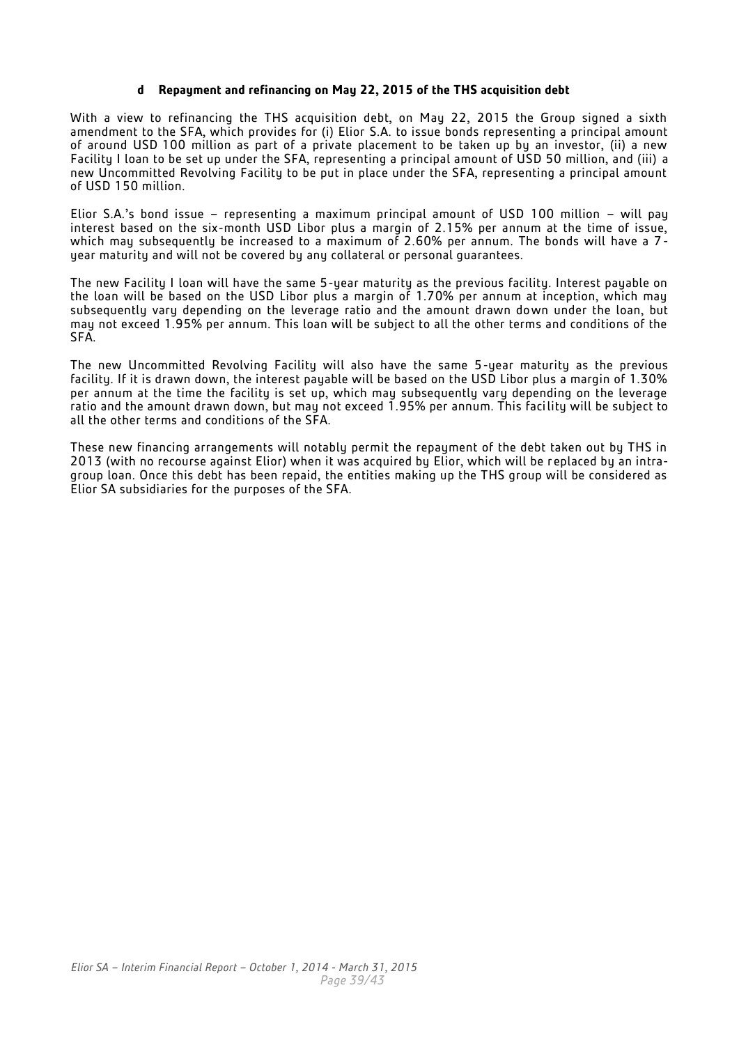#### d Repayment and refinancing on May 22, 2015 of the THS acquisition debt

With a view to refinancing the THS acquisition debt, on May 22, 2015 the Group signed a sixth amendment to the SFA, which provides for (i) Elior S.A. to issue bonds representing a principal amount of around USD 100 million as part of a private placement to be taken up by an investor, (ii) a new Facility I loan to be set up under the SFA, representing a principal amount of USD 50 million, and (iii) a new Uncommitted Revolving Facility to be put in place under the SFA, representing a principal amount of USD 150 million.

Elior S.A.'s bond issue – representing a maximum principal amount of USD 100 million – will pay interest based on the six-month USD Libor plus a margin of 2.15% per annum at the time of issue, which may subsequently be increased to a maximum of 2.60% per annum. The bonds will have a 7-year maturity and will not be covered by any collateral or personal guarantees.

The new Facility I loan will have the same 5-year maturity as the previous facility. Interest payable on the loan will be based on the USD Libor plus a margin of 1.70% per annum at inception, which may subsequently vary depending on the leverage ratio and the amount drawn down under the loan, but may not exceed 1.95% per annum. This loan will be subject to all the other terms and conditions of the SFA.

The new Uncommitted Revolving Facility will also have the same 5-year maturity as the previous facility. If it is drawn down, the interest payable will be based on the USD Libor plus a margin of 1.30% per annum at the time the facility is set up, which may subsequently vary depending on the leverage ratio and the amount drawn down, but may not exceed 1.95% per annum. This facility will be subject to all the other terms and conditions of the SFA.

These new financing arrangements will notably permit the repayment of the debt taken out by THS in 2013 (with no recourse against Elior) when it was acquired by Elior, which will be replaced by an intra-group loan. Once this debt has been repaid, the entities making up the THS group will be considered as Elior SA subsidiaries for the purposes of the SFA.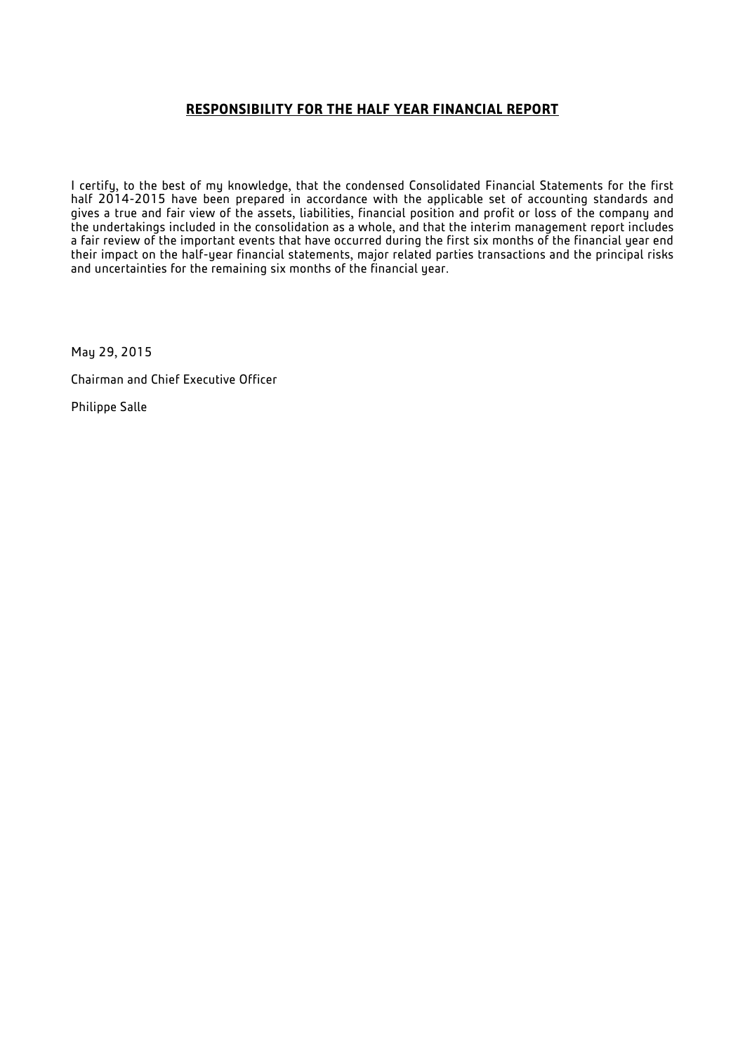## RESPONSIBILITY FOR THE HALF YEAR FINANCIAL REPORT

I certify, to the best of my knowledge, that the condensed Consolidated Financial Statements for the first half 2014-2015 have been prepared in accordance with the applicable set of accounting standards and gives a true and fair view of the assets, liabilities, financial position and profit or loss of the company and the undertakings included in the consolidation as a whole, and that the interim management report includes a fair review of the important events that have occurred during the first six months of the financial year end their impact on the half-year financial statements, major related parties transactions and the principal risks and uncertainties for the remaining six months of the financial year.

May 29, 2015

Chairman and Chief Executive Officer

Philippe Salle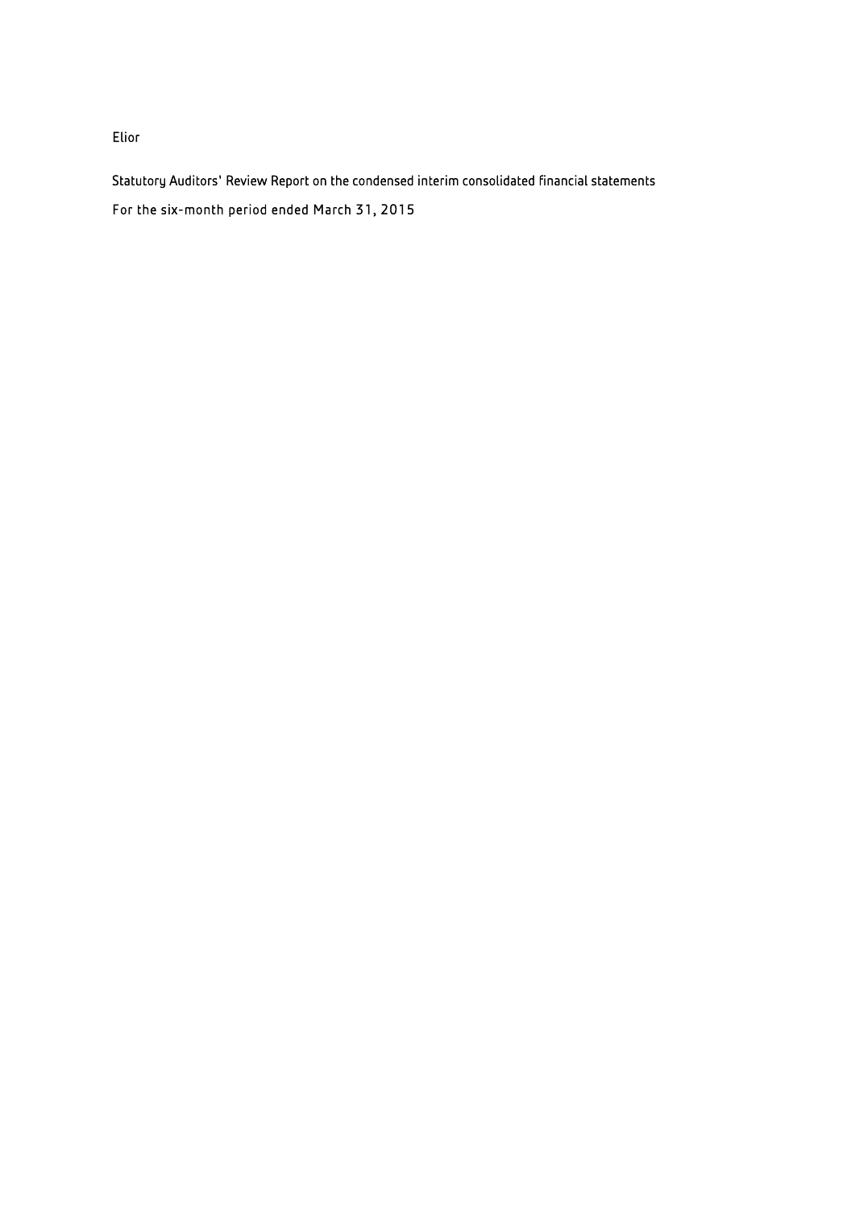Elior

Statutory Auditors' Review Report on the condensed interim consolidated financial statements

For the six-month period ended March 31, 2015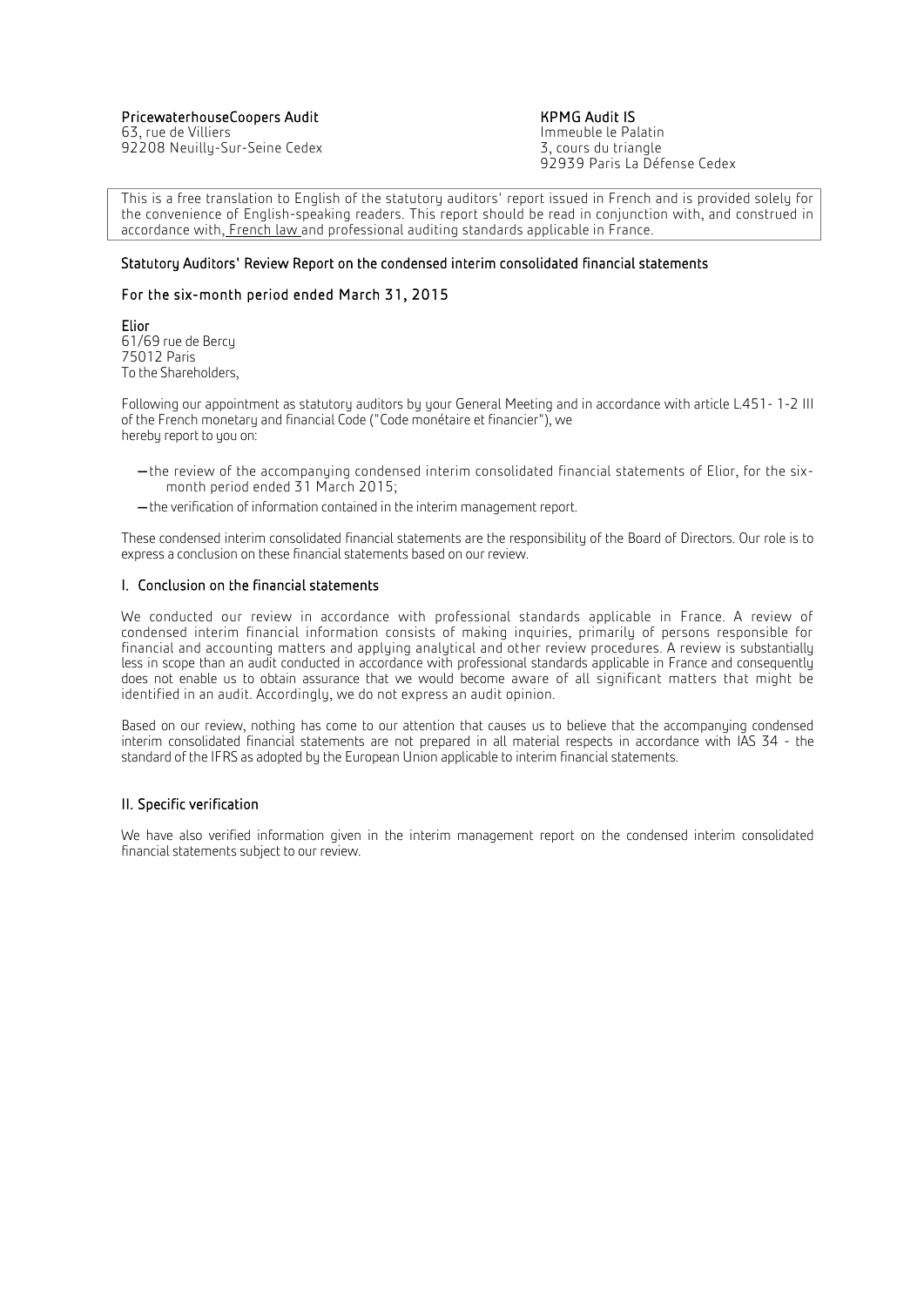**PricewaterhouseCoopers Audit**
63, rue de Villiers
92208 Neuilly-Sur-Seine Cedex

**KPMG Audit IS**
Immeuble le Palatin
3, cours du triangle
92939 Paris La Défense Cedex

This is a free translation to English of the statutory auditors' report issued in French and is provided solely for the convenience of English-speaking readers. This report should be read in conjunction with, and construed in accordance with, French law and professional auditing standards applicable in France.

### Statutory Auditors' Review Report on the condensed interim consolidated financial statements

### For the six-month period ended March 31, 2015

**Elior**
61/69 rue de Bercy
75012 Paris
To the Shareholders,

Following our appointment as statutory auditors by your General Meeting and in accordance with article L.451- 1-2 III of the French monetary and financial Code ("Code monétaire et financier"), we hereby report to you on:

- the review of the accompanying condensed interim consolidated financial statements of Elior, for the six-month period ended 31 March 2015;
- the verification of information contained in the interim management report.

These condensed interim consolidated financial statements are the responsibility of the Board of Directors. Our role is to express a conclusion on these financial statements based on our review.

### I. Conclusion on the financial statements

We conducted our review in accordance with professional standards applicable in France. A review of condensed interim financial information consists of making inquiries, primarily of persons responsible for financial and accounting matters and applying analytical and other review procedures. A review is substantially less in scope than an audit conducted in accordance with professional standards applicable in France and consequently does not enable us to obtain assurance that we would become aware of all significant matters that might be identified in an audit. Accordingly, we do not express an audit opinion.

Based on our review, nothing has come to our attention that causes us to believe that the accompanying condensed interim consolidated financial statements are not prepared in all material respects in accordance with IAS 34 - the standard of the IFRS as adopted by the European Union applicable to interim financial statements.

### II. Specific verification

We have also verified information given in the interim management report on the condensed interim consolidated financial statements subject to our review.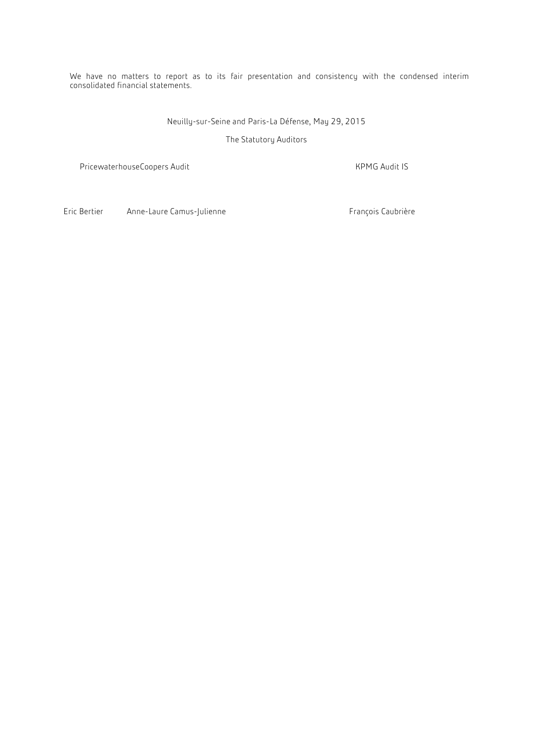We have no matters to report as to its fair presentation and consistency with the condensed interim consolidated financial statements.

Neuilly-sur-Seine and Paris-La Défense, May 29, 2015

The Statutory Auditors

| PricewaterhouseCoopers Audit | | KPMG Audit IS |
| --- | --- | --- |
| Eric Bertier | Anne-Laure Camus-Julienne | François Caubrière |